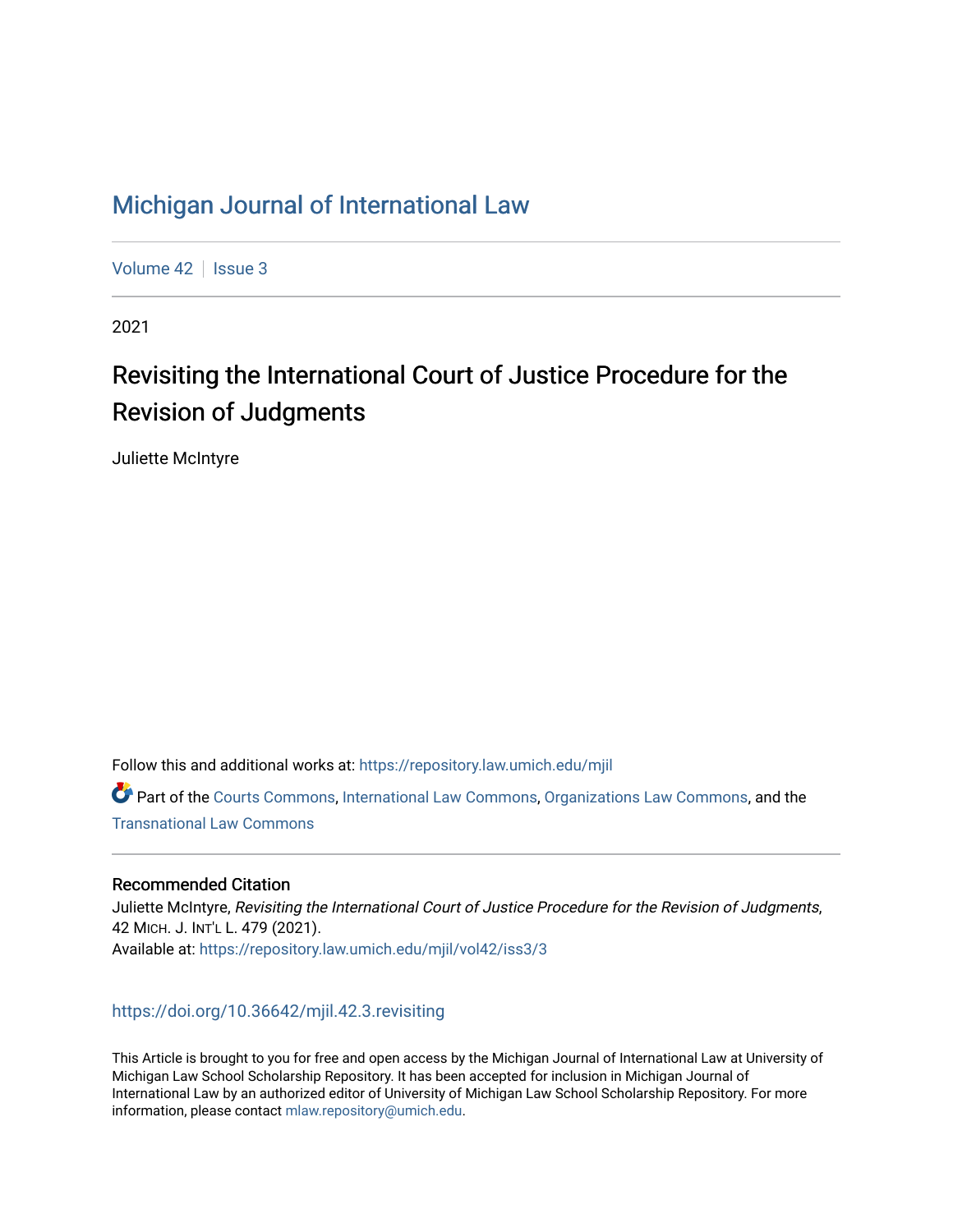# Michigan Journal of International Law

Volume 42 | Issue 3

2021

## Revisiting the International Court of Justice Procedure for the Revision of Judgments

Juliette McIntyre

Follow this and additional works at: https://repository.law.umich.edu/mjil

Part of the Courts Commons, International Law Commons, Organizations Law Commons, and the Transnational Law Commons

### Recommended Citation

Juliette McIntyre, *Revisiting the International Court of Justice Procedure for the Revision of Judgments*, 42 Mich. J. Int'l L. 479 (2021).

Available at: https://repository.law.umich.edu/mjil/vol42/iss3/3

https://doi.org/10.36642/mjil.42.3.revisiting

This Article is brought to you for free and open access by the Michigan Journal of International Law at University of Michigan Law School Scholarship Repository. It has been accepted for inclusion in Michigan Journal of International Law by an authorized editor of University of Michigan Law School Scholarship Repository. For more information, please contact mlaw.repository@umich.edu.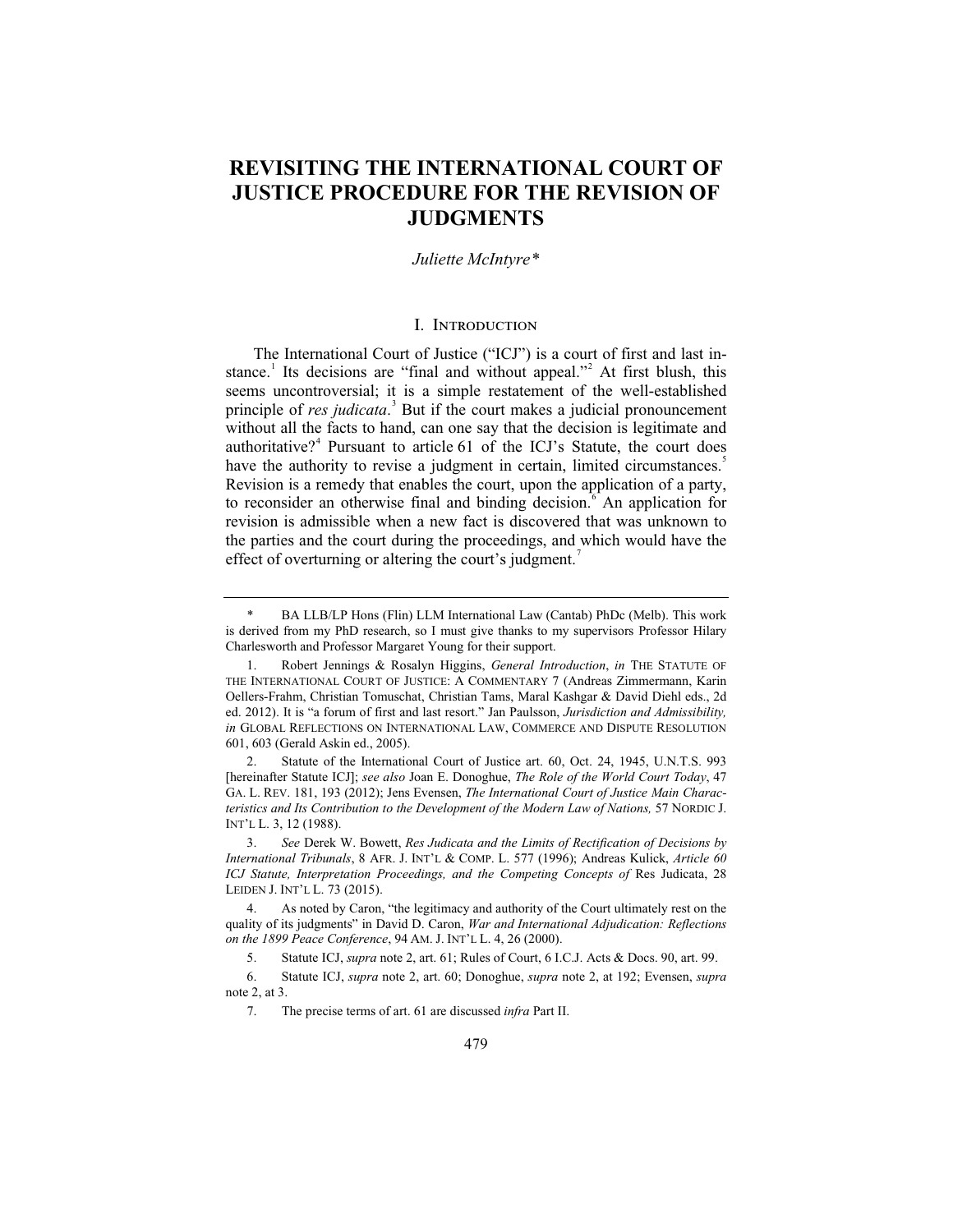# REVISITING THE INTERNATIONAL COURT OF JUSTICE PROCEDURE FOR THE REVISION OF JUDGMENTS

*Juliette McIntyre\**

## I. Introduction

The International Court of Justice ("ICJ") is a court of first and last instance.[1] Its decisions are "final and without appeal."[2] At first blush, this seems uncontroversial; it is a simple restatement of the well-established principle of *res judicata*.[3] But if the court makes a judicial pronouncement without all the facts to hand, can one say that the decision is legitimate and authoritative?[4] Pursuant to article 61 of the ICJ's Statute, the court does have the authority to revise a judgment in certain, limited circumstances.[5] Revision is a remedy that enables the court, upon the application of a party, to reconsider an otherwise final and binding decision.[6] An application for revision is admissible when a new fact is discovered that was unknown to the parties and the court during the proceedings, and which would have the effect of overturning or altering the court's judgment.[7]

---

\* BA LLB/LP Hons (Flin) LLM International Law (Cantab) PhDc (Melb). This work is derived from my PhD research, so I must give thanks to my supervisors Professor Hilary Charlesworth and Professor Margaret Young for their support.

1. Robert Jennings & Rosalyn Higgins, *General Introduction*, *in* THE STATUTE OF THE INTERNATIONAL COURT OF JUSTICE: A COMMENTARY 7 (Andreas Zimmermann, Karin Oellers-Frahm, Christian Tomuschat, Christian Tams, Maral Kashgar & David Diehl eds., 2d ed. 2012). It is "a forum of first and last resort." Jan Paulsson, *Jurisdiction and Admissibility, in* GLOBAL REFLECTIONS ON INTERNATIONAL LAW, COMMERCE AND DISPUTE RESOLUTION 601, 603 (Gerald Askin ed., 2005).

2. Statute of the International Court of Justice art. 60, Oct. 24, 1945, U.N.T.S. 993 [hereinafter Statute ICJ]; *see also* Joan E. Donoghue, *The Role of the World Court Today*, 47 GA. L. REV. 181, 193 (2012); Jens Evensen, *The International Court of Justice Main Characteristics and Its Contribution to the Development of the Modern Law of Nations,* 57 NORDIC J. INT'L L. 3, 12 (1988).

3. *See* Derek W. Bowett, *Res Judicata and the Limits of Rectification of Decisions by International Tribunals*, 8 AFR. J. INT'L & COMP. L. 577 (1996); Andreas Kulick, *Article 60 ICJ Statute, Interpretation Proceedings, and the Competing Concepts of* Res Judicata, 28 LEIDEN J. INT'L L. 73 (2015).

4. As noted by Caron, "the legitimacy and authority of the Court ultimately rest on the quality of its judgments" in David D. Caron, *War and International Adjudication: Reflections on the 1899 Peace Conference*, 94 AM. J. INT'L L. 4, 26 (2000).

5. Statute ICJ, *supra* note 2, art. 61; Rules of Court, 6 I.C.J. Acts & Docs. 90, art. 99.

6. Statute ICJ, *supra* note 2, art. 60; Donoghue, *supra* note 2, at 192; Evensen, *supra* note 2, at 3.

7. The precise terms of art. 61 are discussed *infra* Part II.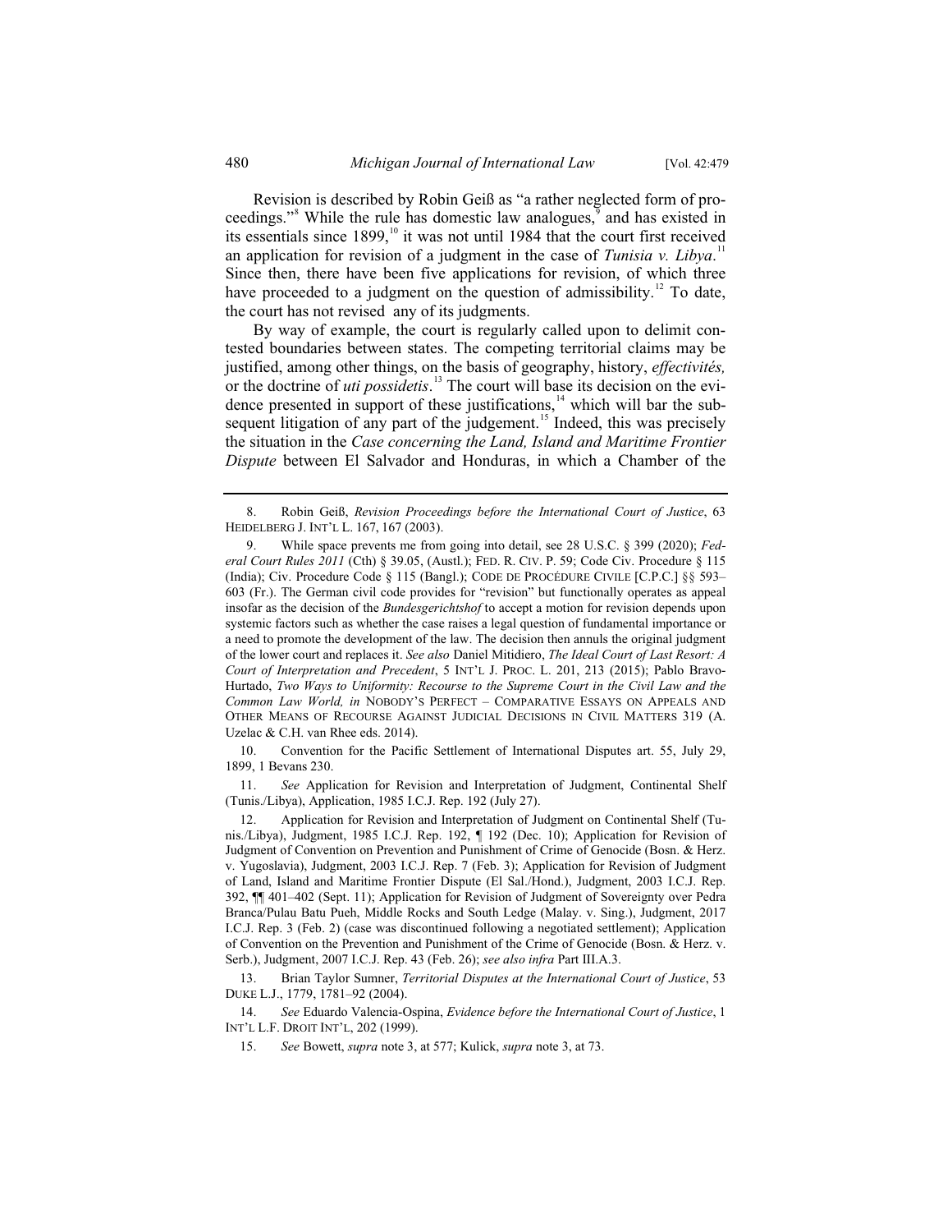Revision is described by Robin Geiß as "a rather neglected form of proceedings."[8] While the rule has domestic law analogues,[9] and has existed in its essentials since 1899,[10] it was not until 1984 that the court first received an application for revision of a judgment in the case of *Tunisia v. Libya*.[11] Since then, there have been five applications for revision, of which three have proceeded to a judgment on the question of admissibility.[12] To date, the court has not revised any of its judgments.

By way of example, the court is regularly called upon to delimit contested boundaries between states. The competing territorial claims may be justified, among other things, on the basis of geography, history, *effectivités,* or the doctrine of *uti possidetis*.[13] The court will base its decision on the evidence presented in support of these justifications,[14] which will bar the subsequent litigation of any part of the judgement.[15] Indeed, this was precisely the situation in the *Case concerning the Land, Island and Maritime Frontier Dispute* between El Salvador and Honduras, in which a Chamber of the

---

8. Robin Geiß, *Revision Proceedings before the International Court of Justice*, 63 HEIDELBERG J. INT'L L. 167, 167 (2003).

9. While space prevents me from going into detail, see 28 U.S.C. § 399 (2020); *Federal Court Rules 2011* (Cth) § 39.05, (Austl.); FED. R. CIV. P. 59; Code Civ. Procedure § 115 (India); Civ. Procedure Code § 115 (Bangl.); CODE DE PROCÉDURE CIVILE [C.P.C.] §§ 593–603 (Fr.). The German civil code provides for "revision" but functionally operates as appeal insofar as the decision of the *Bundesgerichtshof* to accept a motion for revision depends upon systemic factors such as whether the case raises a legal question of fundamental importance or a need to promote the development of the law. The decision then annuls the original judgment of the lower court and replaces it. *See also* Daniel Mitidiero, *The Ideal Court of Last Resort: A Court of Interpretation and Precedent*, 5 INT'L J. PROC. L. 201, 213 (2015); Pablo Bravo-Hurtado, *Two Ways to Uniformity: Recourse to the Supreme Court in the Civil Law and the Common Law World, in* NOBODY'S PERFECT – COMPARATIVE ESSAYS ON APPEALS AND OTHER MEANS OF RECOURSE AGAINST JUDICIAL DECISIONS IN CIVIL MATTERS 319 (A. Uzelac & C.H. van Rhee eds. 2014).

10. Convention for the Pacific Settlement of International Disputes art. 55, July 29, 1899, 1 Bevans 230.

11. *See* Application for Revision and Interpretation of Judgment, Continental Shelf (Tunis./Libya), Application, 1985 I.C.J. Rep. 192 (July 27).

12. Application for Revision and Interpretation of Judgment on Continental Shelf (Tunis./Libya), Judgment, 1985 I.C.J. Rep. 192, ¶ 192 (Dec. 10); Application for Revision of Judgment of Convention on Prevention and Punishment of Crime of Genocide (Bosn. & Herz. v. Yugoslavia), Judgment, 2003 I.C.J. Rep. 7 (Feb. 3); Application for Revision of Judgment of Land, Island and Maritime Frontier Dispute (El Sal./Hond.), Judgment, 2003 I.C.J. Rep. 392, ¶¶ 401–402 (Sept. 11); Application for Revision of Judgment of Sovereignty over Pedra Branca/Pulau Batu Pueh, Middle Rocks and South Ledge (Malay. v. Sing.), Judgment, 2017 I.C.J. Rep. 3 (Feb. 2) (case was discontinued following a negotiated settlement); Application of Convention on the Prevention and Punishment of the Crime of Genocide (Bosn. & Herz. v. Serb.), Judgment, 2007 I.C.J. Rep. 43 (Feb. 26); *see also infra* Part III.A.3.

13. Brian Taylor Sumner, *Territorial Disputes at the International Court of Justice*, 53 DUKE L.J., 1779, 1781–92 (2004).

14. *See* Eduardo Valencia-Ospina, *Evidence before the International Court of Justice*, 1 INT'L L.F. DROIT INT'L, 202 (1999).

15. *See* Bowett, *supra* note 3, at 577; Kulick, *supra* note 3, at 73.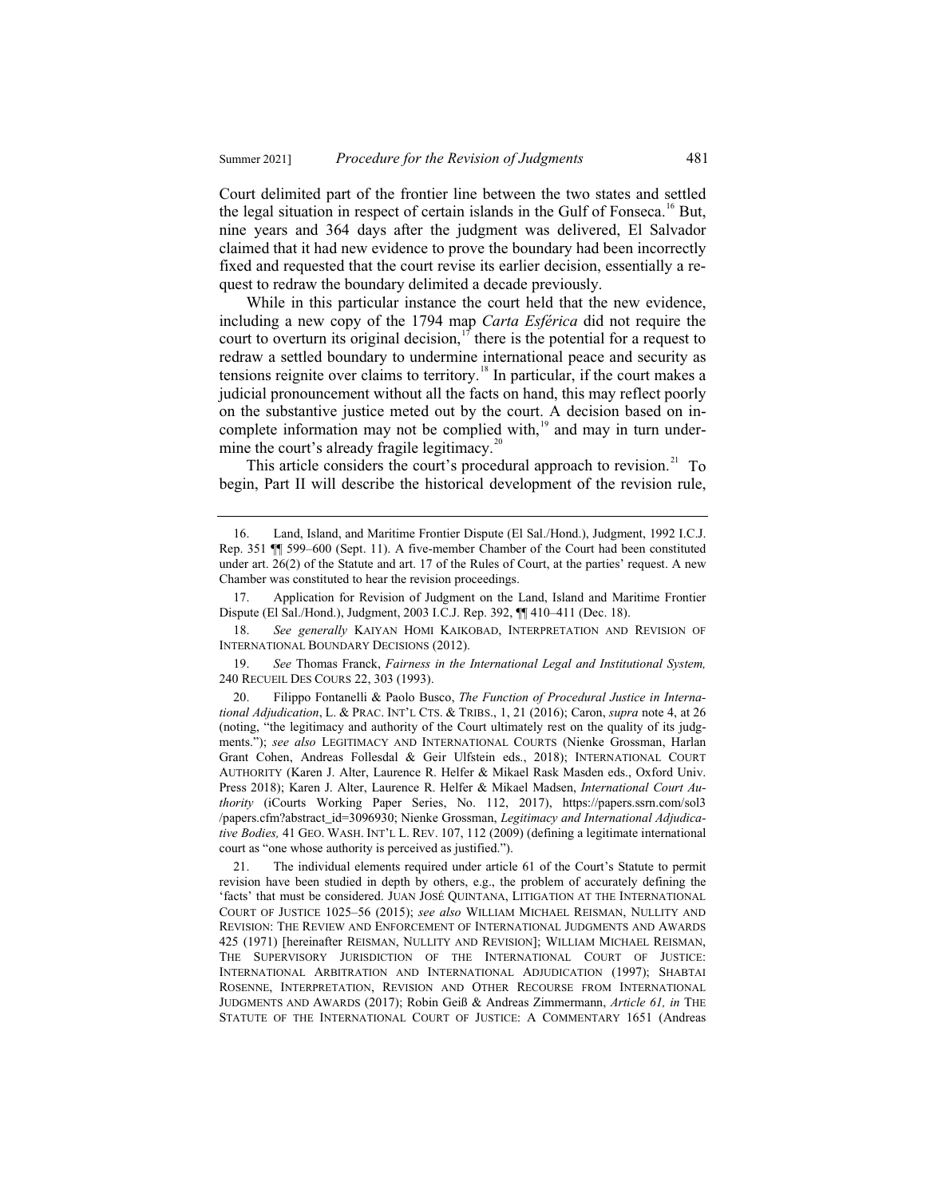Court delimited part of the frontier line between the two states and settled the legal situation in respect of certain islands in the Gulf of Fonseca.[16] But, nine years and 364 days after the judgment was delivered, El Salvador claimed that it had new evidence to prove the boundary had been incorrectly fixed and requested that the court revise its earlier decision, essentially a request to redraw the boundary delimited a decade previously.

While in this particular instance the court held that the new evidence, including a new copy of the 1794 map *Carta Esférica* did not require the court to overturn its original decision,[17] there is the potential for a request to redraw a settled boundary to undermine international peace and security as tensions reignite over claims to territory.[18] In particular, if the court makes a judicial pronouncement without all the facts on hand, this may reflect poorly on the substantive justice meted out by the court. A decision based on incomplete information may not be complied with,[19] and may in turn undermine the court's already fragile legitimacy.[20]

This article considers the court's procedural approach to revision.[21] To begin, Part II will describe the historical development of the revision rule,

---

16. Land, Island, and Maritime Frontier Dispute (El Sal./Hond.), Judgment, 1992 I.C.J. Rep. 351 ¶¶ 599–600 (Sept. 11). A five-member Chamber of the Court had been constituted under art. 26(2) of the Statute and art. 17 of the Rules of Court, at the parties' request. A new Chamber was constituted to hear the revision proceedings.

17. Application for Revision of Judgment on the Land, Island and Maritime Frontier Dispute (El Sal./Hond.), Judgment, 2003 I.C.J. Rep. 392, ¶¶ 410–411 (Dec. 18).

18. *See generally* KAIYAN HOMI KAIKOBAD, INTERPRETATION AND REVISION OF INTERNATIONAL BOUNDARY DECISIONS (2012).

19. *See* Thomas Franck, *Fairness in the International Legal and Institutional System,* 240 RECUEIL DES COURS 22, 303 (1993).

20. Filippo Fontanelli & Paolo Busco, *The Function of Procedural Justice in International Adjudication*, L. & PRAC. INT'L CTS. & TRIBS., 1, 21 (2016); Caron, *supra* note 4, at 26 (noting, "the legitimacy and authority of the Court ultimately rest on the quality of its judgments."); *see also* LEGITIMACY AND INTERNATIONAL COURTS (Nienke Grossman, Harlan Grant Cohen, Andreas Follesdal & Geir Ulfstein eds., 2018); INTERNATIONAL COURT AUTHORITY (Karen J. Alter, Laurence R. Helfer & Mikael Rask Masden eds., Oxford Univ. Press 2018); Karen J. Alter, Laurence R. Helfer & Mikael Madsen, *International Court Authority* (iCourts Working Paper Series, No. 112, 2017), https://papers.ssrn.com/sol3/papers.cfm?abstract_id=3096930; Nienke Grossman, *Legitimacy and International Adjudicative Bodies,* 41 GEO. WASH. INT'L L. REV. 107, 112 (2009) (defining a legitimate international court as "one whose authority is perceived as justified.").

21. The individual elements required under article 61 of the Court's Statute to permit revision have been studied in depth by others, e.g., the problem of accurately defining the 'facts' that must be considered. JUAN JOSÉ QUINTANA, LITIGATION AT THE INTERNATIONAL COURT OF JUSTICE 1025–56 (2015); *see also* WILLIAM MICHAEL REISMAN, NULLITY AND REVISION: THE REVIEW AND ENFORCEMENT OF INTERNATIONAL JUDGMENTS AND AWARDS 425 (1971) [hereinafter REISMAN, NULLITY AND REVISION]; WILLIAM MICHAEL REISMAN, THE SUPERVISORY JURISDICTION OF THE INTERNATIONAL COURT OF JUSTICE: INTERNATIONAL ARBITRATION AND INTERNATIONAL ADJUDICATION (1997); SHABTAI ROSENNE, INTERPRETATION, REVISION AND OTHER RECOURSE FROM INTERNATIONAL JUDGMENTS AND AWARDS (2017); Robin Geiß & Andreas Zimmermann, *Article 61, in* THE STATUTE OF THE INTERNATIONAL COURT OF JUSTICE: A COMMENTARY 1651 (Andreas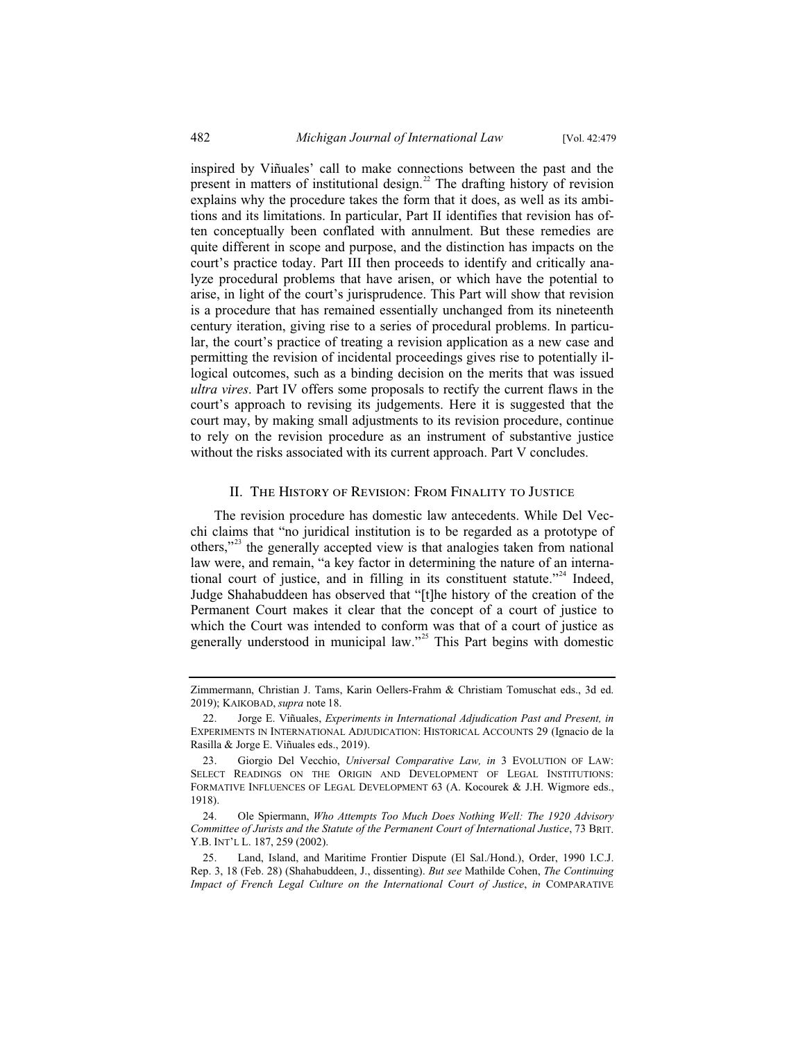inspired by Viñuales' call to make connections between the past and the present in matters of institutional design.[22] The drafting history of revision explains why the procedure takes the form that it does, as well as its ambitions and its limitations. In particular, Part II identifies that revision has often conceptually been conflated with annulment. But these remedies are quite different in scope and purpose, and the distinction has impacts on the court's practice today. Part III then proceeds to identify and critically analyze procedural problems that have arisen, or which have the potential to arise, in light of the court's jurisprudence. This Part will show that revision is a procedure that has remained essentially unchanged from its nineteenth century iteration, giving rise to a series of procedural problems. In particular, the court's practice of treating a revision application as a new case and permitting the revision of incidental proceedings gives rise to potentially illogical outcomes, such as a binding decision on the merits that was issued *ultra vires*. Part IV offers some proposals to rectify the current flaws in the court's approach to revising its judgements. Here it is suggested that the court may, by making small adjustments to its revision procedure, continue to rely on the revision procedure as an instrument of substantive justice without the risks associated with its current approach. Part V concludes.

## II. The History of Revision: From Finality to Justice

The revision procedure has domestic law antecedents. While Del Vecchi claims that "no juridical institution is to be regarded as a prototype of others,"[23] the generally accepted view is that analogies taken from national law were, and remain, "a key factor in determining the nature of an international court of justice, and in filling in its constituent statute."[24] Indeed, Judge Shahabuddeen has observed that "[t]he history of the creation of the Permanent Court makes it clear that the concept of a court of justice to which the Court was intended to conform was that of a court of justice as generally understood in municipal law."[25] This Part begins with domestic

---

Zimmermann, Christian J. Tams, Karin Oellers-Frahm & Christiam Tomuschat eds., 3d ed. 2019); KAIKOBAD, *supra* note 18.

22. Jorge E. Viñuales, *Experiments in International Adjudication Past and Present, in* EXPERIMENTS IN INTERNATIONAL ADJUDICATION: HISTORICAL ACCOUNTS 29 (Ignacio de la Rasilla & Jorge E. Viñuales eds., 2019).

23. Giorgio Del Vecchio, *Universal Comparative Law, in* 3 EVOLUTION OF LAW: SELECT READINGS ON THE ORIGIN AND DEVELOPMENT OF LEGAL INSTITUTIONS: FORMATIVE INFLUENCES OF LEGAL DEVELOPMENT 63 (A. Kocourek & J.H. Wigmore eds., 1918).

24. Ole Spiermann, *Who Attempts Too Much Does Nothing Well: The 1920 Advisory Committee of Jurists and the Statute of the Permanent Court of International Justice*, 73 BRIT. Y.B. INT'L L. 187, 259 (2002).

25. Land, Island, and Maritime Frontier Dispute (El Sal./Hond.), Order, 1990 I.C.J. Rep. 3, 18 (Feb. 28) (Shahabuddeen, J., dissenting). *But see* Mathilde Cohen, *The Continuing Impact of French Legal Culture on the International Court of Justice*, *in* COMPARATIVE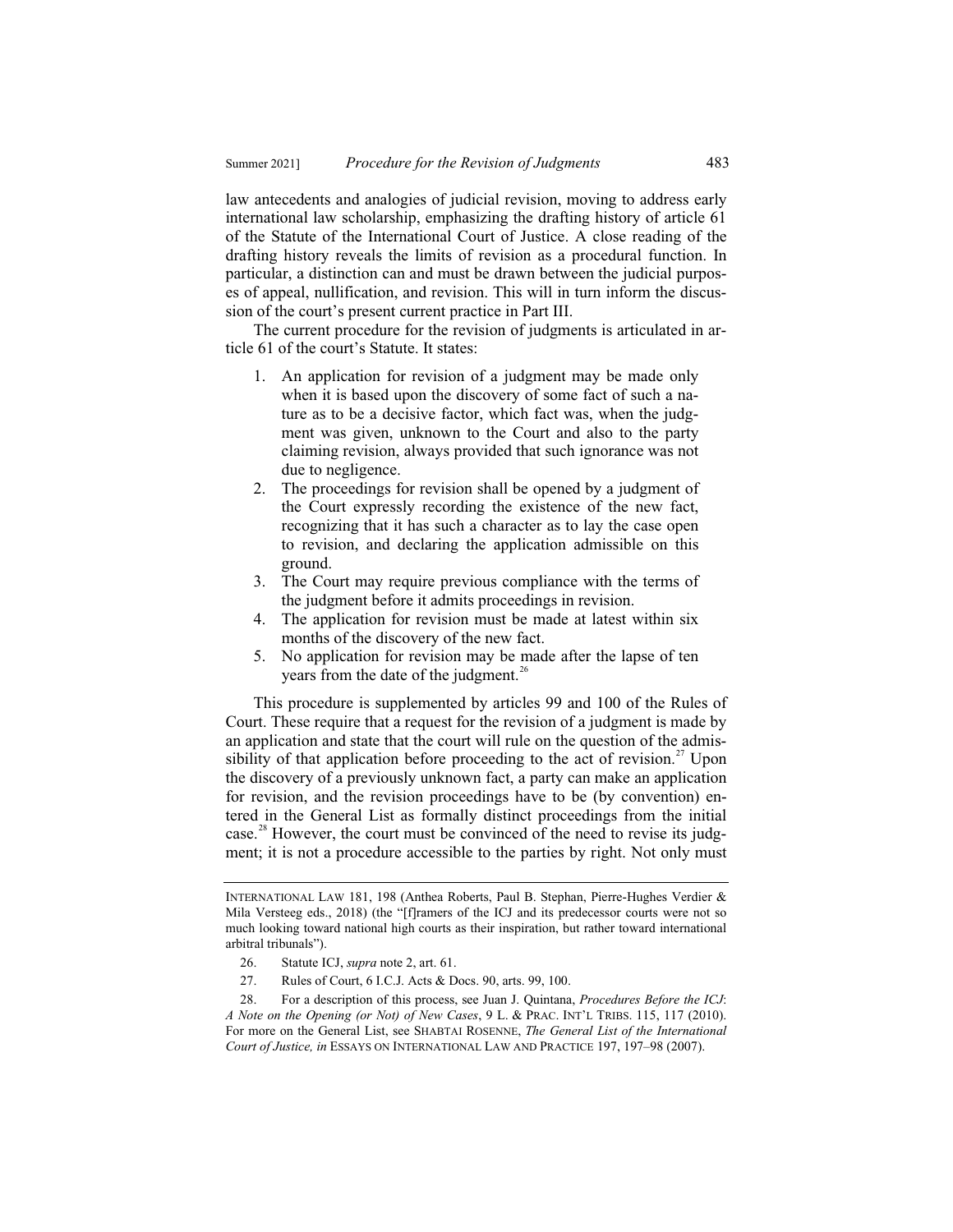law antecedents and analogies of judicial revision, moving to address early international law scholarship, emphasizing the drafting history of article 61 of the Statute of the International Court of Justice. A close reading of the drafting history reveals the limits of revision as a procedural function. In particular, a distinction can and must be drawn between the judicial purposes of appeal, nullification, and revision. This will in turn inform the discussion of the court's present current practice in Part III.

The current procedure for the revision of judgments is articulated in article 61 of the court's Statute. It states:

1. An application for revision of a judgment may be made only when it is based upon the discovery of some fact of such a nature as to be a decisive factor, which fact was, when the judgment was given, unknown to the Court and also to the party claiming revision, always provided that such ignorance was not due to negligence.
2. The proceedings for revision shall be opened by a judgment of the Court expressly recording the existence of the new fact, recognizing that it has such a character as to lay the case open to revision, and declaring the application admissible on this ground.
3. The Court may require previous compliance with the terms of the judgment before it admits proceedings in revision.
4. The application for revision must be made at latest within six months of the discovery of the new fact.
5. No application for revision may be made after the lapse of ten years from the date of the judgment.[26]

This procedure is supplemented by articles 99 and 100 of the Rules of Court. These require that a request for the revision of a judgment is made by an application and state that the court will rule on the question of the admissibility of that application before proceeding to the act of revision.[27] Upon the discovery of a previously unknown fact, a party can make an application for revision, and the revision proceedings have to be (by convention) entered in the General List as formally distinct proceedings from the initial case.[28] However, the court must be convinced of the need to revise its judgment; it is not a procedure accessible to the parties by right. Not only must

---

INTERNATIONAL LAW 181, 198 (Anthea Roberts, Paul B. Stephan, Pierre-Hughes Verdier & Mila Versteeg eds., 2018) (the "[f]ramers of the ICJ and its predecessor courts were not so much looking toward national high courts as their inspiration, but rather toward international arbitral tribunals").

26. Statute ICJ, *supra* note 2, art. 61.

27. Rules of Court, 6 I.C.J. Acts & Docs. 90, arts. 99, 100.

28. For a description of this process, see Juan J. Quintana, *Procedures Before the ICJ: A Note on the Opening (or Not) of New Cases*, 9 L. & PRAC. INT'L TRIBS. 115, 117 (2010). For more on the General List, see SHABTAI ROSENNE, *The General List of the International Court of Justice, in* ESSAYS ON INTERNATIONAL LAW AND PRACTICE 197, 197–98 (2007).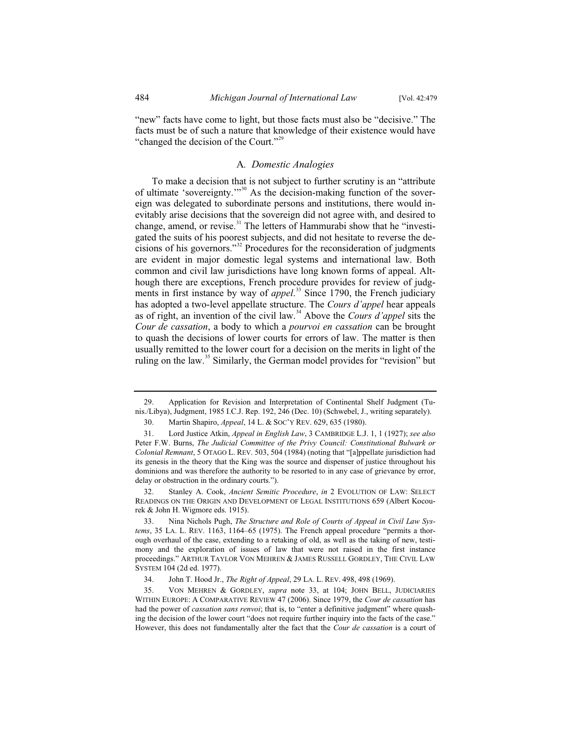"new" facts have come to light, but those facts must also be "decisive." The facts must be of such a nature that knowledge of their existence would have "changed the decision of the Court."[29]

### A. *Domestic Analogies*

To make a decision that is not subject to further scrutiny is an "attribute of ultimate 'sovereignty.'"[30] As the decision-making function of the sovereign was delegated to subordinate persons and institutions, there would inevitably arise decisions that the sovereign did not agree with, and desired to change, amend, or revise.[31] The letters of Hammurabi show that he "investigated the suits of his poorest subjects, and did not hesitate to reverse the decisions of his governors."[32] Procedures for the reconsideration of judgments are evident in major domestic legal systems and international law. Both common and civil law jurisdictions have long known forms of appeal. Although there are exceptions, French procedure provides for review of judgments in first instance by way of *appel*.[33] Since 1790, the French judiciary has adopted a two-level appellate structure. The *Cours d'appel* hear appeals as of right, an invention of the civil law.[34] Above the *Cours d'appel* sits the *Cour de cassation*, a body to which a *pourvoi en cassation* can be brought to quash the decisions of lower courts for errors of law. The matter is then usually remitted to the lower court for a decision on the merits in light of the ruling on the law.[35] Similarly, the German model provides for "revision" but

---

29. Application for Revision and Interpretation of Continental Shelf Judgment (Tunis./Libya), Judgment, 1985 I.C.J. Rep. 192, 246 (Dec. 10) (Schwebel, J., writing separately).

30. Martin Shapiro, *Appeal*, 14 L. & SOC'Y REV. 629, 635 (1980).

31. Lord Justice Atkin, *Appeal in English Law*, 3 CAMBRIDGE L.J. 1, 1 (1927); *see also* Peter F.W. Burns, *The Judicial Committee of the Privy Council: Constitutional Bulwark or Colonial Remnant*, 5 OTAGO L. REV. 503, 504 (1984) (noting that "[a]ppellate jurisdiction had its genesis in the theory that the King was the source and dispenser of justice throughout his dominions and was therefore the authority to be resorted to in any case of grievance by error, delay or obstruction in the ordinary courts.").

32. Stanley A. Cook, *Ancient Semitic Procedure*, *in* 2 EVOLUTION OF LAW: SELECT READINGS ON THE ORIGIN AND DEVELOPMENT OF LEGAL INSTITUTIONS 659 (Albert Kocourek & John H. Wigmore eds. 1915).

33. Nina Nichols Pugh, *The Structure and Role of Courts of Appeal in Civil Law Systems*, 35 LA. L. REV. 1163, 1164–65 (1975). The French appeal procedure "permits a thorough overhaul of the case, extending to a retaking of old, as well as the taking of new, testimony and the exploration of issues of law that were not raised in the first instance proceedings." ARTHUR TAYLOR VON MEHREN & JAMES RUSSELL GORDLEY, THE CIVIL LAW SYSTEM 104 (2d ed. 1977).

34. John T. Hood Jr., *The Right of Appeal*, 29 LA. L. REV. 498, 498 (1969).

35. VON MEHREN & GORDLEY, *supra* note 33, at 104; JOHN BELL, JUDICIARIES WITHIN EUROPE: A COMPARATIVE REVIEW 47 (2006). Since 1979, the *Cour de cassation* has had the power of *cassation sans renvoi*; that is, to "enter a definitive judgment" where quashing the decision of the lower court "does not require further inquiry into the facts of the case." However, this does not fundamentally alter the fact that the *Cour de cassation* is a court of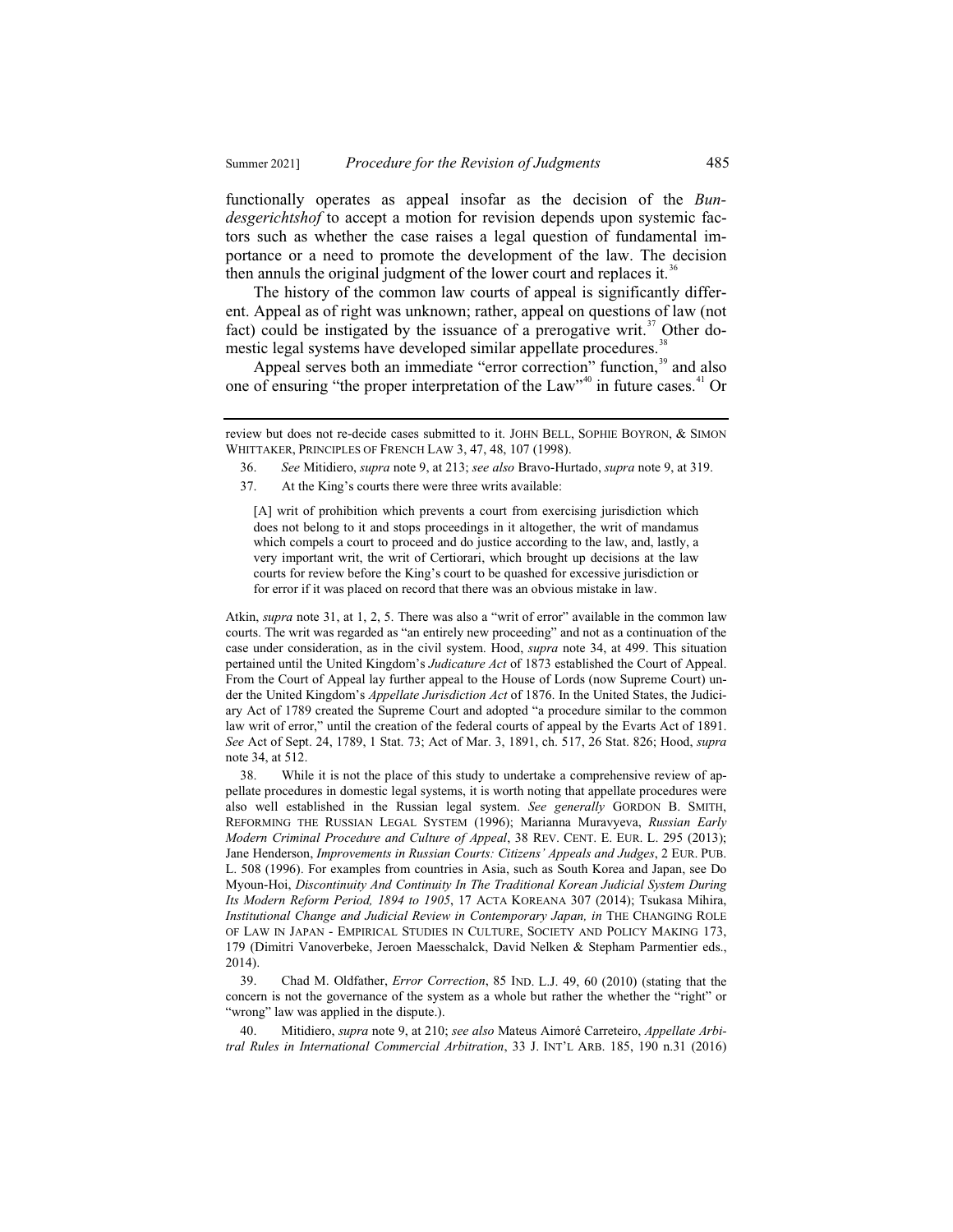functionally operates as appeal insofar as the decision of the *Bundesgerichtshof* to accept a motion for revision depends upon systemic factors such as whether the case raises a legal question of fundamental importance or a need to promote the development of the law. The decision then annuls the original judgment of the lower court and replaces it.[36]

The history of the common law courts of appeal is significantly different. Appeal as of right was unknown; rather, appeal on questions of law (not fact) could be instigated by the issuance of a prerogative writ.[37] Other domestic legal systems have developed similar appellate procedures.[38]

Appeal serves both an immediate "error correction" function,[39] and also one of ensuring "the proper interpretation of the Law"[40] in future cases.[41] Or

---

review but does not re-decide cases submitted to it. JOHN BELL, SOPHIE BOYRON, & SIMON WHITTAKER, PRINCIPLES OF FRENCH LAW 3, 47, 48, 107 (1998).

36. *See* Mitidiero, *supra* note 9, at 213; *see also* Bravo-Hurtado, *supra* note 9, at 319.

37. At the King's courts there were three writs available:

> [A] writ of prohibition which prevents a court from exercising jurisdiction which does not belong to it and stops proceedings in it altogether, the writ of mandamus which compels a court to proceed and do justice according to the law, and, lastly, a very important writ, the writ of Certiorari, which brought up decisions at the law courts for review before the King's court to be quashed for excessive jurisdiction or for error if it was placed on record that there was an obvious mistake in law.

Atkin, *supra* note 31, at 1, 2, 5. There was also a "writ of error" available in the common law courts. The writ was regarded as "an entirely new proceeding" and not as a continuation of the case under consideration, as in the civil system. Hood, *supra* note 34, at 499. This situation pertained until the United Kingdom's *Judicature Act* of 1873 established the Court of Appeal. From the Court of Appeal lay further appeal to the House of Lords (now Supreme Court) under the United Kingdom's *Appellate Jurisdiction Act* of 1876. In the United States, the Judiciary Act of 1789 created the Supreme Court and adopted "a procedure similar to the common law writ of error," until the creation of the federal courts of appeal by the Evarts Act of 1891. *See* Act of Sept. 24, 1789, 1 Stat. 73; Act of Mar. 3, 1891, ch. 517, 26 Stat. 826; Hood, *supra* note 34, at 512.

38. While it is not the place of this study to undertake a comprehensive review of appellate procedures in domestic legal systems, it is worth noting that appellate procedures were also well established in the Russian legal system. *See generally* GORDON B. SMITH, REFORMING THE RUSSIAN LEGAL SYSTEM (1996); Marianna Muravyeva, *Russian Early Modern Criminal Procedure and Culture of Appeal*, 38 REV. CENT. E. EUR. L. 295 (2013); Jane Henderson, *Improvements in Russian Courts: Citizens' Appeals and Judges*, 2 EUR. PUB. L. 508 (1996). For examples from countries in Asia, such as South Korea and Japan, see Do Myoun-Hoi, *Discontinuity And Continuity In The Traditional Korean Judicial System During Its Modern Reform Period, 1894 to 1905*, 17 ACTA KOREANA 307 (2014); Tsukasa Mihira, *Institutional Change and Judicial Review in Contemporary Japan, in* THE CHANGING ROLE OF LAW IN JAPAN - EMPIRICAL STUDIES IN CULTURE, SOCIETY AND POLICY MAKING 173, 179 (Dimitri Vanoverbeke, Jeroen Maesschalck, David Nelken & Stepham Parmentier eds., 2014).

39. Chad M. Oldfather, *Error Correction*, 85 IND. L.J. 49, 60 (2010) (stating that the concern is not the governance of the system as a whole but rather the whether the "right" or "wrong" law was applied in the dispute.).

40. Mitidiero, *supra* note 9, at 210; *see also* Mateus Aimoré Carreteiro, *Appellate Arbitral Rules in International Commercial Arbitration*, 33 J. INT'L ARB. 185, 190 n.31 (2016)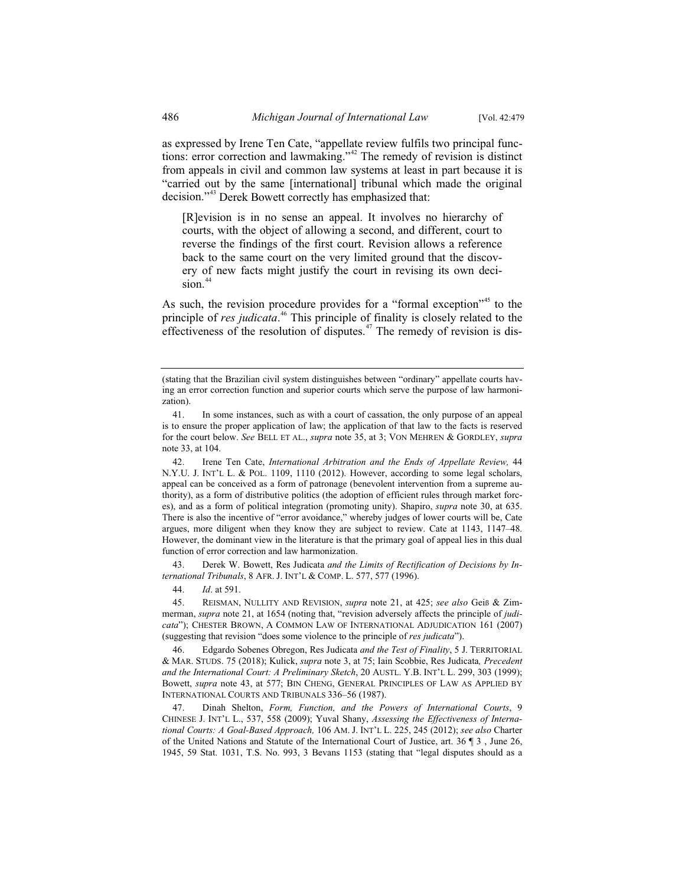as expressed by Irene Ten Cate, "appellate review fulfils two principal functions: error correction and lawmaking."[42] The remedy of revision is distinct from appeals in civil and common law systems at least in part because it is "carried out by the same [international] tribunal which made the original decision."[43] Derek Bowett correctly has emphasized that:

> [R]evision is in no sense an appeal. It involves no hierarchy of courts, with the object of allowing a second, and different, court to reverse the findings of the first court. Revision allows a reference back to the same court on the very limited ground that the discovery of new facts might justify the court in revising its own decision.[44]

As such, the revision procedure provides for a "formal exception"[45] to the principle of *res judicata*.[46] This principle of finality is closely related to the effectiveness of the resolution of disputes.[47] The remedy of revision is dis-

---

(stating that the Brazilian civil system distinguishes between "ordinary" appellate courts having an error correction function and superior courts which serve the purpose of law harmonization).

41. In some instances, such as with a court of cassation, the only purpose of an appeal is to ensure the proper application of law; the application of that law to the facts is reserved for the court below. *See* BELL ET AL., *supra* note 35, at 3; VON MEHREN & GORDLEY, *supra* note 33, at 104.

42. Irene Ten Cate, *International Arbitration and the Ends of Appellate Review,* 44 N.Y.U. J. INT'L L. & POL. 1109, 1110 (2012). However, according to some legal scholars, appeal can be conceived as a form of patronage (benevolent intervention from a supreme authority), as a form of distributive politics (the adoption of efficient rules through market forces), and as a form of political integration (promoting unity). Shapiro, *supra* note 30, at 635. There is also the incentive of "error avoidance," whereby judges of lower courts will be, Cate argues, more diligent when they know they are subject to review. Cate at 1143, 1147–48. However, the dominant view in the literature is that the primary goal of appeal lies in this dual function of error correction and law harmonization.

43. Derek W. Bowett, Res Judicata *and the Limits of Rectification of Decisions by International Tribunals*, 8 AFR. J. INT'L & COMP. L. 577, 577 (1996).

44. *Id*. at 591.

45. REISMAN, NULLITY AND REVISION, *supra* note 21, at 425; *see also* Geiß & Zimmerman, *supra* note 21, at 1654 (noting that, "revision adversely affects the principle of *judicata*"); CHESTER BROWN, A COMMON LAW OF INTERNATIONAL ADJUDICATION 161 (2007) (suggesting that revision "does some violence to the principle of *res judicata*").

46. Edgardo Sobenes Obregon, Res Judicata *and the Test of Finality*, 5 J. TERRITORIAL & MAR. STUDS. 75 (2018); Kulick, *supra* note 3, at 75; Iain Scobbie, Res Judicata*, Precedent and the International Court: A Preliminary Sketch*, 20 AUSTL. Y.B. INT'L L. 299, 303 (1999); Bowett, *supra* note 43, at 577; BIN CHENG, GENERAL PRINCIPLES OF LAW AS APPLIED BY INTERNATIONAL COURTS AND TRIBUNALS 336–56 (1987).

47. Dinah Shelton, *Form, Function, and the Powers of International Courts*, 9 CHINESE J. INT'L L., 537, 558 (2009); Yuval Shany, *Assessing the Effectiveness of International Courts: A Goal-Based Approach,* 106 AM. J. INT'L L. 225, 245 (2012); *see also* Charter of the United Nations and Statute of the International Court of Justice, art. 36 ¶ 3 , June 26, 1945, 59 Stat. 1031, T.S. No. 993, 3 Bevans 1153 (stating that "legal disputes should as a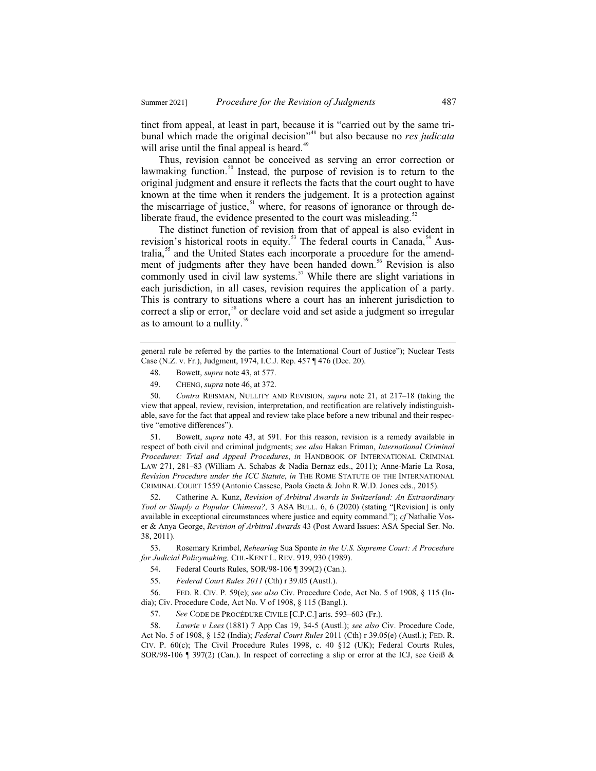tinct from appeal, at least in part, because it is "carried out by the same tribunal which made the original decision"[48] but also because no *res judicata* will arise until the final appeal is heard.[49]

Thus, revision cannot be conceived as serving an error correction or lawmaking function.[50] Instead, the purpose of revision is to return to the original judgment and ensure it reflects the facts that the court ought to have known at the time when it renders the judgement. It is a protection against the miscarriage of justice,[51] where, for reasons of ignorance or through deliberate fraud, the evidence presented to the court was misleading.[52]

The distinct function of revision from that of appeal is also evident in revision's historical roots in equity.[53] The federal courts in Canada,[54] Australia,[55] and the United States each incorporate a procedure for the amendment of judgments after they have been handed down.[56] Revision is also commonly used in civil law systems.[57] While there are slight variations in each jurisdiction, in all cases, revision requires the application of a party. This is contrary to situations where a court has an inherent jurisdiction to correct a slip or error,[58] or declare void and set aside a judgment so irregular as to amount to a nullity.[59]

---

general rule be referred by the parties to the International Court of Justice"); Nuclear Tests Case (N.Z. v. Fr.), Judgment, 1974, I.C.J. Rep. 457 ¶ 476 (Dec. 20).

48. Bowett, *supra* note 43, at 577.

49. CHENG, *supra* note 46, at 372.

50. *Contra* REISMAN, NULLITY AND REVISION, *supra* note 21, at 217–18 (taking the view that appeal, review, revision, interpretation, and rectification are relatively indistinguishable, save for the fact that appeal and review take place before a new tribunal and their respective "emotive differences").

51. Bowett, *supra* note 43, at 591. For this reason, revision is a remedy available in respect of both civil and criminal judgments; *see also* Hakan Friman, *International Criminal Procedures: Trial and Appeal Procedures*, *in* HANDBOOK OF INTERNATIONAL CRIMINAL LAW 271, 281–83 (William A. Schabas & Nadia Bernaz eds., 2011); Anne-Marie La Rosa, *Revision Procedure under the ICC Statute*, *in* THE ROME STATUTE OF THE INTERNATIONAL CRIMINAL COURT 1559 (Antonio Cassese, Paola Gaeta & John R.W.D. Jones eds., 2015).

52. Catherine A. Kunz, *Revision of Arbitral Awards in Switzerland: An Extraordinary Tool or Simply a Popular Chimera?,* 3 ASA BULL. 6, 6 (2020) (stating "[Revision] is only available in exceptional circumstances where justice and equity command."); *cf* Nathalie Voser & Anya George, *Revision of Arbitral Awards* 43 (Post Award Issues: ASA Special Ser. No. 38, 2011).

53. Rosemary Krimbel, *Rehearing* Sua Sponte *in the U.S. Supreme Court: A Procedure for Judicial Policymaking,* CHI.-KENT L. REV. 919, 930 (1989).

54. Federal Courts Rules, SOR/98-106 ¶ 399(2) (Can.).

55. *Federal Court Rules 2011* (Cth) r 39.05 (Austl.).

56. FED. R. CIV. P. 59(e); *see also* Civ. Procedure Code, Act No. 5 of 1908, § 115 (India); Civ. Procedure Code, Act No. V of 1908, § 115 (Bangl.).

57. *See* CODE DE PROCÉDURE CIVILE [C.P.C.] arts. 593–603 (Fr.).

58. *Lawrie v Lees* (1881) 7 App Cas 19, 34-5 (Austl.); *see also* Civ. Procedure Code, Act No. 5 of 1908, § 152 (India); *Federal Court Rules* 2011 (Cth) r 39.05(e) (Austl.); FED. R. CIV. P. 60(c); The Civil Procedure Rules 1998, c. 40 §12 (UK); Federal Courts Rules, SOR/98-106 ¶ 397(2) (Can.). In respect of correcting a slip or error at the ICJ, see Geiß &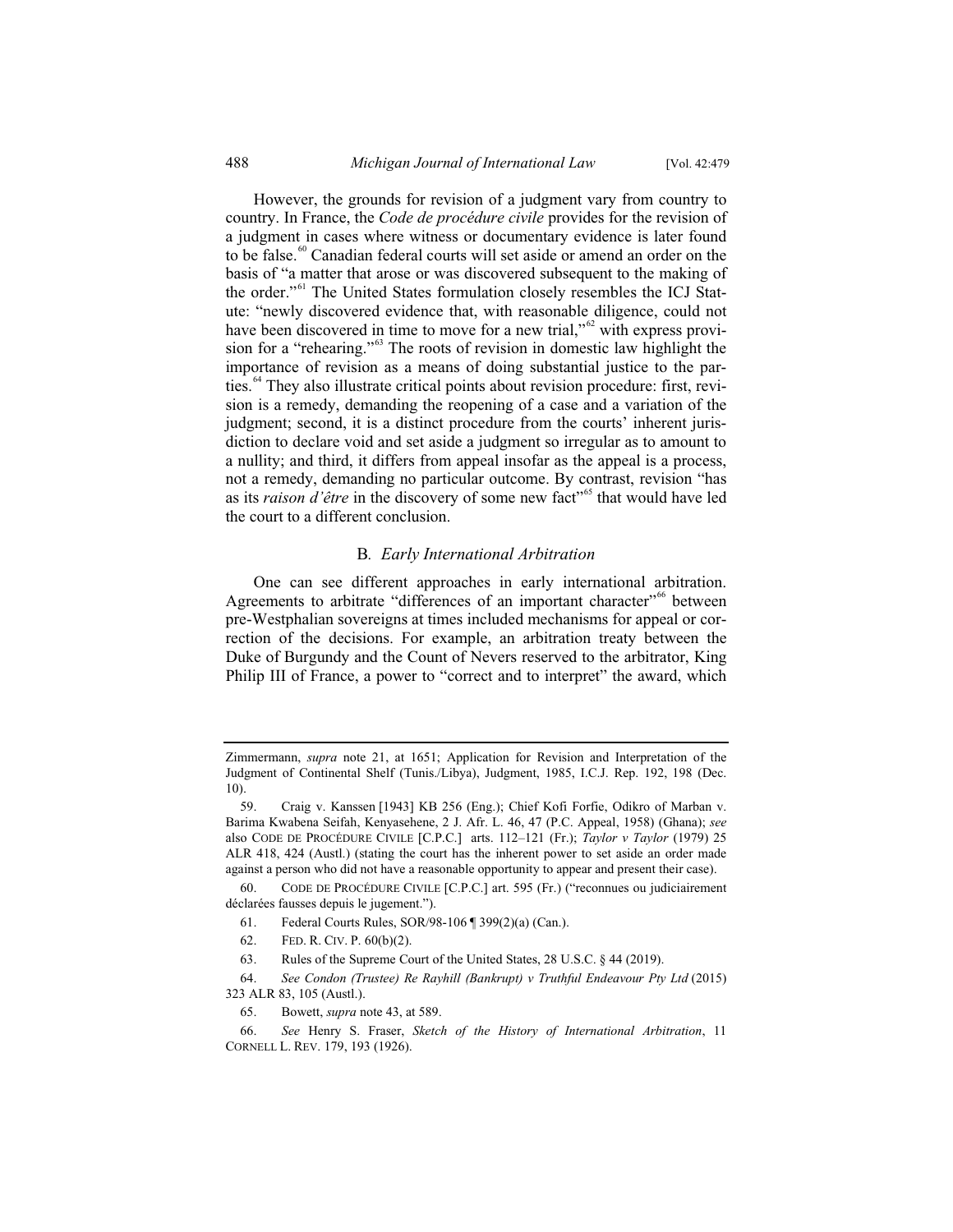However, the grounds for revision of a judgment vary from country to country. In France, the *Code de procédure civile* provides for the revision of a judgment in cases where witness or documentary evidence is later found to be false.[60] Canadian federal courts will set aside or amend an order on the basis of "a matter that arose or was discovered subsequent to the making of the order."[61] The United States formulation closely resembles the ICJ Statute: "newly discovered evidence that, with reasonable diligence, could not have been discovered in time to move for a new trial,"[62] with express provision for a "rehearing."[63] The roots of revision in domestic law highlight the importance of revision as a means of doing substantial justice to the parties.[64] They also illustrate critical points about revision procedure: first, revision is a remedy, demanding the reopening of a case and a variation of the judgment; second, it is a distinct procedure from the courts' inherent jurisdiction to declare void and set aside a judgment so irregular as to amount to a nullity; and third, it differs from appeal insofar as the appeal is a process, not a remedy, demanding no particular outcome. By contrast, revision "has as its *raison d'être* in the discovery of some new fact"[65] that would have led the court to a different conclusion.

### B. *Early International Arbitration*

One can see different approaches in early international arbitration. Agreements to arbitrate "differences of an important character"[66] between pre-Westphalian sovereigns at times included mechanisms for appeal or correction of the decisions. For example, an arbitration treaty between the Duke of Burgundy and the Count of Nevers reserved to the arbitrator, King Philip III of France, a power to "correct and to interpret" the award, which

---

Zimmermann, *supra* note 21, at 1651; Application for Revision and Interpretation of the Judgment of Continental Shelf (Tunis./Libya), Judgment, 1985, I.C.J. Rep. 192, 198 (Dec. 10).

59. Craig v. Kanssen [1943] KB 256 (Eng.); Chief Kofi Forfie, Odikro of Marban v. Barima Kwabena Seifah, Kenyasehene, 2 J. Afr. L. 46, 47 (P.C. Appeal, 1958) (Ghana); *see* also CODE DE PROCÉDURE CIVILE [C.P.C.] arts. 112–121 (Fr.); *Taylor v Taylor* (1979) 25 ALR 418, 424 (Austl.) (stating the court has the inherent power to set aside an order made against a person who did not have a reasonable opportunity to appear and present their case).

60. CODE DE PROCÉDURE CIVILE [C.P.C.] art. 595 (Fr.) ("reconnues ou judiciairement déclarées fausses depuis le jugement.").

61. Federal Courts Rules, SOR/98-106 ¶ 399(2)(a) (Can.).

62. FED. R. CIV. P. 60(b)(2).

63. Rules of the Supreme Court of the United States, 28 U.S.C. § 44 (2019).

64. *See Condon (Trustee) Re Rayhill (Bankrupt) v Truthful Endeavour Pty Ltd* (2015) 323 ALR 83, 105 (Austl.).

65. Bowett, *supra* note 43, at 589.

66. *See* Henry S. Fraser, *Sketch of the History of International Arbitration*, 11 CORNELL L. REV. 179, 193 (1926).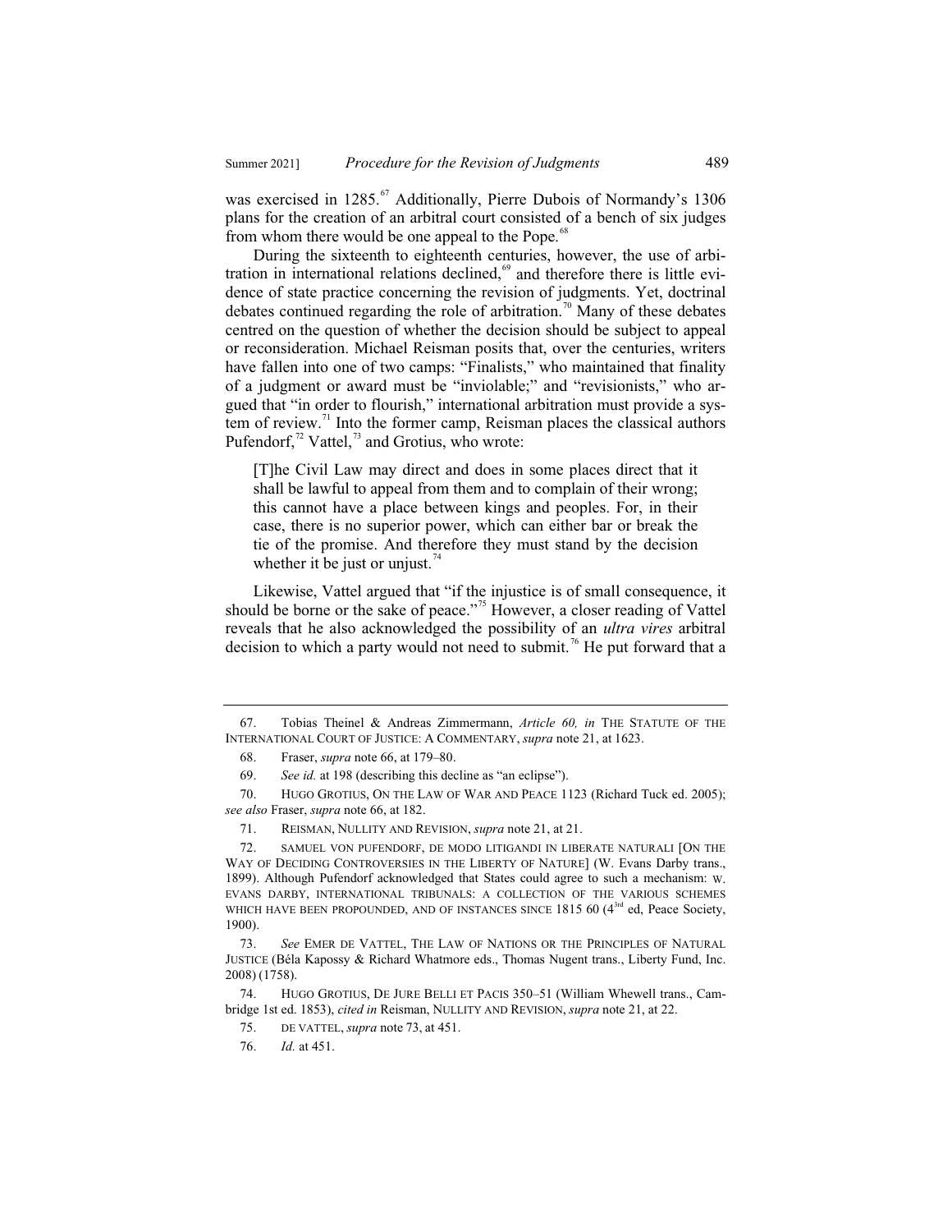was exercised in 1285.[67] Additionally, Pierre Dubois of Normandy's 1306 plans for the creation of an arbitral court consisted of a bench of six judges from whom there would be one appeal to the Pope.[68]

During the sixteenth to eighteenth centuries, however, the use of arbitration in international relations declined,[69] and therefore there is little evidence of state practice concerning the revision of judgments. Yet, doctrinal debates continued regarding the role of arbitration.[70] Many of these debates centred on the question of whether the decision should be subject to appeal or reconsideration. Michael Reisman posits that, over the centuries, writers have fallen into one of two camps: "Finalists," who maintained that finality of a judgment or award must be "inviolable;" and "revisionists," who argued that "in order to flourish," international arbitration must provide a system of review.[71] Into the former camp, Reisman places the classical authors Pufendorf,[72] Vattel,[73] and Grotius, who wrote:

> [T]he Civil Law may direct and does in some places direct that it shall be lawful to appeal from them and to complain of their wrong; this cannot have a place between kings and peoples. For, in their case, there is no superior power, which can either bar or break the tie of the promise. And therefore they must stand by the decision whether it be just or unjust.[74]

Likewise, Vattel argued that "if the injustice is of small consequence, it should be borne or the sake of peace."[75] However, a closer reading of Vattel reveals that he also acknowledged the possibility of an *ultra vires* arbitral decision to which a party would not need to submit.[76] He put forward that a

---

67. Tobias Theinel & Andreas Zimmermann, *Article 60, in* THE STATUTE OF THE INTERNATIONAL COURT OF JUSTICE: A COMMENTARY, *supra* note 21, at 1623.

68. Fraser, *supra* note 66, at 179–80.

69. *See id.* at 198 (describing this decline as "an eclipse").

70. HUGO GROTIUS, ON THE LAW OF WAR AND PEACE 1123 (Richard Tuck ed. 2005); *see also* Fraser, *supra* note 66, at 182.

71. REISMAN, NULLITY AND REVISION, *supra* note 21, at 21.

72. SAMUEL VON PUFENDORF, DE MODO LITIGANDI IN LIBERATE NATURALI [ON THE WAY OF DECIDING CONTROVERSIES IN THE LIBERTY OF NATURE] (W. Evans Darby trans., 1899). Although Pufendorf acknowledged that States could agree to such a mechanism: W. EVANS DARBY, INTERNATIONAL TRIBUNALS: A COLLECTION OF THE VARIOUS SCHEMES WHICH HAVE BEEN PROPOUNDED, AND OF INSTANCES SINCE 1815 60 (4th ed, Peace Society, 1900).

73. *See* EMER DE VATTEL, THE LAW OF NATIONS OR THE PRINCIPLES OF NATURAL JUSTICE (Béla Kapossy & Richard Whatmore eds., Thomas Nugent trans., Liberty Fund, Inc. 2008) (1758).

74. HUGO GROTIUS, DE JURE BELLI ET PACIS 350–51 (William Whewell trans., Cambridge 1st ed. 1853), *cited in* Reisman, NULLITY AND REVISION, *supra* note 21, at 22.

75. DE VATTEL, *supra* note 73, at 451.

76. *Id.* at 451.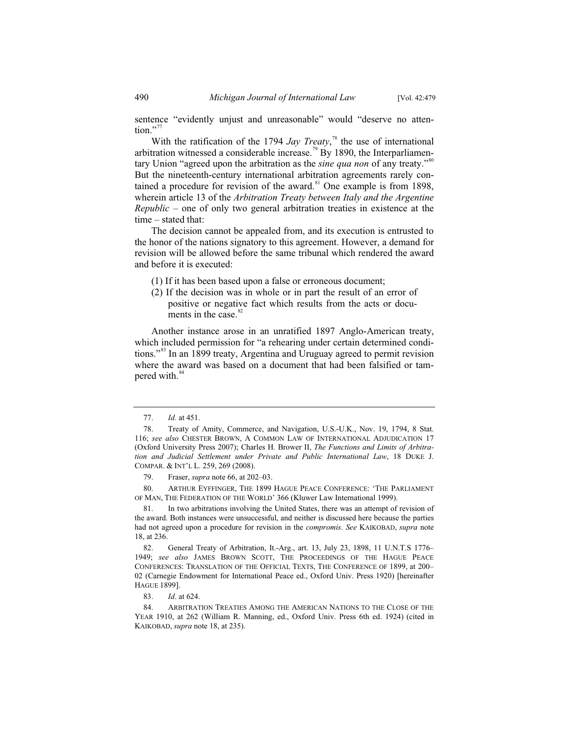sentence "evidently unjust and unreasonable" would "deserve no attention."[77]

With the ratification of the 1794 *Jay Treaty*,[78] the use of international arbitration witnessed a considerable increase.[79] By 1890, the Interparliamentary Union "agreed upon the arbitration as the *sine qua non* of any treaty."[80] But the nineteenth-century international arbitration agreements rarely contained a procedure for revision of the award.[81] One example is from 1898, wherein article 13 of the *Arbitration Treaty between Italy and the Argentine Republic* – one of only two general arbitration treaties in existence at the time – stated that:

> The decision cannot be appealed from, and its execution is entrusted to the honor of the nations signatory to this agreement. However, a demand for revision will be allowed before the same tribunal which rendered the award and before it is executed:
>
> (1) If it has been based upon a false or erroneous document;
> (2) If the decision was in whole or in part the result of an error of positive or negative fact which results from the acts or documents in the case.[82]

Another instance arose in an unratified 1897 Anglo-American treaty, which included permission for "a rehearing under certain determined conditions."[83] In an 1899 treaty, Argentina and Uruguay agreed to permit revision where the award was based on a document that had been falsified or tampered with.[84]

---

77. *Id.* at 451.

78. Treaty of Amity, Commerce, and Navigation, U.S.-U.K., Nov. 19, 1794, 8 Stat. 116; *see also* CHESTER BROWN, A COMMON LAW OF INTERNATIONAL ADJUDICATION 17 (Oxford University Press 2007); Charles H. Brower II, *The Functions and Limits of Arbitration and Judicial Settlement under Private and Public International Law*, 18 DUKE J. COMPAR. & INT'L L. 259, 269 (2008).

79. Fraser, *supra* note 66, at 202–03.

80. ARTHUR EYFFINGER, THE 1899 HAGUE PEACE CONFERENCE: 'THE PARLIAMENT OF MAN, THE FEDERATION OF THE WORLD' 366 (Kluwer Law International 1999).

81. In two arbitrations involving the United States, there was an attempt of revision of the award. Both instances were unsuccessful, and neither is discussed here because the parties had not agreed upon a procedure for revision in the *compromis*. *See* KAIKOBAD, *supra* note 18, at 236.

82. General Treaty of Arbitration, It.-Arg., art. 13, July 23, 1898, 11 U.N.T.S 1776–1949; *see also* JAMES BROWN SCOTT, THE PROCEEDINGS OF THE HAGUE PEACE CONFERENCES: TRANSLATION OF THE OFFICIAL TEXTS, THE CONFERENCE OF 1899, at 200–02 (Carnegie Endowment for International Peace ed., Oxford Univ. Press 1920) [hereinafter HAGUE 1899].

83. *Id*. at 624.

84. ARBITRATION TREATIES AMONG THE AMERICAN NATIONS TO THE CLOSE OF THE YEAR 1910, at 262 (William R. Manning, ed., Oxford Univ. Press 6th ed. 1924) (cited in KAIKOBAD, *supra* note 18, at 235).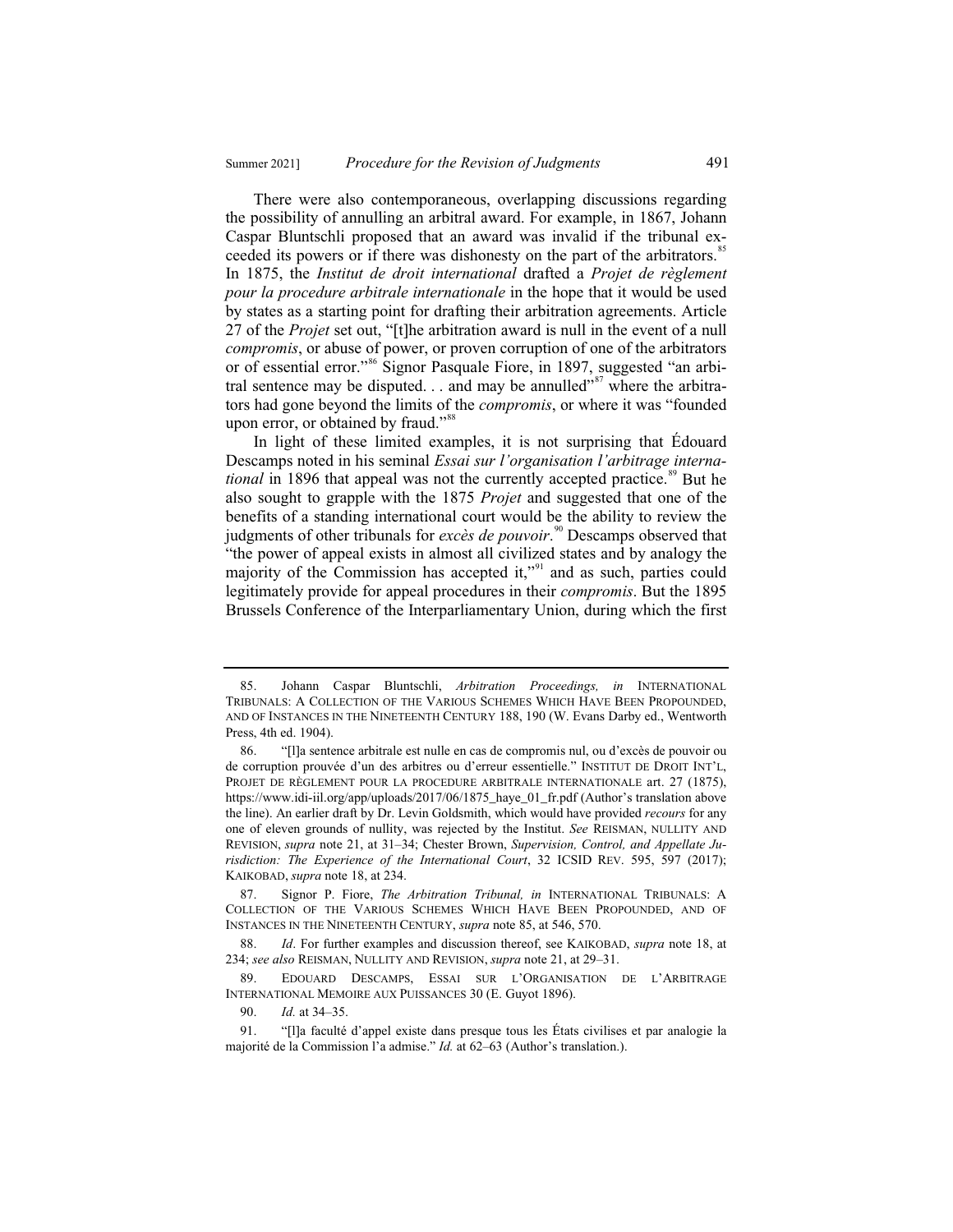There were also contemporaneous, overlapping discussions regarding the possibility of annulling an arbitral award. For example, in 1867, Johann Caspar Bluntschli proposed that an award was invalid if the tribunal exceeded its powers or if there was dishonesty on the part of the arbitrators.[85] In 1875, the *Institut de droit international* drafted a *Projet de règlement pour la procedure arbitrale internationale* in the hope that it would be used by states as a starting point for drafting their arbitration agreements. Article 27 of the *Projet* set out, "[t]he arbitration award is null in the event of a null *compromis*, or abuse of power, or proven corruption of one of the arbitrators or of essential error."[86] Signor Pasquale Fiore, in 1897, suggested "an arbitral sentence may be disputed. . . and may be annulled"[87] where the arbitrators had gone beyond the limits of the *compromis*, or where it was "founded upon error, or obtained by fraud."[88]

In light of these limited examples, it is not surprising that Édouard Descamps noted in his seminal *Essai sur l'organisation l'arbitrage international* in 1896 that appeal was not the currently accepted practice.[89] But he also sought to grapple with the 1875 *Projet* and suggested that one of the benefits of a standing international court would be the ability to review the judgments of other tribunals for *excès de pouvoir*.[90] Descamps observed that "the power of appeal exists in almost all civilized states and by analogy the majority of the Commission has accepted it,"[91] and as such, parties could legitimately provide for appeal procedures in their *compromis*. But the 1895 Brussels Conference of the Interparliamentary Union, during which the first

---

85. Johann Caspar Bluntschli, *Arbitration Proceedings, in* INTERNATIONAL TRIBUNALS: A COLLECTION OF THE VARIOUS SCHEMES WHICH HAVE BEEN PROPOUNDED, AND OF INSTANCES IN THE NINETEENTH CENTURY 188, 190 (W. Evans Darby ed., Wentworth Press, 4th ed. 1904).

86. "[l]a sentence arbitrale est nulle en cas de compromis nul, ou d'excès de pouvoir ou de corruption prouvée d'un des arbitres ou d'erreur essentielle." INSTITUT DE DROIT INT'L, PROJET DE RÈGLEMENT POUR LA PROCEDURE ARBITRALE INTERNATIONALE art. 27 (1875), https://www.idi-iil.org/app/uploads/2017/06/1875_haye_01_fr.pdf (Author's translation above the line). An earlier draft by Dr. Levin Goldsmith, which would have provided *recours* for any one of eleven grounds of nullity, was rejected by the Institut. *See* REISMAN, NULLITY AND REVISION, *supra* note 21, at 31–34; Chester Brown, *Supervision, Control, and Appellate Jurisdiction: The Experience of the International Court*, 32 ICSID REV. 595, 597 (2017); KAIKOBAD, *supra* note 18, at 234.

87. Signor P. Fiore, *The Arbitration Tribunal, in* INTERNATIONAL TRIBUNALS: A COLLECTION OF THE VARIOUS SCHEMES WHICH HAVE BEEN PROPOUNDED, AND OF INSTANCES IN THE NINETEENTH CENTURY, *supra* note 85, at 546, 570.

88. *Id*. For further examples and discussion thereof, see KAIKOBAD, *supra* note 18, at 234; *see also* REISMAN, NULLITY AND REVISION, *supra* note 21, at 29–31.

89. EDOUARD DESCAMPS, ESSAI SUR L'ORGANISATION DE L'ARBITRAGE INTERNATIONAL MEMOIRE AUX PUISSANCES 30 (E. Guyot 1896).

90. *Id.* at 34–35.

91. "[l]a faculté d'appel existe dans presque tous les États civilises et par analogie la majorité de la Commission l'a admise." *Id.* at 62–63 (Author's translation.).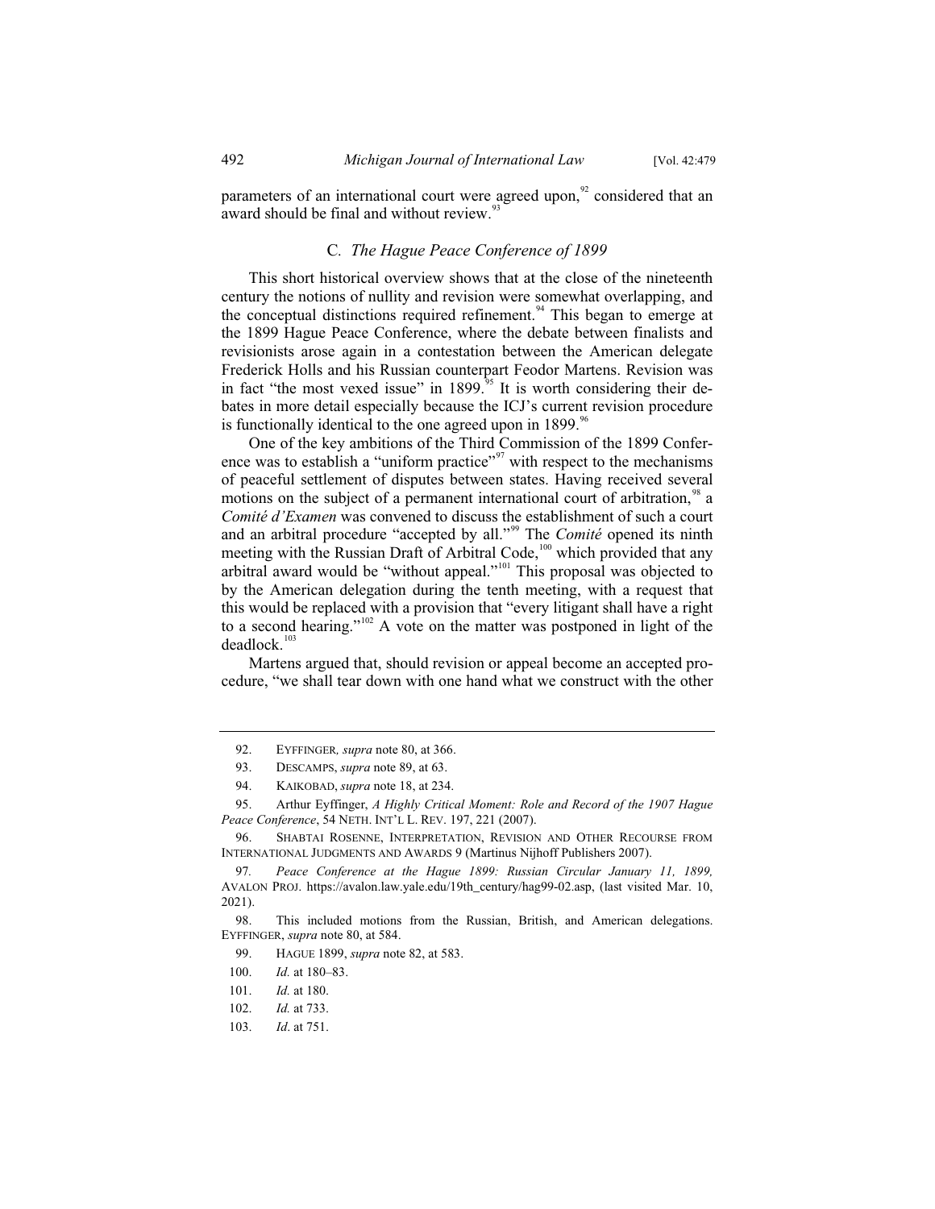parameters of an international court were agreed upon,[92] considered that an award should be final and without review.[93]

### C. *The Hague Peace Conference of 1899*

This short historical overview shows that at the close of the nineteenth century the notions of nullity and revision were somewhat overlapping, and the conceptual distinctions required refinement.[94] This began to emerge at the 1899 Hague Peace Conference, where the debate between finalists and revisionists arose again in a contestation between the American delegate Frederick Holls and his Russian counterpart Feodor Martens. Revision was in fact "the most vexed issue" in 1899.[95] It is worth considering their debates in more detail especially because the ICJ's current revision procedure is functionally identical to the one agreed upon in 1899.[96]

One of the key ambitions of the Third Commission of the 1899 Conference was to establish a "uniform practice"[97] with respect to the mechanisms of peaceful settlement of disputes between states. Having received several motions on the subject of a permanent international court of arbitration,[98] a *Comité d'Examen* was convened to discuss the establishment of such a court and an arbitral procedure "accepted by all."[99] The *Comité* opened its ninth meeting with the Russian Draft of Arbitral Code,[100] which provided that any arbitral award would be "without appeal."[101] This proposal was objected to by the American delegation during the tenth meeting, with a request that this would be replaced with a provision that "every litigant shall have a right to a second hearing."[102] A vote on the matter was postponed in light of the deadlock.[103]

Martens argued that, should revision or appeal become an accepted procedure, "we shall tear down with one hand what we construct with the other

---

92. EYFFINGER, *supra* note 80, at 366.

93. DESCAMPS, *supra* note 89, at 63.

94. KAIKOBAD, *supra* note 18, at 234.

95. Arthur Eyffinger, *A Highly Critical Moment: Role and Record of the 1907 Hague Peace Conference*, 54 NETH. INT'L L. REV. 197, 221 (2007).

96. SHABTAI ROSENNE, INTERPRETATION, REVISION AND OTHER RECOURSE FROM INTERNATIONAL JUDGMENTS AND AWARDS 9 (Martinus Nijhoff Publishers 2007).

97. *Peace Conference at the Hague 1899: Russian Circular January 11, 1899,* AVALON PROJ. https://avalon.law.yale.edu/19th_century/hag99-02.asp, (last visited Mar. 10, 2021).

98. This included motions from the Russian, British, and American delegations. EYFFINGER, *supra* note 80, at 584.

99. HAGUE 1899, *supra* note 82, at 583.

100. *Id.* at 180–83.

101. *Id.* at 180.

102. *Id.* at 733.

103. *Id*. at 751.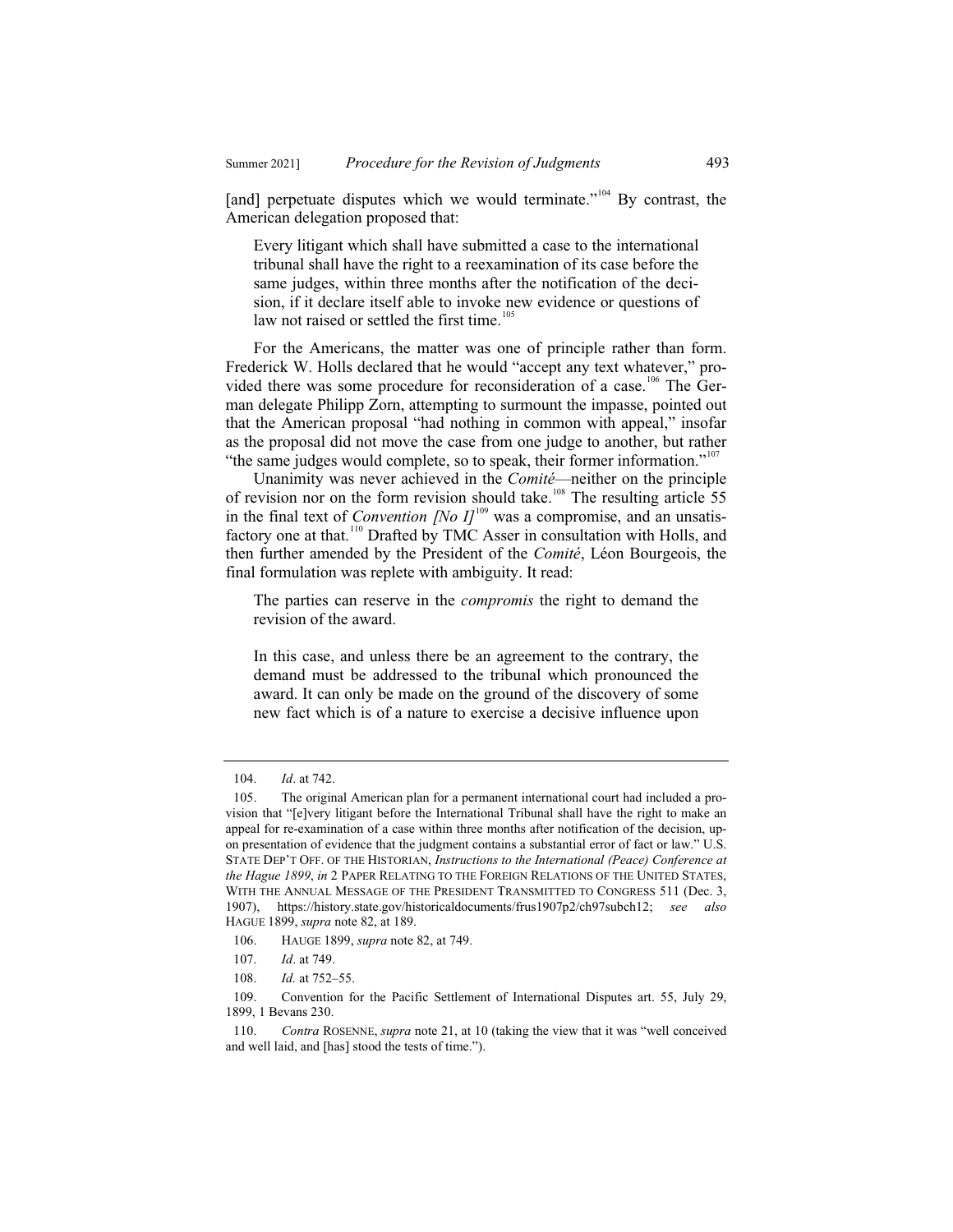[and] perpetuate disputes which we would terminate."[104] By contrast, the American delegation proposed that:

> Every litigant which shall have submitted a case to the international tribunal shall have the right to a reexamination of its case before the same judges, within three months after the notification of the decision, if it declare itself able to invoke new evidence or questions of law not raised or settled the first time.[105]

For the Americans, the matter was one of principle rather than form. Frederick W. Holls declared that he would "accept any text whatever," provided there was some procedure for reconsideration of a case.[106] The German delegate Philipp Zorn, attempting to surmount the impasse, pointed out that the American proposal "had nothing in common with appeal," insofar as the proposal did not move the case from one judge to another, but rather "the same judges would complete, so to speak, their former information."[107]

Unanimity was never achieved in the *Comité*—neither on the principle of revision nor on the form revision should take.[108] The resulting article 55 in the final text of *Convention [No I]*[109] was a compromise, and an unsatisfactory one at that.[110] Drafted by TMC Asser in consultation with Holls, and then further amended by the President of the *Comité*, Léon Bourgeois, the final formulation was replete with ambiguity. It read:

> The parties can reserve in the *compromis* the right to demand the revision of the award.
>
> In this case, and unless there be an agreement to the contrary, the demand must be addressed to the tribunal which pronounced the award. It can only be made on the ground of the discovery of some new fact which is of a nature to exercise a decisive influence upon

---

104. *Id*. at 742.

105. The original American plan for a permanent international court had included a provision that "[e]very litigant before the International Tribunal shall have the right to make an appeal for re-examination of a case within three months after notification of the decision, upon presentation of evidence that the judgment contains a substantial error of fact or law." U.S. STATE DEP'T OFF. OF THE HISTORIAN, *Instructions to the International (Peace) Conference at the Hague 1899*, *in* 2 PAPER RELATING TO THE FOREIGN RELATIONS OF THE UNITED STATES, WITH THE ANNUAL MESSAGE OF THE PRESIDENT TRANSMITTED TO CONGRESS 511 (Dec. 3, 1907), https://history.state.gov/historicaldocuments/frus1907p2/ch97subch12; *see also* HAGUE 1899, *supra* note 82, at 189.

106. HAUGE 1899, *supra* note 82, at 749.

107. *Id*. at 749.

108. *Id.* at 752–55.

109. Convention for the Pacific Settlement of International Disputes art. 55, July 29, 1899, 1 Bevans 230.

110. *Contra* ROSENNE, *supra* note 21, at 10 (taking the view that it was "well conceived and well laid, and [has] stood the tests of time.").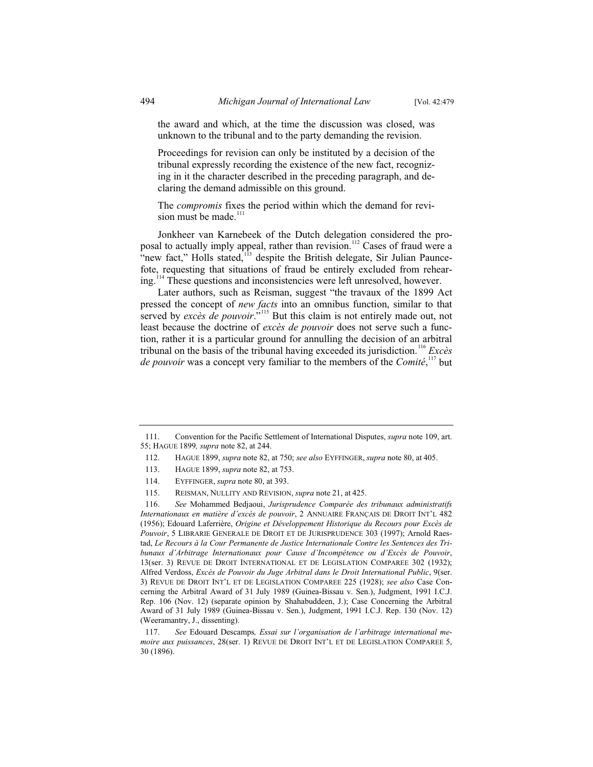the award and which, at the time the discussion was closed, was unknown to the tribunal and to the party demanding the revision.

> Proceedings for revision can only be instituted by a decision of the tribunal expressly recording the existence of the new fact, recognizing in it the character described in the preceding paragraph, and declaring the demand admissible on this ground.
>
> The *compromis* fixes the period within which the demand for revision must be made.[111]

Jonkheer van Karnebeek of the Dutch delegation considered the proposal to actually imply appeal, rather than revision.[112] Cases of fraud were a "new fact," Holls stated,[113] despite the British delegate, Sir Julian Pauncefote, requesting that situations of fraud be entirely excluded from rehearing.[114] These questions and inconsistencies were left unresolved, however.

Later authors, such as Reisman, suggest "the travaux of the 1899 Act pressed the concept of *new facts* into an omnibus function, similar to that served by *excès de pouvoir*."[115] But this claim is not entirely made out, not least because the doctrine of *excès de pouvoir* does not serve such a function, rather it is a particular ground for annulling the decision of an arbitral tribunal on the basis of the tribunal having exceeded its jurisdiction.[116] *Excès de pouvoir* was a concept very familiar to the members of the *Comité*,[117] but

---

111. Convention for the Pacific Settlement of International Disputes, *supra* note 109, art. 55; HAGUE 1899*, supra* note 82, at 244.

112. HAGUE 1899, *supra* note 82, at 750; *see also* EYFFINGER, *supra* note 80, at 405.

113. HAGUE 1899, *supra* note 82, at 753.

114. EYFFINGER, *supra* note 80, at 393.

115. REISMAN, NULLITY AND REVISION, *supra* note 21, at 425.

116. *See* Mohammed Bedjaoui, *Jurisprudence Comparée des tribunaux administratifs Internationaux en matière d'excès de pouvoir*, 2 ANNUAIRE FRANÇAIS DE DROIT INT'L 482 (1956); Edouard Laferrière, *Origine et Développement Historique du Recours pour Excès de Pouvoir*, 5 LIBRARIE GENERALE DE DROIT ET DE JURISPRUDENCE 303 (1997); Arnold Raestad, *Le Recours à la Cour Permanente de Justice Internationale Contre les Sentences des Tribunaux d'Arbitrage Internationaux pour Cause d'Incompétence ou d'Excès de Pouvoir*, 13(ser. 3) REVUE DE DROIT INTERNATIONAL ET DE LEGISLATION COMPAREE 302 (1932); Alfred Verdoss, *Excès de Pouvoir du Juge Arbitral dans le Droit International Public*, 9(ser. 3) REVUE DE DROIT INT'L ET DE LEGISLATION COMPAREE 225 (1928); *see also* Case Concerning the Arbitral Award of 31 July 1989 (Guinea-Bissau v. Sen.), Judgment, 1991 I.C.J. Rep. 106 (Nov. 12) (separate opinion by Shahabuddeen, J.); Case Concerning the Arbitral Award of 31 July 1989 (Guinea-Bissau v. Sen.), Judgment, 1991 I.C.J. Rep. 130 (Nov. 12) (Weeramantry, J., dissenting).

117. *See* Edouard Descamps*, Essai sur l'organisation de l'arbitrage international memoire aux puissances*, 28(ser. 1) REVUE DE DROIT INT'L ET DE LEGISLATION COMPAREE 5, 30 (1896).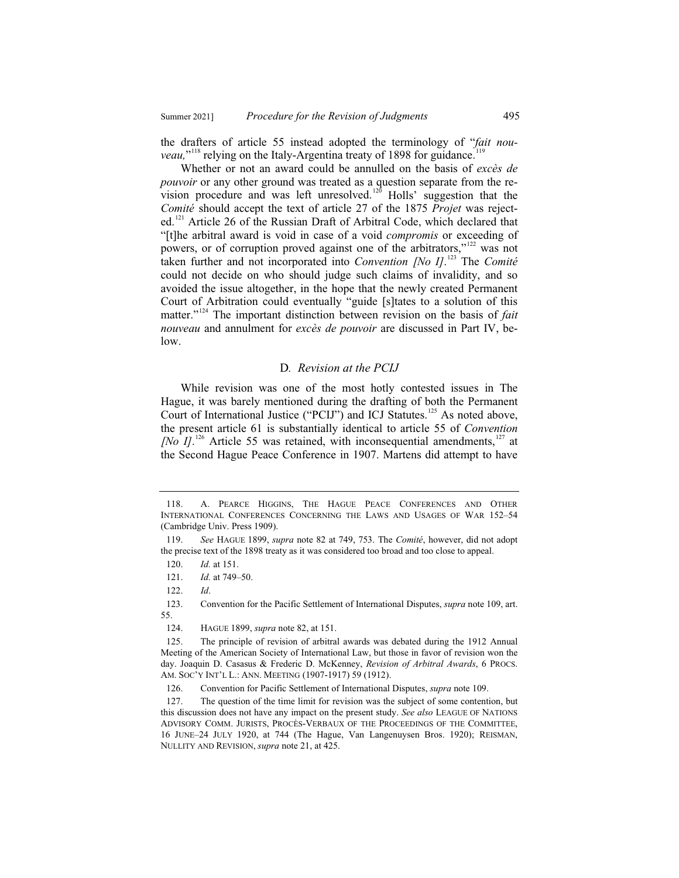the drafters of article 55 instead adopted the terminology of "*fait nouveau,*"[118] relying on the Italy-Argentina treaty of 1898 for guidance.[119]

Whether or not an award could be annulled on the basis of *excès de pouvoir* or any other ground was treated as a question separate from the revision procedure and was left unresolved.[120] Holls' suggestion that the *Comité* should accept the text of article 27 of the 1875 *Projet* was rejected.[121] Article 26 of the Russian Draft of Arbitral Code, which declared that "[t]he arbitral award is void in case of a void *compromis* or exceeding of powers, or of corruption proved against one of the arbitrators,"[122] was not taken further and not incorporated into *Convention [No I]*.[123] The *Comité* could not decide on who should judge such claims of invalidity, and so avoided the issue altogether, in the hope that the newly created Permanent Court of Arbitration could eventually "guide [s]tates to a solution of this matter."[124] The important distinction between revision on the basis of *fait nouveau* and annulment for *excès de pouvoir* are discussed in Part IV, below.

### D. *Revision at the PCIJ*

While revision was one of the most hotly contested issues in The Hague, it was barely mentioned during the drafting of both the Permanent Court of International Justice ("PCIJ") and ICJ Statutes.[125] As noted above, the present article 61 is substantially identical to article 55 of *Convention [No I]*.[126] Article 55 was retained, with inconsequential amendments,[127] at the Second Hague Peace Conference in 1907. Martens did attempt to have

---

118. A. PEARCE HIGGINS, THE HAGUE PEACE CONFERENCES AND OTHER INTERNATIONAL CONFERENCES CONCERNING THE LAWS AND USAGES OF WAR 152–54 (Cambridge Univ. Press 1909).

119. *See* HAGUE 1899, *supra* note 82 at 749, 753. The *Comité*, however, did not adopt the precise text of the 1898 treaty as it was considered too broad and too close to appeal.

120. *Id.* at 151.

121. *Id.* at 749–50.

122. *Id*.

123. Convention for the Pacific Settlement of International Disputes, *supra* note 109, art. 55.

124. HAGUE 1899, *supra* note 82, at 151.

125. The principle of revision of arbitral awards was debated during the 1912 Annual Meeting of the American Society of International Law, but those in favor of revision won the day. Joaquin D. Casasus & Frederic D. McKenney, *Revision of Arbitral Awards*, 6 PROCS. AM. SOC'Y INT'L L.: ANN. MEETING (1907-1917) 59 (1912).

126. Convention for Pacific Settlement of International Disputes, *supra* note 109.

127. The question of the time limit for revision was the subject of some contention, but this discussion does not have any impact on the present study. *See also* LEAGUE OF NATIONS ADVISORY COMM. JURISTS, PROCÈS-VERBAUX OF THE PROCEEDINGS OF THE COMMITTEE, 16 JUNE–24 JULY 1920, at 744 (The Hague, Van Langenuysen Bros. 1920); REISMAN, NULLITY AND REVISION, *supra* note 21, at 425.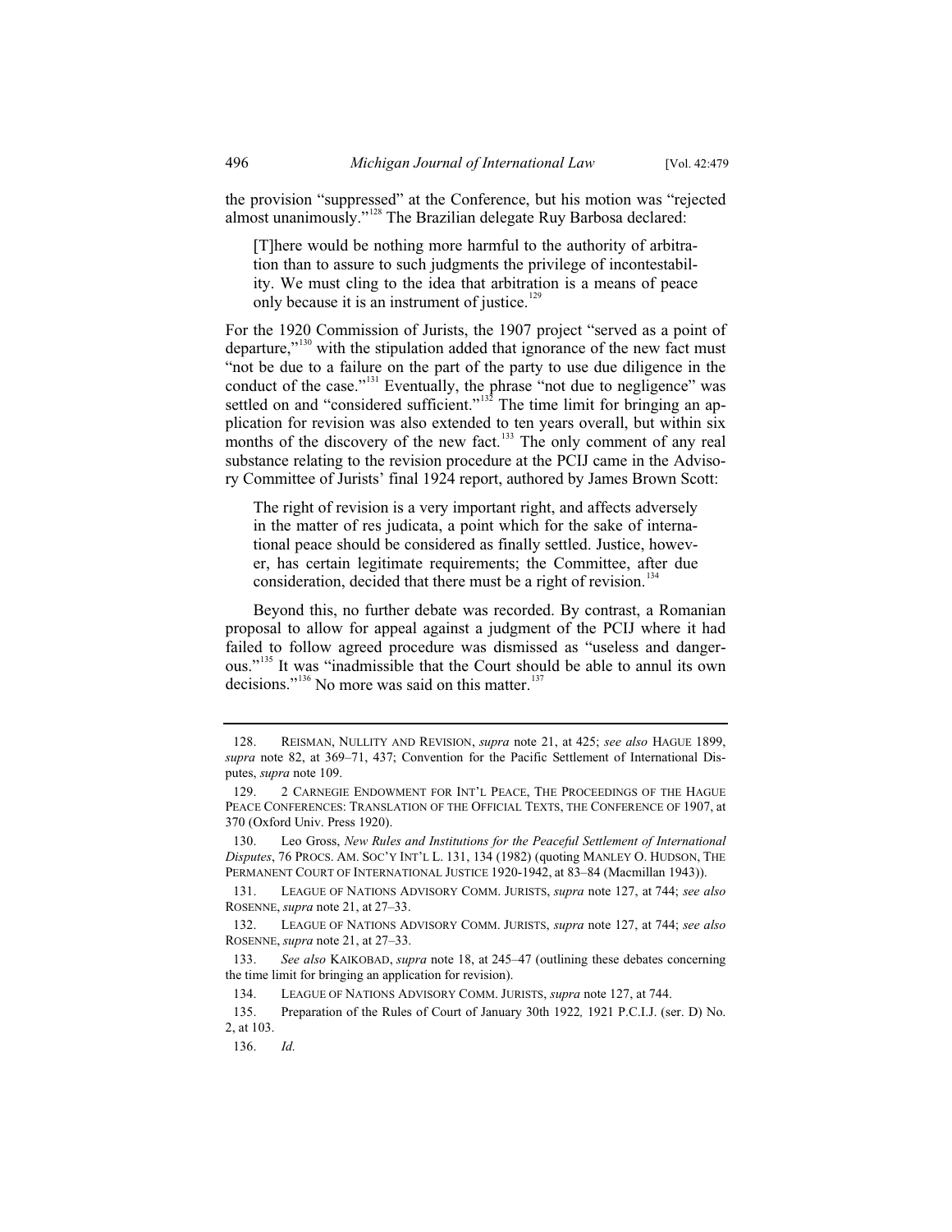the provision "suppressed" at the Conference, but his motion was "rejected almost unanimously."[128] The Brazilian delegate Ruy Barbosa declared:

> [T]here would be nothing more harmful to the authority of arbitration than to assure to such judgments the privilege of incontestability. We must cling to the idea that arbitration is a means of peace only because it is an instrument of justice.[129]

For the 1920 Commission of Jurists, the 1907 project "served as a point of departure,"[130] with the stipulation added that ignorance of the new fact must "not be due to a failure on the part of the party to use due diligence in the conduct of the case."[131] Eventually, the phrase "not due to negligence" was settled on and "considered sufficient."[132] The time limit for bringing an application for revision was also extended to ten years overall, but within six months of the discovery of the new fact.[133] The only comment of any real substance relating to the revision procedure at the PCIJ came in the Advisory Committee of Jurists' final 1924 report, authored by James Brown Scott:

> The right of revision is a very important right, and affects adversely in the matter of res judicata, a point which for the sake of international peace should be considered as finally settled. Justice, however, has certain legitimate requirements; the Committee, after due consideration, decided that there must be a right of revision.[134]

Beyond this, no further debate was recorded. By contrast, a Romanian proposal to allow for appeal against a judgment of the PCIJ where it had failed to follow agreed procedure was dismissed as "useless and dangerous."[135] It was "inadmissible that the Court should be able to annul its own decisions."[136] No more was said on this matter.[137]

---

128. Reisman, Nullity and Revision, *supra* note 21, at 425; *see also* Hague 1899, *supra* note 82, at 369–71, 437; Convention for the Pacific Settlement of International Disputes, *supra* note 109.

129. 2 Carnegie Endowment for Int'l Peace, The Proceedings of the Hague Peace Conferences: Translation of the Official Texts, the Conference of 1907, at 370 (Oxford Univ. Press 1920).

130. Leo Gross, *New Rules and Institutions for the Peaceful Settlement of International Disputes*, 76 Procs. Am. Soc'y Int'l L. 131, 134 (1982) (quoting Manley O. Hudson, The Permanent Court of International Justice 1920-1942, at 83–84 (Macmillan 1943)).

131. League of Nations Advisory Comm. Jurists, *supra* note 127, at 744; *see also* Rosenne, *supra* note 21, at 27–33.

132. League of Nations Advisory Comm. Jurists, *supra* note 127, at 744; *see also* Rosenne, *supra* note 21, at 27–33.

133. *See also* Kaikobad, *supra* note 18, at 245–47 (outlining these debates concerning the time limit for bringing an application for revision).

134. League of Nations Advisory Comm. Jurists, *supra* note 127, at 744.

135. Preparation of the Rules of Court of January 30th 1922*,* 1921 P.C.I.J. (ser. D) No. 2, at 103.

136. *Id.*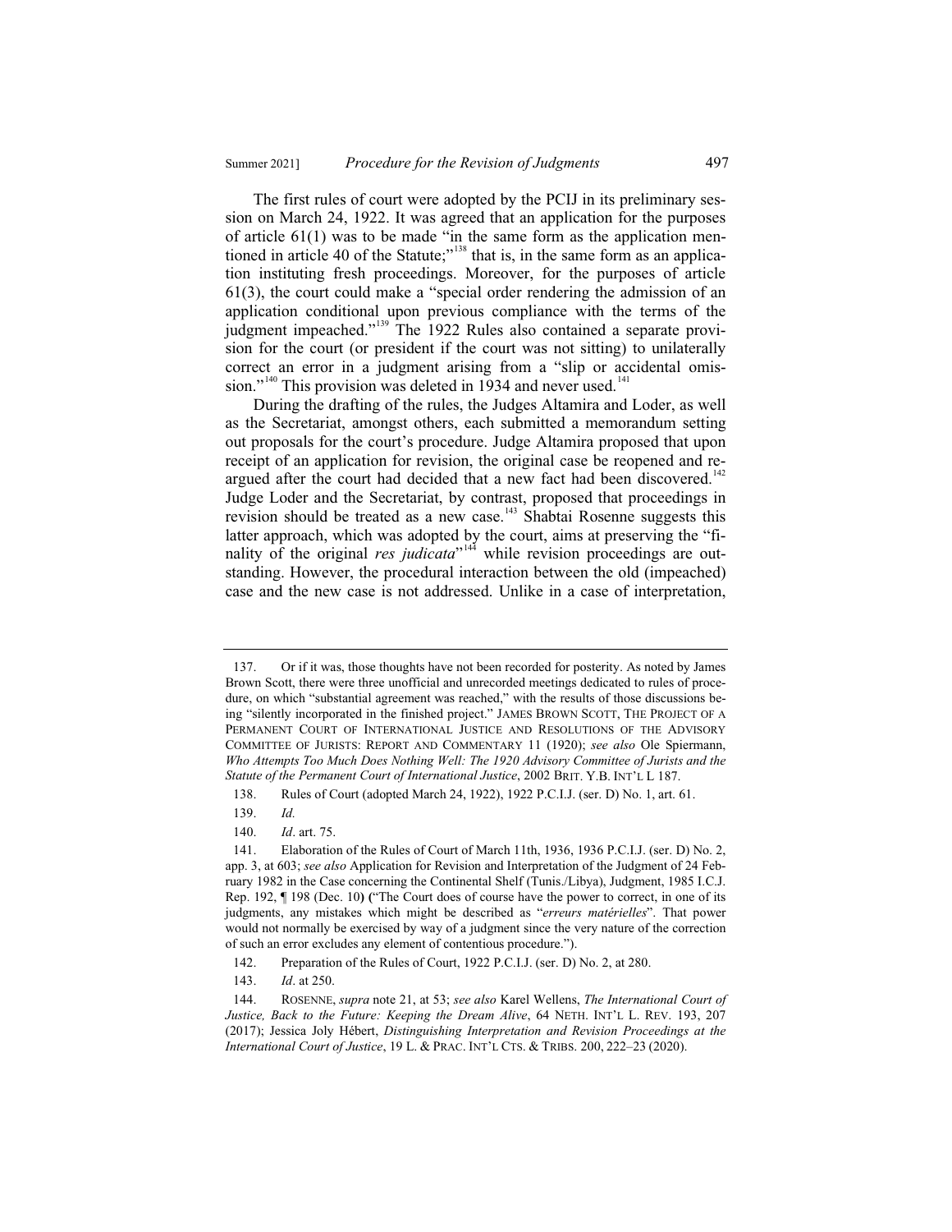The first rules of court were adopted by the PCIJ in its preliminary session on March 24, 1922. It was agreed that an application for the purposes of article 61(1) was to be made "in the same form as the application mentioned in article 40 of the Statute;"[138] that is, in the same form as an application instituting fresh proceedings. Moreover, for the purposes of article 61(3), the court could make a "special order rendering the admission of an application conditional upon previous compliance with the terms of the judgment impeached."[139] The 1922 Rules also contained a separate provision for the court (or president if the court was not sitting) to unilaterally correct an error in a judgment arising from a "slip or accidental omission."[140] This provision was deleted in 1934 and never used.[141]

During the drafting of the rules, the Judges Altamira and Loder, as well as the Secretariat, amongst others, each submitted a memorandum setting out proposals for the court's procedure. Judge Altamira proposed that upon receipt of an application for revision, the original case be reopened and reargued after the court had decided that a new fact had been discovered.[142] Judge Loder and the Secretariat, by contrast, proposed that proceedings in revision should be treated as a new case.[143] Shabtai Rosenne suggests this latter approach, which was adopted by the court, aims at preserving the "finality of the original *res judicata*"[144] while revision proceedings are outstanding. However, the procedural interaction between the old (impeached) case and the new case is not addressed. Unlike in a case of interpretation,

---

137. Or if it was, those thoughts have not been recorded for posterity. As noted by James Brown Scott, there were three unofficial and unrecorded meetings dedicated to rules of procedure, on which "substantial agreement was reached," with the results of those discussions being "silently incorporated in the finished project." JAMES BROWN SCOTT, THE PROJECT OF A PERMANENT COURT OF INTERNATIONAL JUSTICE AND RESOLUTIONS OF THE ADVISORY COMMITTEE OF JURISTS: REPORT AND COMMENTARY 11 (1920); *see also* Ole Spiermann, *Who Attempts Too Much Does Nothing Well: The 1920 Advisory Committee of Jurists and the Statute of the Permanent Court of International Justice*, 2002 BRIT. Y.B. INT'L L 187.

138. Rules of Court (adopted March 24, 1922), 1922 P.C.I.J. (ser. D) No. 1, art. 61.

139. *Id.*

140. *Id*. art. 75.

141. Elaboration of the Rules of Court of March 11th, 1936, 1936 P.C.I.J. (ser. D) No. 2, app. 3, at 603; *see also* Application for Revision and Interpretation of the Judgment of 24 February 1982 in the Case concerning the Continental Shelf (Tunis./Libya), Judgment, 1985 I.C.J. Rep. 192, ¶ 198 (Dec. 10) ("The Court does of course have the power to correct, in one of its judgments, any mistakes which might be described as "*erreurs matérielles*". That power would not normally be exercised by way of a judgment since the very nature of the correction of such an error excludes any element of contentious procedure.").

142. Preparation of the Rules of Court, 1922 P.C.I.J. (ser. D) No. 2, at 280.

143. *Id*. at 250.

144. ROSENNE, *supra* note 21, at 53; *see also* Karel Wellens, *The International Court of Justice, Back to the Future: Keeping the Dream Alive*, 64 NETH. INT'L L. REV. 193, 207 (2017); Jessica Joly Hébert, *Distinguishing Interpretation and Revision Proceedings at the International Court of Justice*, 19 L. & PRAC. INT'L CTS. & TRIBS. 200, 222–23 (2020).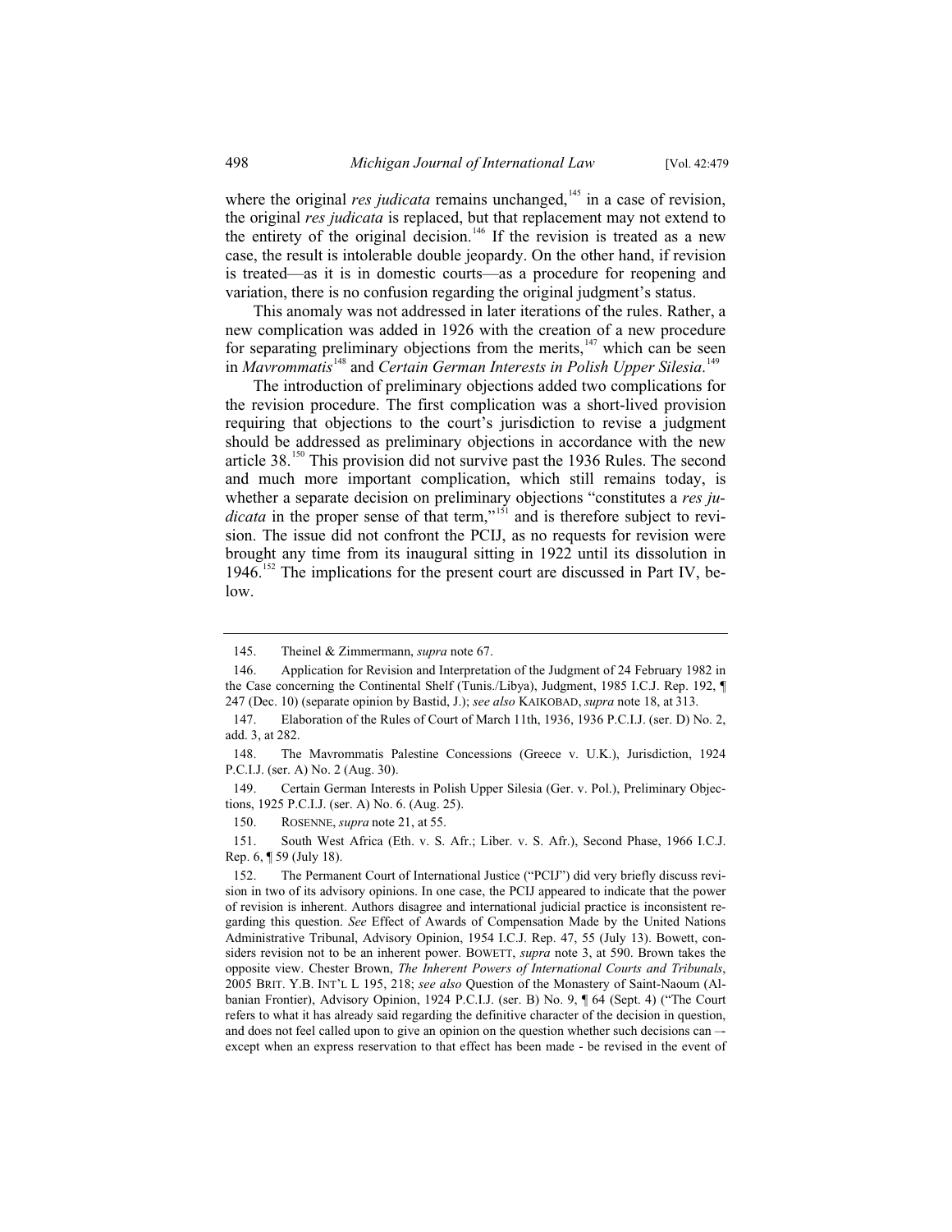where the original *res judicata* remains unchanged,[145] in a case of revision, the original *res judicata* is replaced, but that replacement may not extend to the entirety of the original decision.[146] If the revision is treated as a new case, the result is intolerable double jeopardy. On the other hand, if revision is treated—as it is in domestic courts—as a procedure for reopening and variation, there is no confusion regarding the original judgment's status.

This anomaly was not addressed in later iterations of the rules. Rather, a new complication was added in 1926 with the creation of a new procedure for separating preliminary objections from the merits,[147] which can be seen in *Mavrommatis*[148] and *Certain German Interests in Polish Upper Silesia*.[149]

The introduction of preliminary objections added two complications for the revision procedure. The first complication was a short-lived provision requiring that objections to the court's jurisdiction to revise a judgment should be addressed as preliminary objections in accordance with the new article 38.[150] This provision did not survive past the 1936 Rules. The second and much more important complication, which still remains today, is whether a separate decision on preliminary objections "constitutes a *res judicata* in the proper sense of that term,"[151] and is therefore subject to revision. The issue did not confront the PCIJ, as no requests for revision were brought any time from its inaugural sitting in 1922 until its dissolution in 1946.[152] The implications for the present court are discussed in Part IV, below.

---

145. Theinel & Zimmermann, *supra* note 67.

146. Application for Revision and Interpretation of the Judgment of 24 February 1982 in the Case concerning the Continental Shelf (Tunis./Libya), Judgment, 1985 I.C.J. Rep. 192, ¶ 247 (Dec. 10) (separate opinion by Bastid, J.); *see also* KAIKOBAD, *supra* note 18, at 313.

147. Elaboration of the Rules of Court of March 11th, 1936, 1936 P.C.I.J. (ser. D) No. 2, add. 3, at 282.

148. The Mavrommatis Palestine Concessions (Greece v. U.K.), Jurisdiction, 1924 P.C.I.J. (ser. A) No. 2 (Aug. 30).

149. Certain German Interests in Polish Upper Silesia (Ger. v. Pol.), Preliminary Objections, 1925 P.C.I.J. (ser. A) No. 6. (Aug. 25).

150. ROSENNE, *supra* note 21, at 55.

151. South West Africa (Eth. v. S. Afr.; Liber. v. S. Afr.), Second Phase, 1966 I.C.J. Rep. 6, ¶ 59 (July 18).

152. The Permanent Court of International Justice ("PCIJ") did very briefly discuss revision in two of its advisory opinions. In one case, the PCIJ appeared to indicate that the power of revision is inherent. Authors disagree and international judicial practice is inconsistent regarding this question. *See* Effect of Awards of Compensation Made by the United Nations Administrative Tribunal, Advisory Opinion, 1954 I.C.J. Rep. 47, 55 (July 13). Bowett, considers revision not to be an inherent power. BOWETT, *supra* note 3, at 590. Brown takes the opposite view. Chester Brown, *The Inherent Powers of International Courts and Tribunals*, 2005 BRIT. Y.B. INT'L L 195, 218; *see also* Question of the Monastery of Saint-Naoum (Albanian Frontier), Advisory Opinion, 1924 P.C.I.J. (ser. B) No. 9, ¶ 64 (Sept. 4) ("The Court refers to what it has already said regarding the definitive character of the decision in question, and does not feel called upon to give an opinion on the question whether such decisions can –- except when an express reservation to that effect has been made - be revised in the event of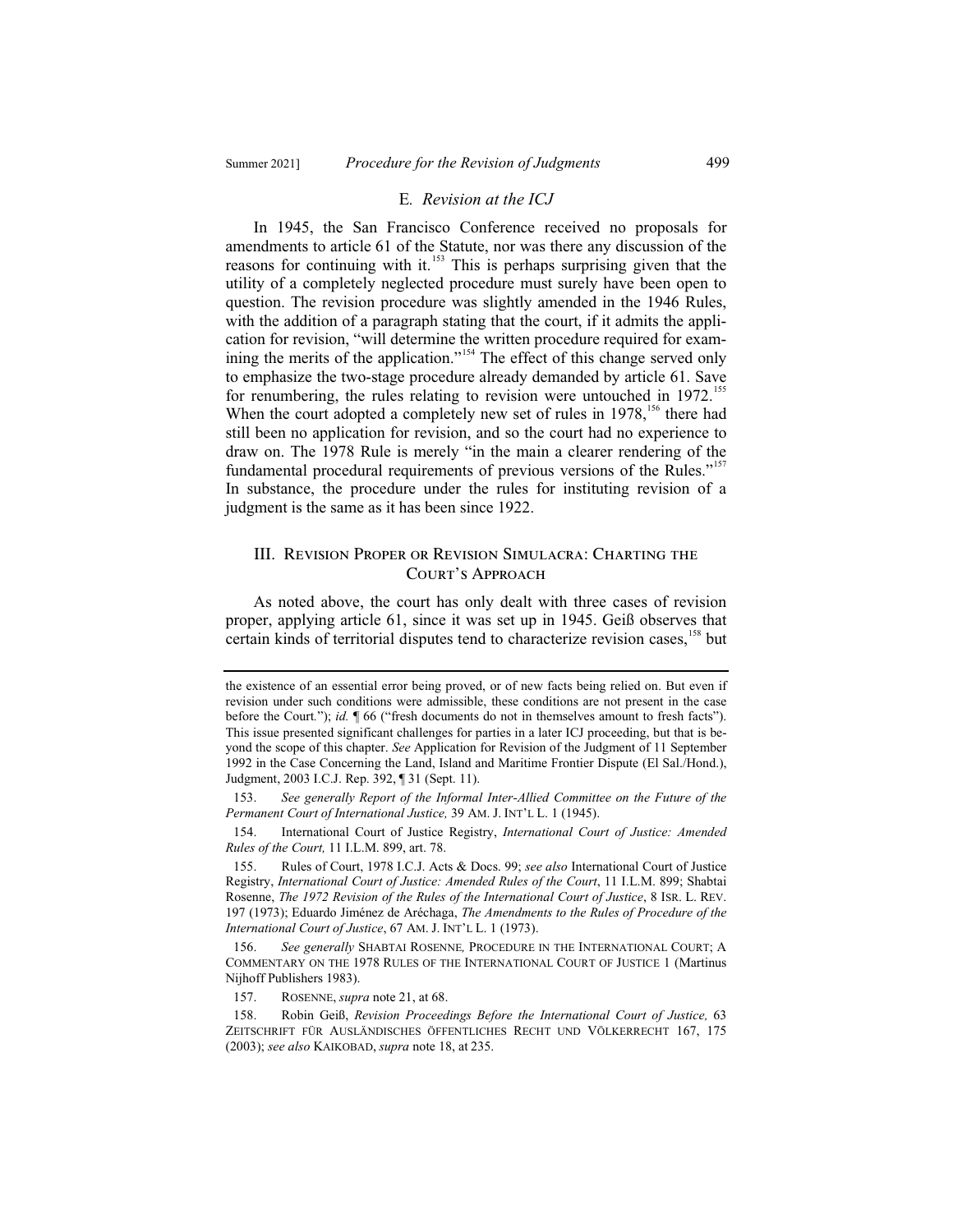### E. *Revision at the ICJ*

In 1945, the San Francisco Conference received no proposals for amendments to article 61 of the Statute, nor was there any discussion of the reasons for continuing with it.[153] This is perhaps surprising given that the utility of a completely neglected procedure must surely have been open to question. The revision procedure was slightly amended in the 1946 Rules, with the addition of a paragraph stating that the court, if it admits the application for revision, "will determine the written procedure required for examining the merits of the application."[154] The effect of this change served only to emphasize the two-stage procedure already demanded by article 61. Save for renumbering, the rules relating to revision were untouched in 1972.[155] When the court adopted a completely new set of rules in 1978,[156] there had still been no application for revision, and so the court had no experience to draw on. The 1978 Rule is merely "in the main a clearer rendering of the fundamental procedural requirements of previous versions of the Rules."[157] In substance, the procedure under the rules for instituting revision of a judgment is the same as it has been since 1922.

## III. Revision Proper or Revision Simulacra: Charting the Court's Approach

As noted above, the court has only dealt with three cases of revision proper, applying article 61, since it was set up in 1945. Geiß observes that certain kinds of territorial disputes tend to characterize revision cases,[158] but

---

the existence of an essential error being proved, or of new facts being relied on. But even if revision under such conditions were admissible, these conditions are not present in the case before the Court."); *id.* ¶ 66 ("fresh documents do not in themselves amount to fresh facts"). This issue presented significant challenges for parties in a later ICJ proceeding, but that is beyond the scope of this chapter. *See* Application for Revision of the Judgment of 11 September 1992 in the Case Concerning the Land, Island and Maritime Frontier Dispute (El Sal./Hond.), Judgment, 2003 I.C.J. Rep. 392, ¶ 31 (Sept. 11).

153. *See generally Report of the Informal Inter-Allied Committee on the Future of the Permanent Court of International Justice,* 39 AM. J. INT'L L. 1 (1945).

154. International Court of Justice Registry, *International Court of Justice: Amended Rules of the Court,* 11 I.L.M. 899, art. 78.

155. Rules of Court, 1978 I.C.J. Acts & Docs. 99; *see also* International Court of Justice Registry, *International Court of Justice: Amended Rules of the Court*, 11 I.L.M. 899; Shabtai Rosenne, *The 1972 Revision of the Rules of the International Court of Justice*, 8 ISR. L. REV. 197 (1973); Eduardo Jiménez de Aréchaga, *The Amendments to the Rules of Procedure of the International Court of Justice*, 67 AM. J. INT'L L. 1 (1973).

156. *See generally* SHABTAI ROSENNE*,* PROCEDURE IN THE INTERNATIONAL COURT; A COMMENTARY ON THE 1978 RULES OF THE INTERNATIONAL COURT OF JUSTICE 1 (Martinus Nijhoff Publishers 1983).

157. ROSENNE, *supra* note 21, at 68.

158. Robin Geiß, *Revision Proceedings Before the International Court of Justice,* 63 ZEITSCHRIFT FÜR AUSLÄNDISCHES ÖFFENTLICHES RECHT UND VÖLKERRECHT 167, 175 (2003); *see also* KAIKOBAD, *supra* note 18, at 235.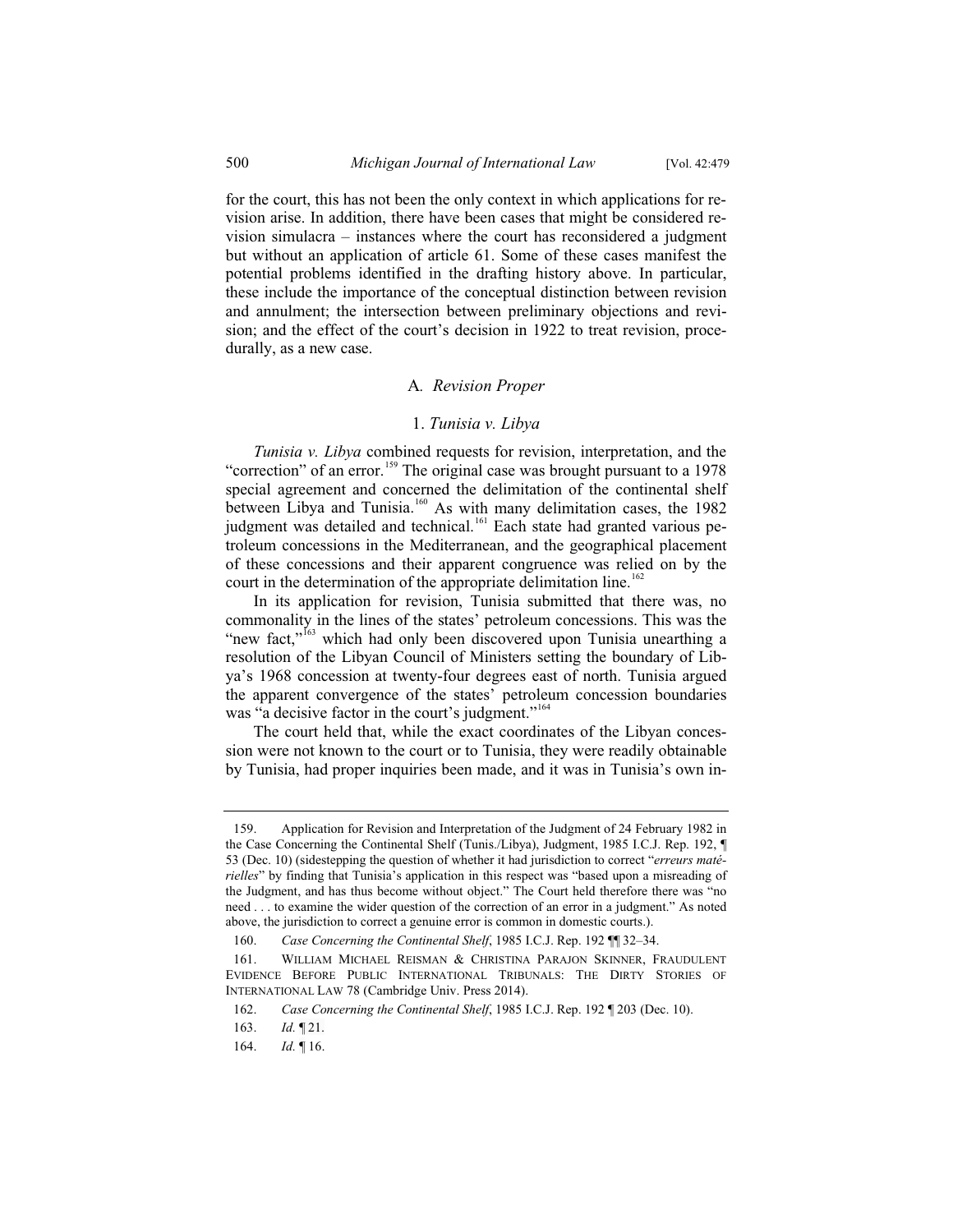for the court, this has not been the only context in which applications for revision arise. In addition, there have been cases that might be considered revision simulacra – instances where the court has reconsidered a judgment but without an application of article 61. Some of these cases manifest the potential problems identified in the drafting history above. In particular, these include the importance of the conceptual distinction between revision and annulment; the intersection between preliminary objections and revision; and the effect of the court's decision in 1922 to treat revision, procedurally, as a new case.

### A. *Revision Proper*

#### 1. *Tunisia v. Libya*

*Tunisia v. Libya* combined requests for revision, interpretation, and the "correction" of an error.[159] The original case was brought pursuant to a 1978 special agreement and concerned the delimitation of the continental shelf between Libya and Tunisia.[160] As with many delimitation cases, the 1982 judgment was detailed and technical.[161] Each state had granted various petroleum concessions in the Mediterranean, and the geographical placement of these concessions and their apparent congruence was relied on by the court in the determination of the appropriate delimitation line.[162]

In its application for revision, Tunisia submitted that there was, no commonality in the lines of the states' petroleum concessions. This was the "new fact,"[163] which had only been discovered upon Tunisia unearthing a resolution of the Libyan Council of Ministers setting the boundary of Libya's 1968 concession at twenty-four degrees east of north. Tunisia argued the apparent convergence of the states' petroleum concession boundaries was "a decisive factor in the court's judgment."[164]

The court held that, while the exact coordinates of the Libyan concession were not known to the court or to Tunisia, they were readily obtainable by Tunisia, had proper inquiries been made, and it was in Tunisia's own in-

---

159. Application for Revision and Interpretation of the Judgment of 24 February 1982 in the Case Concerning the Continental Shelf (Tunis./Libya), Judgment, 1985 I.C.J. Rep. 192, ¶ 53 (Dec. 10) (sidestepping the question of whether it had jurisdiction to correct "*erreurs matérielles*" by finding that Tunisia's application in this respect was "based upon a misreading of the Judgment, and has thus become without object." The Court held therefore there was "no need . . . to examine the wider question of the correction of an error in a judgment." As noted above, the jurisdiction to correct a genuine error is common in domestic courts.).

160. *Case Concerning the Continental Shelf*, 1985 I.C.J. Rep. 192 ¶¶ 32–34.

161. William Michael Reisman & Christina Parajon Skinner, Fraudulent Evidence Before Public International Tribunals: The Dirty Stories of International Law 78 (Cambridge Univ. Press 2014).

162. *Case Concerning the Continental Shelf*, 1985 I.C.J. Rep. 192 ¶ 203 (Dec. 10).

163. *Id.* ¶ 21.

164. *Id.* ¶ 16.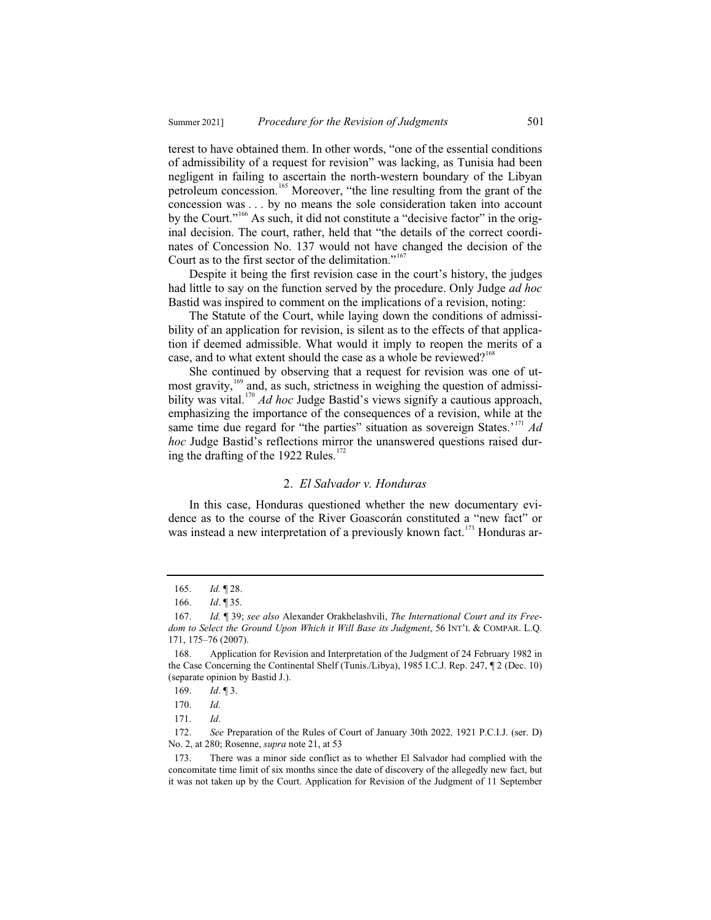terest to have obtained them. In other words, "one of the essential conditions of admissibility of a request for revision" was lacking, as Tunisia had been negligent in failing to ascertain the north-western boundary of the Libyan petroleum concession.[165] Moreover, "the line resulting from the grant of the concession was . . . by no means the sole consideration taken into account by the Court."[166] As such, it did not constitute a "decisive factor" in the original decision. The court, rather, held that "the details of the correct coordinates of Concession No. 137 would not have changed the decision of the Court as to the first sector of the delimitation."[167]

Despite it being the first revision case in the court's history, the judges had little to say on the function served by the procedure. Only Judge *ad hoc* Bastid was inspired to comment on the implications of a revision, noting:

The Statute of the Court, while laying down the conditions of admissibility of an application for revision, is silent as to the effects of that application if deemed admissible. What would it imply to reopen the merits of a case, and to what extent should the case as a whole be reviewed?[168]

She continued by observing that a request for revision was one of utmost gravity,[169] and, as such, strictness in weighing the question of admissibility was vital.[170] *Ad hoc* Judge Bastid's views signify a cautious approach, emphasizing the importance of the consequences of a revision, while at the same time due regard for "the parties" situation as sovereign States.'[171] *Ad hoc* Judge Bastid's reflections mirror the unanswered questions raised during the drafting of the 1922 Rules.[172]

### 2. *El Salvador v. Honduras*

In this case, Honduras questioned whether the new documentary evidence as to the course of the River Goascorán constituted a "new fact" or was instead a new interpretation of a previously known fact.[173] Honduras ar-

---

165. *Id.* ¶ 28.

166. *Id*. ¶ 35.

167. *Id.* ¶ 39; *see also* Alexander Orakhelashvili, *The International Court and its Freedom to Select the Ground Upon Which it Will Base its Judgment*, 56 INT'L & COMPAR. L.Q. 171, 175–76 (2007).

168. Application for Revision and Interpretation of the Judgment of 24 February 1982 in the Case Concerning the Continental Shelf (Tunis./Libya), 1985 I.C.J. Rep. 247, ¶ 2 (Dec. 10) (separate opinion by Bastid J.).

169. *Id*. ¶ 3.

170. *Id.*

171. *Id*.

172. *See* Preparation of the Rules of Court of January 30th 2022*,* 1921 P.C.I.J. (ser. D) No. 2, at 280; Rosenne, *supra* note 21, at 53

173. There was a minor side conflict as to whether El Salvador had complied with the concomitate time limit of six months since the date of discovery of the allegedly new fact, but it was not taken up by the Court. Application for Revision of the Judgment of 11 September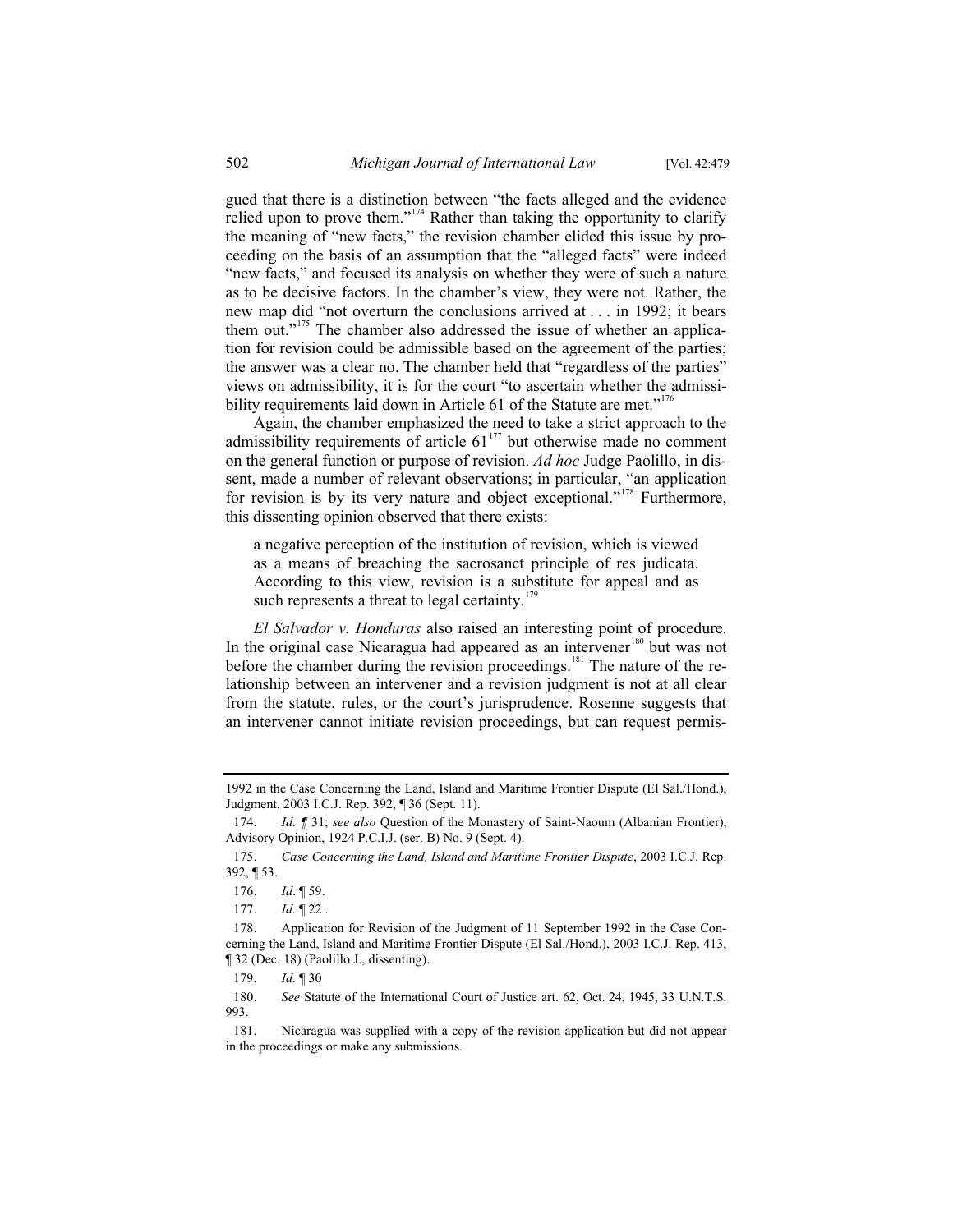gued that there is a distinction between "the facts alleged and the evidence relied upon to prove them."[174] Rather than taking the opportunity to clarify the meaning of "new facts," the revision chamber elided this issue by proceeding on the basis of an assumption that the "alleged facts" were indeed "new facts," and focused its analysis on whether they were of such a nature as to be decisive factors. In the chamber's view, they were not. Rather, the new map did "not overturn the conclusions arrived at . . . in 1992; it bears them out."[175] The chamber also addressed the issue of whether an application for revision could be admissible based on the agreement of the parties; the answer was a clear no. The chamber held that "regardless of the parties" views on admissibility, it is for the court "to ascertain whether the admissibility requirements laid down in Article 61 of the Statute are met."[176]

Again, the chamber emphasized the need to take a strict approach to the admissibility requirements of article 61[177] but otherwise made no comment on the general function or purpose of revision. *Ad hoc* Judge Paolillo, in dissent, made a number of relevant observations; in particular, "an application for revision is by its very nature and object exceptional."[178] Furthermore, this dissenting opinion observed that there exists:

> a negative perception of the institution of revision, which is viewed as a means of breaching the sacrosanct principle of res judicata. According to this view, revision is a substitute for appeal and as such represents a threat to legal certainty.[179]

*El Salvador v. Honduras* also raised an interesting point of procedure. In the original case Nicaragua had appeared as an intervener[180] but was not before the chamber during the revision proceedings.[181] The nature of the relationship between an intervener and a revision judgment is not at all clear from the statute, rules, or the court's jurisprudence. Rosenne suggests that an intervener cannot initiate revision proceedings, but can request permis-

---

1992 in the Case Concerning the Land, Island and Maritime Frontier Dispute (El Sal./Hond.), Judgment, 2003 I.C.J. Rep. 392, ¶ 36 (Sept. 11).

174. *Id.* ¶ 31; *see also* Question of the Monastery of Saint-Naoum (Albanian Frontier), Advisory Opinion, 1924 P.C.I.J. (ser. B) No. 9 (Sept. 4).

175. *Case Concerning the Land, Island and Maritime Frontier Dispute*, 2003 I.C.J. Rep. 392, ¶ 53.

176. *Id*. ¶ 59.

177. *Id.* ¶ 22 .

178. Application for Revision of the Judgment of 11 September 1992 in the Case Concerning the Land, Island and Maritime Frontier Dispute (El Sal./Hond.), 2003 I.C.J. Rep. 413, ¶ 32 (Dec. 18) (Paolillo J., dissenting).

179. *Id.* ¶ 30

180. *See* Statute of the International Court of Justice art. 62, Oct. 24, 1945, 33 U.N.T.S. 993.

181. Nicaragua was supplied with a copy of the revision application but did not appear in the proceedings or make any submissions.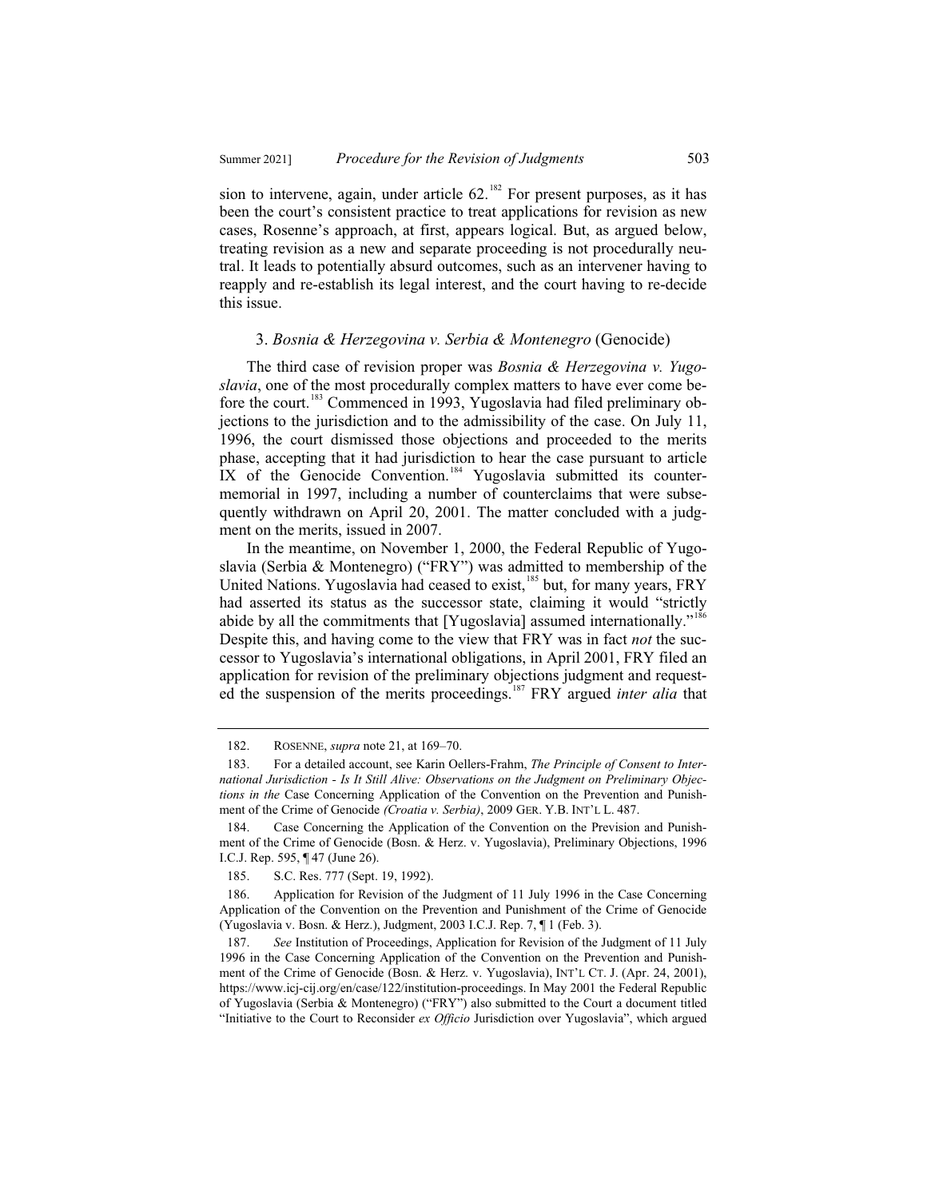sion to intervene, again, under article 62.[182] For present purposes, as it has been the court's consistent practice to treat applications for revision as new cases, Rosenne's approach, at first, appears logical. But, as argued below, treating revision as a new and separate proceeding is not procedurally neutral. It leads to potentially absurd outcomes, such as an intervener having to reapply and re-establish its legal interest, and the court having to re-decide this issue.

### 3. *Bosnia & Herzegovina v. Serbia & Montenegro* (Genocide)

The third case of revision proper was *Bosnia & Herzegovina v. Yugoslavia*, one of the most procedurally complex matters to have ever come before the court.[183] Commenced in 1993, Yugoslavia had filed preliminary objections to the jurisdiction and to the admissibility of the case. On July 11, 1996, the court dismissed those objections and proceeded to the merits phase, accepting that it had jurisdiction to hear the case pursuant to article IX of the Genocide Convention.[184] Yugoslavia submitted its counter-memorial in 1997, including a number of counterclaims that were subsequently withdrawn on April 20, 2001. The matter concluded with a judgment on the merits, issued in 2007.

In the meantime, on November 1, 2000, the Federal Republic of Yugoslavia (Serbia & Montenegro) ("FRY") was admitted to membership of the United Nations. Yugoslavia had ceased to exist,[185] but, for many years, FRY had asserted its status as the successor state, claiming it would "strictly abide by all the commitments that [Yugoslavia] assumed internationally."[186] Despite this, and having come to the view that FRY was in fact *not* the successor to Yugoslavia's international obligations, in April 2001, FRY filed an application for revision of the preliminary objections judgment and requested the suspension of the merits proceedings.[187] FRY argued *inter alia* that

---

182. ROSENNE, *supra* note 21, at 169–70.

183. For a detailed account, see Karin Oellers-Frahm, *The Principle of Consent to International Jurisdiction - Is It Still Alive: Observations on the Judgment on Preliminary Objections in the* Case Concerning Application of the Convention on the Prevention and Punishment of the Crime of Genocide *(Croatia v. Serbia)*, 2009 GER. Y.B. INT'L L. 487.

184. Case Concerning the Application of the Convention on the Prevision and Punishment of the Crime of Genocide (Bosn. & Herz. v. Yugoslavia), Preliminary Objections, 1996 I.C.J. Rep. 595, ¶ 47 (June 26).

185. S.C. Res. 777 (Sept. 19, 1992).

186. Application for Revision of the Judgment of 11 July 1996 in the Case Concerning Application of the Convention on the Prevention and Punishment of the Crime of Genocide (Yugoslavia v. Bosn. & Herz.), Judgment, 2003 I.C.J. Rep. 7, ¶ 1 (Feb. 3).

187. *See* Institution of Proceedings, Application for Revision of the Judgment of 11 July 1996 in the Case Concerning Application of the Convention on the Prevention and Punishment of the Crime of Genocide (Bosn. & Herz. v. Yugoslavia), INT'L CT. J. (Apr. 24, 2001), https://www.icj-cij.org/en/case/122/institution-proceedings. In May 2001 the Federal Republic of Yugoslavia (Serbia & Montenegro) ("FRY") also submitted to the Court a document titled "Initiative to the Court to Reconsider *ex Officio* Jurisdiction over Yugoslavia", which argued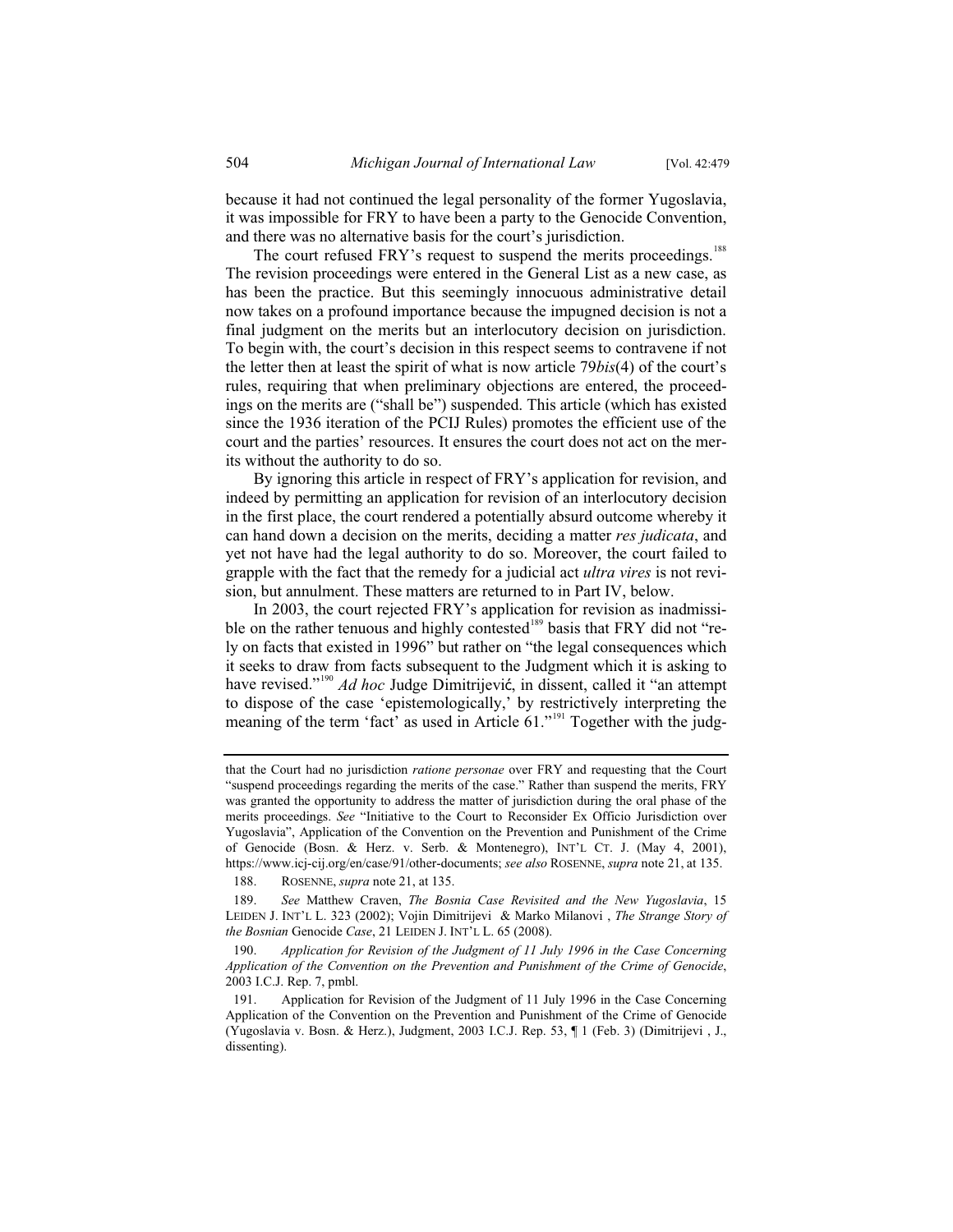because it had not continued the legal personality of the former Yugoslavia, it was impossible for FRY to have been a party to the Genocide Convention, and there was no alternative basis for the court's jurisdiction.

The court refused FRY's request to suspend the merits proceedings.[188] The revision proceedings were entered in the General List as a new case, as has been the practice. But this seemingly innocuous administrative detail now takes on a profound importance because the impugned decision is not a final judgment on the merits but an interlocutory decision on jurisdiction. To begin with, the court's decision in this respect seems to contravene if not the letter then at least the spirit of what is now article 79*bis*(4) of the court's rules, requiring that when preliminary objections are entered, the proceedings on the merits are ("shall be") suspended. This article (which has existed since the 1936 iteration of the PCIJ Rules) promotes the efficient use of the court and the parties' resources. It ensures the court does not act on the merits without the authority to do so.

By ignoring this article in respect of FRY's application for revision, and indeed by permitting an application for revision of an interlocutory decision in the first place, the court rendered a potentially absurd outcome whereby it can hand down a decision on the merits, deciding a matter *res judicata*, and yet not have had the legal authority to do so. Moreover, the court failed to grapple with the fact that the remedy for a judicial act *ultra vires* is not revision, but annulment. These matters are returned to in Part IV, below.

In 2003, the court rejected FRY's application for revision as inadmissible on the rather tenuous and highly contested[189] basis that FRY did not "rely on facts that existed in 1996" but rather on "the legal consequences which it seeks to draw from facts subsequent to the Judgment which it is asking to have revised."[190] *Ad hoc* Judge Dimitrijević, in dissent, called it "an attempt to dispose of the case 'epistemologically,' by restrictively interpreting the meaning of the term 'fact' as used in Article 61."[191] Together with the judg-

---

that the Court had no jurisdiction *ratione personae* over FRY and requesting that the Court "suspend proceedings regarding the merits of the case." Rather than suspend the merits, FRY was granted the opportunity to address the matter of jurisdiction during the oral phase of the merits proceedings. *See* "Initiative to the Court to Reconsider Ex Officio Jurisdiction over Yugoslavia", Application of the Convention on the Prevention and Punishment of the Crime of Genocide (Bosn. & Herz. v. Serb. & Montenegro), INT'L CT. J. (May 4, 2001), https://www.icj-cij.org/en/case/91/other-documents; *see also* ROSENNE, *supra* note 21, at 135.

188. ROSENNE, *supra* note 21, at 135.

189. *See* Matthew Craven, *The Bosnia Case Revisited and the New Yugoslavia*, 15 LEIDEN J. INT'L L. 323 (2002); Vojin Dimitrijevi & Marko Milanovi , *The Strange Story of the Bosnian* Genocide *Case*, 21 LEIDEN J. INT'L L. 65 (2008).

190. *Application for Revision of the Judgment of 11 July 1996 in the Case Concerning Application of the Convention on the Prevention and Punishment of the Crime of Genocide*, 2003 I.C.J. Rep. 7, pmbl.

191. Application for Revision of the Judgment of 11 July 1996 in the Case Concerning Application of the Convention on the Prevention and Punishment of the Crime of Genocide (Yugoslavia v. Bosn. & Herz.), Judgment, 2003 I.C.J. Rep. 53, ¶ 1 (Feb. 3) (Dimitrijevi , J., dissenting).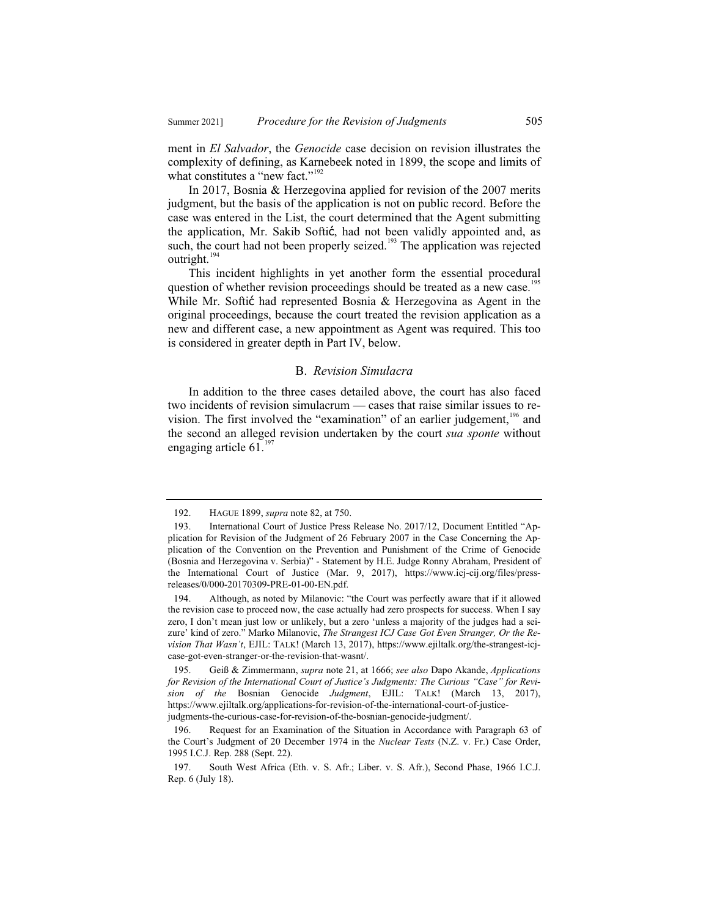ment in *El Salvador*, the *Genocide* case decision on revision illustrates the complexity of defining, as Karnebeek noted in 1899, the scope and limits of what constitutes a "new fact."[192]

In 2017, Bosnia & Herzegovina applied for revision of the 2007 merits judgment, but the basis of the application is not on public record. Before the case was entered in the List, the court determined that the Agent submitting the application, Mr. Sakib Softić, had not been validly appointed and, as such, the court had not been properly seized.[193] The application was rejected outright.[194]

This incident highlights in yet another form the essential procedural question of whether revision proceedings should be treated as a new case.[195] While Mr. Softić had represented Bosnia & Herzegovina as Agent in the original proceedings, because the court treated the revision application as a new and different case, a new appointment as Agent was required. This too is considered in greater depth in Part IV, below.

### B. *Revision Simulacra*

In addition to the three cases detailed above, the court has also faced two incidents of revision simulacrum — cases that raise similar issues to revision. The first involved the "examination" of an earlier judgement,[196] and the second an alleged revision undertaken by the court *sua sponte* without engaging article 61.[197]

---

192. HAGUE 1899, *supra* note 82, at 750.

193. International Court of Justice Press Release No. 2017/12, Document Entitled "Application for Revision of the Judgment of 26 February 2007 in the Case Concerning the Application of the Convention on the Prevention and Punishment of the Crime of Genocide (Bosnia and Herzegovina v. Serbia)" - Statement by H.E. Judge Ronny Abraham, President of the International Court of Justice (Mar. 9, 2017), https://www.icj-cij.org/files/press-releases/0/000-20170309-PRE-01-00-EN.pdf.

194. Although, as noted by Milanovic: "the Court was perfectly aware that if it allowed the revision case to proceed now, the case actually had zero prospects for success. When I say zero, I don't mean just low or unlikely, but a zero 'unless a majority of the judges had a seizure' kind of zero." Marko Milanovic, *The Strangest ICJ Case Got Even Stranger, Or the Revision That Wasn't*, EJIL: TALK! (March 13, 2017), https://www.ejiltalk.org/the-strangest-icj-case-got-even-stranger-or-the-revision-that-wasnt/.

195. Geiß & Zimmermann, *supra* note 21, at 1666; *see also* Dapo Akande, *Applications for Revision of the International Court of Justice's Judgments: The Curious "Case" for Revision of the* Bosnian Genocide *Judgment*, EJIL: TALK! (March 13, 2017), https://www.ejiltalk.org/applications-for-revision-of-the-international-court-of-justice-judgments-the-curious-case-for-revision-of-the-bosnian-genocide-judgment/.

196. Request for an Examination of the Situation in Accordance with Paragraph 63 of the Court's Judgment of 20 December 1974 in the *Nuclear Tests* (N.Z. v. Fr.) Case Order, 1995 I.C.J. Rep. 288 (Sept. 22).

197. South West Africa (Eth. v. S. Afr.; Liber. v. S. Afr.), Second Phase, 1966 I.C.J. Rep. 6 (July 18).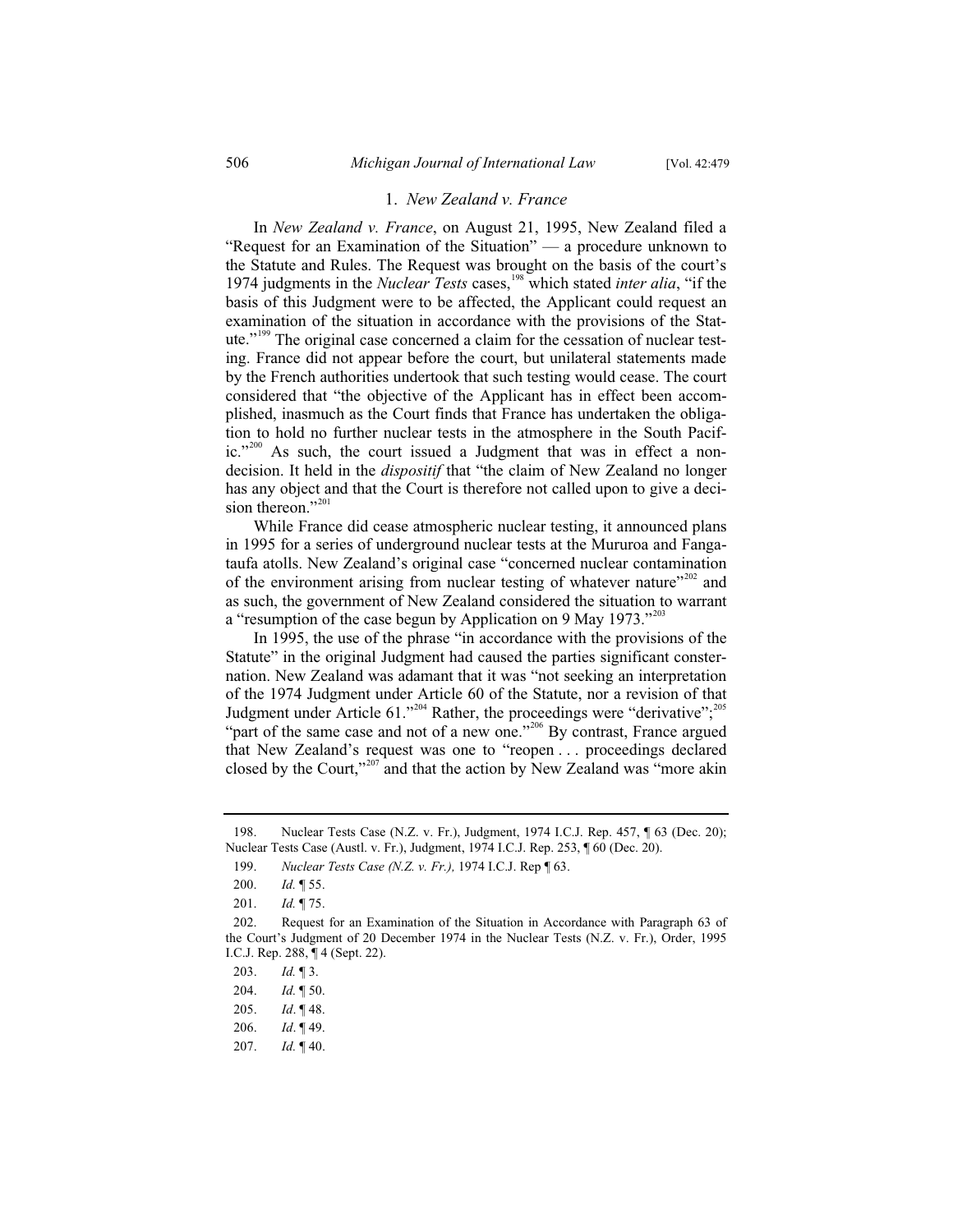### 1. *New Zealand v. France*

In *New Zealand v. France*, on August 21, 1995, New Zealand filed a "Request for an Examination of the Situation" — a procedure unknown to the Statute and Rules. The Request was brought on the basis of the court's 1974 judgments in the *Nuclear Tests* cases,[198] which stated *inter alia*, "if the basis of this Judgment were to be affected, the Applicant could request an examination of the situation in accordance with the provisions of the Statute."[199] The original case concerned a claim for the cessation of nuclear testing. France did not appear before the court, but unilateral statements made by the French authorities undertook that such testing would cease. The court considered that "the objective of the Applicant has in effect been accomplished, inasmuch as the Court finds that France has undertaken the obligation to hold no further nuclear tests in the atmosphere in the South Pacific."[200] As such, the court issued a Judgment that was in effect a non-decision. It held in the *dispositif* that "the claim of New Zealand no longer has any object and that the Court is therefore not called upon to give a decision thereon."[201]

While France did cease atmospheric nuclear testing, it announced plans in 1995 for a series of underground nuclear tests at the Mururoa and Fangataufa atolls. New Zealand's original case "concerned nuclear contamination of the environment arising from nuclear testing of whatever nature"[202] and as such, the government of New Zealand considered the situation to warrant a "resumption of the case begun by Application on 9 May 1973."[203]

In 1995, the use of the phrase "in accordance with the provisions of the Statute" in the original Judgment had caused the parties significant consternation. New Zealand was adamant that it was "not seeking an interpretation of the 1974 Judgment under Article 60 of the Statute, nor a revision of that Judgment under Article 61."[204] Rather, the proceedings were "derivative";[205] "part of the same case and not of a new one."[206] By contrast, France argued that New Zealand's request was one to "reopen . . . proceedings declared closed by the Court,"[207] and that the action by New Zealand was "more akin

---

198. Nuclear Tests Case (N.Z. v. Fr.), Judgment, 1974 I.C.J. Rep. 457, ¶ 63 (Dec. 20); Nuclear Tests Case (Austl. v. Fr.), Judgment, 1974 I.C.J. Rep. 253, ¶ 60 (Dec. 20).

199. *Nuclear Tests Case (N.Z. v. Fr.),* 1974 I.C.J. Rep ¶ 63.

200. *Id.* ¶ 55.

201. *Id.* ¶ 75.

202. Request for an Examination of the Situation in Accordance with Paragraph 63 of the Court's Judgment of 20 December 1974 in the Nuclear Tests (N.Z. v. Fr.), Order, 1995 I.C.J. Rep. 288, ¶ 4 (Sept. 22).

203. *Id.* ¶ 3.

204. *Id.* ¶ 50.

205. *Id*. ¶ 48.

206. *Id*. ¶ 49.

207. *Id.* ¶ 40.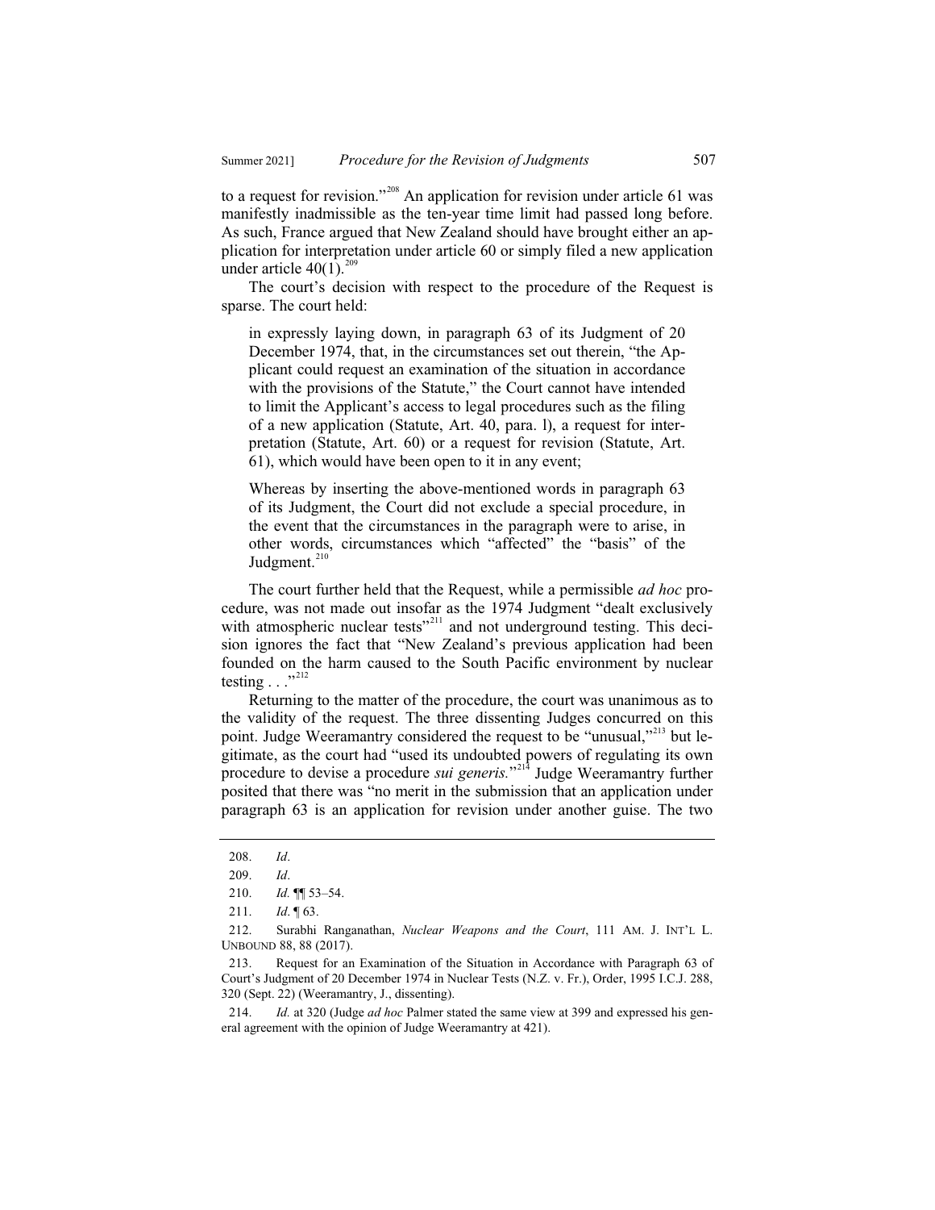to a request for revision."[208] An application for revision under article 61 was manifestly inadmissible as the ten-year time limit had passed long before. As such, France argued that New Zealand should have brought either an application for interpretation under article 60 or simply filed a new application under article 40(1).[209]

The court's decision with respect to the procedure of the Request is sparse. The court held:

> in expressly laying down, in paragraph 63 of its Judgment of 20 December 1974, that, in the circumstances set out therein, "the Applicant could request an examination of the situation in accordance with the provisions of the Statute," the Court cannot have intended to limit the Applicant's access to legal procedures such as the filing of a new application (Statute, Art. 40, para. l), a request for interpretation (Statute, Art. 60) or a request for revision (Statute, Art. 61), which would have been open to it in any event;
>
> Whereas by inserting the above-mentioned words in paragraph 63 of its Judgment, the Court did not exclude a special procedure, in the event that the circumstances in the paragraph were to arise, in other words, circumstances which "affected" the "basis" of the Judgment.[210]

The court further held that the Request, while a permissible *ad hoc* procedure, was not made out insofar as the 1974 Judgment "dealt exclusively with atmospheric nuclear tests"[211] and not underground testing. This decision ignores the fact that "New Zealand's previous application had been founded on the harm caused to the South Pacific environment by nuclear testing . . ."[212]

Returning to the matter of the procedure, the court was unanimous as to the validity of the request. The three dissenting Judges concurred on this point. Judge Weeramantry considered the request to be "unusual,"[213] but legitimate, as the court had "used its undoubted powers of regulating its own procedure to devise a procedure *sui generis.*"[214] Judge Weeramantry further posited that there was "no merit in the submission that an application under paragraph 63 is an application for revision under another guise. The two

---

208. *Id*.

209. *Id*.

210. *Id.* ¶¶ 53–54.

211. *Id*. ¶ 63.

212. Surabhi Ranganathan, *Nuclear Weapons and the Court*, 111 AM. J. INT'L L. UNBOUND 88, 88 (2017).

213. Request for an Examination of the Situation in Accordance with Paragraph 63 of Court's Judgment of 20 December 1974 in Nuclear Tests (N.Z. v. Fr.), Order, 1995 I.C.J. 288, 320 (Sept. 22) (Weeramantry, J., dissenting).

214. *Id.* at 320 (Judge *ad hoc* Palmer stated the same view at 399 and expressed his general agreement with the opinion of Judge Weeramantry at 421).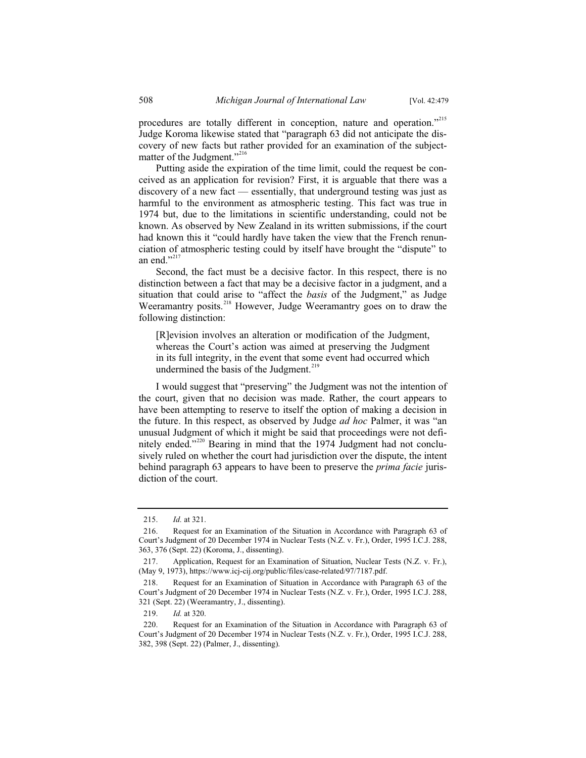procedures are totally different in conception, nature and operation."[215] Judge Koroma likewise stated that "paragraph 63 did not anticipate the discovery of new facts but rather provided for an examination of the subject-matter of the Judgment."[216]

Putting aside the expiration of the time limit, could the request be conceived as an application for revision? First, it is arguable that there was a discovery of a new fact — essentially, that underground testing was just as harmful to the environment as atmospheric testing. This fact was true in 1974 but, due to the limitations in scientific understanding, could not be known. As observed by New Zealand in its written submissions, if the court had known this it "could hardly have taken the view that the French renunciation of atmospheric testing could by itself have brought the "dispute" to an end."[217]

Second, the fact must be a decisive factor. In this respect, there is no distinction between a fact that may be a decisive factor in a judgment, and a situation that could arise to "affect the *basis* of the Judgment," as Judge Weeramantry posits.[218] However, Judge Weeramantry goes on to draw the following distinction:

> [R]evision involves an alteration or modification of the Judgment, whereas the Court's action was aimed at preserving the Judgment in its full integrity, in the event that some event had occurred which undermined the basis of the Judgment.[219]

I would suggest that "preserving" the Judgment was not the intention of the court, given that no decision was made. Rather, the court appears to have been attempting to reserve to itself the option of making a decision in the future. In this respect, as observed by Judge *ad hoc* Palmer, it was "an unusual Judgment of which it might be said that proceedings were not definitely ended."[220] Bearing in mind that the 1974 Judgment had not conclusively ruled on whether the court had jurisdiction over the dispute, the intent behind paragraph 63 appears to have been to preserve the *prima facie* jurisdiction of the court.

---

215. *Id.* at 321.

216. Request for an Examination of the Situation in Accordance with Paragraph 63 of Court's Judgment of 20 December 1974 in Nuclear Tests (N.Z. v. Fr.), Order, 1995 I.C.J. 288, 363, 376 (Sept. 22) (Koroma, J., dissenting).

217. Application, Request for an Examination of Situation, Nuclear Tests (N.Z. v. Fr.), (May 9, 1973), https://www.icj-cij.org/public/files/case-related/97/7187.pdf.

218. Request for an Examination of Situation in Accordance with Paragraph 63 of the Court's Judgment of 20 December 1974 in Nuclear Tests (N.Z. v. Fr.), Order, 1995 I.C.J. 288, 321 (Sept. 22) (Weeramantry, J., dissenting).

219. *Id.* at 320.

220. Request for an Examination of the Situation in Accordance with Paragraph 63 of Court's Judgment of 20 December 1974 in Nuclear Tests (N.Z. v. Fr.), Order, 1995 I.C.J. 288, 382, 398 (Sept. 22) (Palmer, J., dissenting).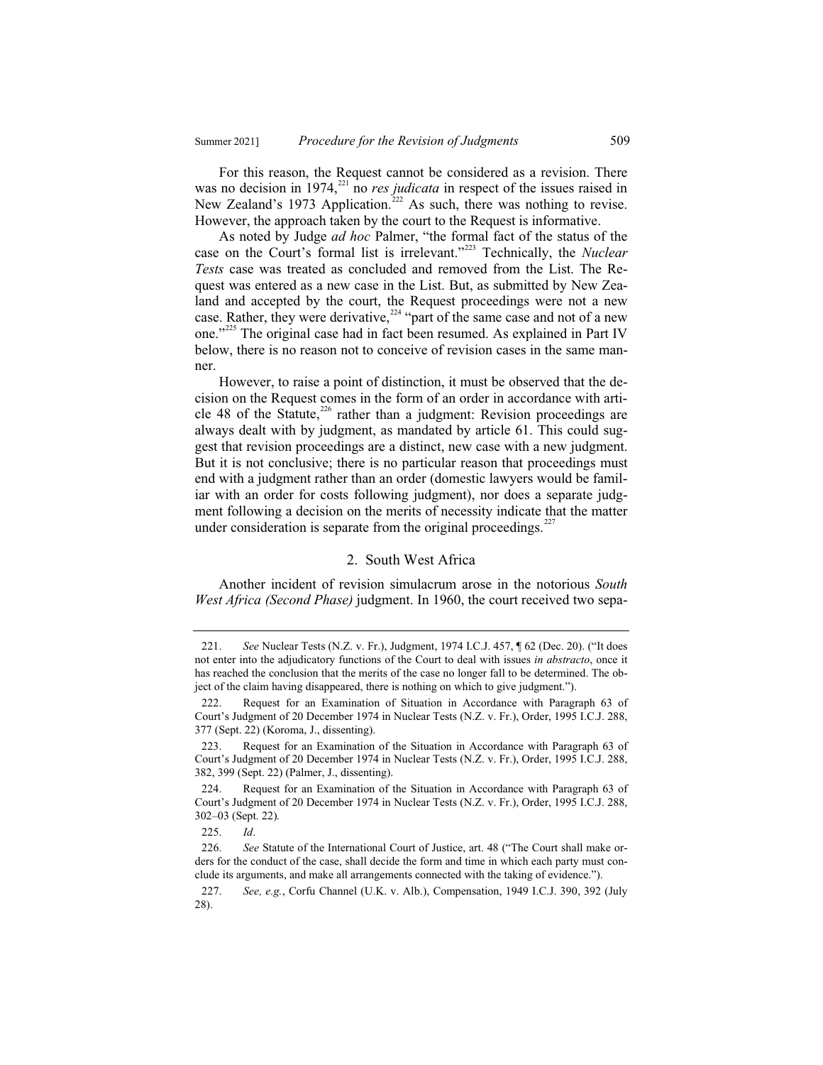For this reason, the Request cannot be considered as a revision. There was no decision in 1974,[221] no *res judicata* in respect of the issues raised in New Zealand's 1973 Application.[222] As such, there was nothing to revise. However, the approach taken by the court to the Request is informative.

As noted by Judge *ad hoc* Palmer, "the formal fact of the status of the case on the Court's formal list is irrelevant."[223] Technically, the *Nuclear Tests* case was treated as concluded and removed from the List. The Request was entered as a new case in the List. But, as submitted by New Zealand and accepted by the court, the Request proceedings were not a new case. Rather, they were derivative,[224] "part of the same case and not of a new one."[225] The original case had in fact been resumed. As explained in Part IV below, there is no reason not to conceive of revision cases in the same manner.

However, to raise a point of distinction, it must be observed that the decision on the Request comes in the form of an order in accordance with article 48 of the Statute,[226] rather than a judgment: Revision proceedings are always dealt with by judgment, as mandated by article 61. This could suggest that revision proceedings are a distinct, new case with a new judgment. But it is not conclusive; there is no particular reason that proceedings must end with a judgment rather than an order (domestic lawyers would be familiar with an order for costs following judgment), nor does a separate judgment following a decision on the merits of necessity indicate that the matter under consideration is separate from the original proceedings.[227]

### 2. South West Africa

Another incident of revision simulacrum arose in the notorious *South West Africa (Second Phase)* judgment. In 1960, the court received two sepa-

---

221. *See* Nuclear Tests (N.Z. v. Fr.), Judgment, 1974 I.C.J. 457, ¶ 62 (Dec. 20). ("It does not enter into the adjudicatory functions of the Court to deal with issues *in abstracto*, once it has reached the conclusion that the merits of the case no longer fall to be determined. The object of the claim having disappeared, there is nothing on which to give judgment.").

222. Request for an Examination of Situation in Accordance with Paragraph 63 of Court's Judgment of 20 December 1974 in Nuclear Tests (N.Z. v. Fr.), Order, 1995 I.C.J. 288, 377 (Sept. 22) (Koroma, J., dissenting).

223. Request for an Examination of the Situation in Accordance with Paragraph 63 of Court's Judgment of 20 December 1974 in Nuclear Tests (N.Z. v. Fr.), Order, 1995 I.C.J. 288, 382, 399 (Sept. 22) (Palmer, J., dissenting).

224. Request for an Examination of the Situation in Accordance with Paragraph 63 of Court's Judgment of 20 December 1974 in Nuclear Tests (N.Z. v. Fr.), Order, 1995 I.C.J. 288, 302–03 (Sept. 22).

225. *Id*.

226. *See* Statute of the International Court of Justice, art. 48 ("The Court shall make orders for the conduct of the case, shall decide the form and time in which each party must conclude its arguments, and make all arrangements connected with the taking of evidence.").

227. *See, e.g.*, Corfu Channel (U.K. v. Alb.), Compensation, 1949 I.C.J. 390, 392 (July 28).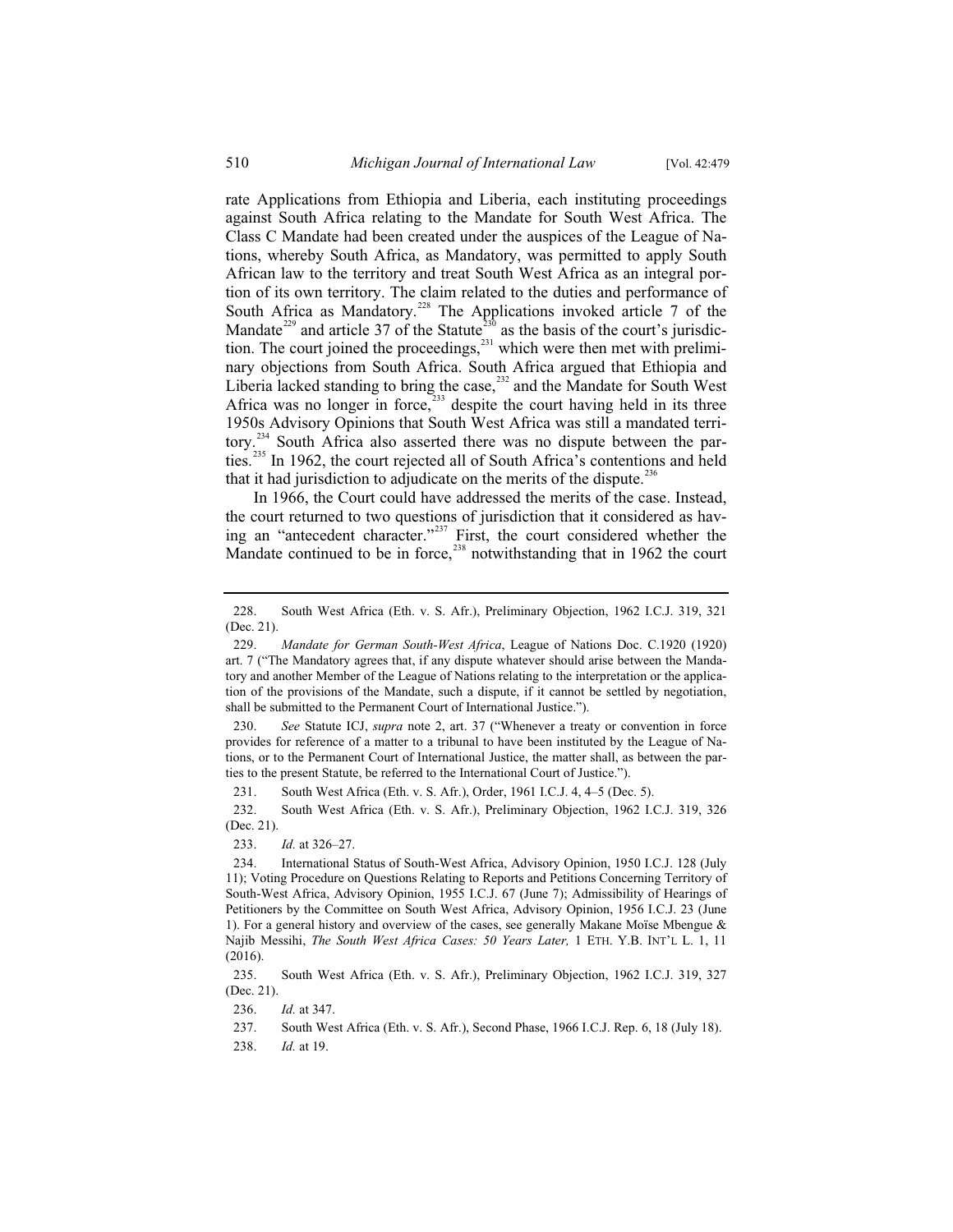rate Applications from Ethiopia and Liberia, each instituting proceedings against South Africa relating to the Mandate for South West Africa. The Class C Mandate had been created under the auspices of the League of Nations, whereby South Africa, as Mandatory, was permitted to apply South African law to the territory and treat South West Africa as an integral portion of its own territory. The claim related to the duties and performance of South Africa as Mandatory.[228] The Applications invoked article 7 of the Mandate[229] and article 37 of the Statute[230] as the basis of the court's jurisdiction. The court joined the proceedings,[231] which were then met with preliminary objections from South Africa. South Africa argued that Ethiopia and Liberia lacked standing to bring the case,[232] and the Mandate for South West Africa was no longer in force,[233] despite the court having held in its three 1950s Advisory Opinions that South West Africa was still a mandated territory.[234] South Africa also asserted there was no dispute between the parties.[235] In 1962, the court rejected all of South Africa's contentions and held that it had jurisdiction to adjudicate on the merits of the dispute.[236]

In 1966, the Court could have addressed the merits of the case. Instead, the court returned to two questions of jurisdiction that it considered as having an "antecedent character."[237] First, the court considered whether the Mandate continued to be in force,[238] notwithstanding that in 1962 the court

---

228. South West Africa (Eth. v. S. Afr.), Preliminary Objection, 1962 I.C.J. 319, 321 (Dec. 21).

229. *Mandate for German South-West Africa*, League of Nations Doc. C.1920 (1920) art. 7 ("The Mandatory agrees that, if any dispute whatever should arise between the Mandatory and another Member of the League of Nations relating to the interpretation or the application of the provisions of the Mandate, such a dispute, if it cannot be settled by negotiation, shall be submitted to the Permanent Court of International Justice.").

230. *See* Statute ICJ, *supra* note 2, art. 37 ("Whenever a treaty or convention in force provides for reference of a matter to a tribunal to have been instituted by the League of Nations, or to the Permanent Court of International Justice, the matter shall, as between the parties to the present Statute, be referred to the International Court of Justice.").

231. South West Africa (Eth. v. S. Afr.), Order, 1961 I.C.J. 4, 4–5 (Dec. 5).

232. South West Africa (Eth. v. S. Afr.), Preliminary Objection, 1962 I.C.J. 319, 326 (Dec. 21).

233. *Id.* at 326–27.

234. International Status of South-West Africa, Advisory Opinion, 1950 I.C.J. 128 (July 11); Voting Procedure on Questions Relating to Reports and Petitions Concerning Territory of South-West Africa, Advisory Opinion, 1955 I.C.J. 67 (June 7); Admissibility of Hearings of Petitioners by the Committee on South West Africa, Advisory Opinion, 1956 I.C.J. 23 (June 1). For a general history and overview of the cases, see generally Makane Moïse Mbengue & Najib Messihi, *The South West Africa Cases: 50 Years Later,* 1 ETH. Y.B. INT'L L. 1, 11 (2016).

235. South West Africa (Eth. v. S. Afr.), Preliminary Objection, 1962 I.C.J. 319, 327 (Dec. 21).

236. *Id.* at 347.

237. South West Africa (Eth. v. S. Afr.), Second Phase, 1966 I.C.J. Rep. 6, 18 (July 18).

238. *Id.* at 19.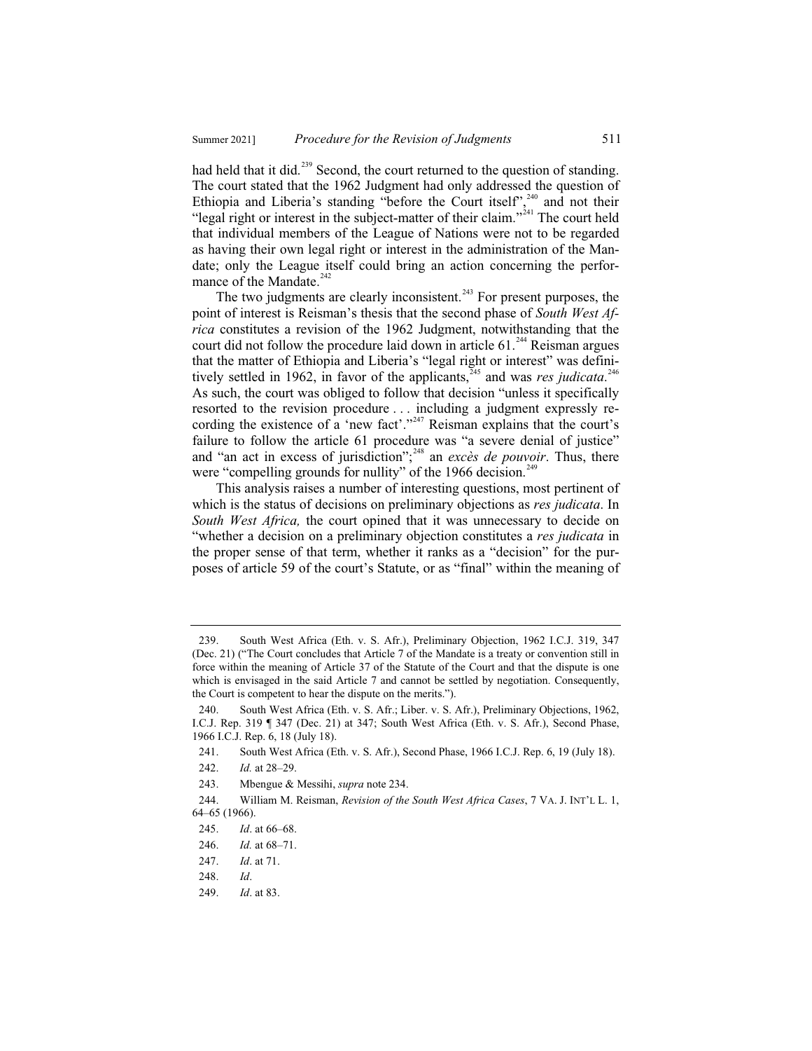had held that it did.[239] Second, the court returned to the question of standing. The court stated that the 1962 Judgment had only addressed the question of Ethiopia and Liberia's standing "before the Court itself",[240] and not their "legal right or interest in the subject-matter of their claim."[241] The court held that individual members of the League of Nations were not to be regarded as having their own legal right or interest in the administration of the Mandate; only the League itself could bring an action concerning the performance of the Mandate.[242]

The two judgments are clearly inconsistent.[243] For present purposes, the point of interest is Reisman's thesis that the second phase of *South West Africa* constitutes a revision of the 1962 Judgment, notwithstanding that the court did not follow the procedure laid down in article 61.[244] Reisman argues that the matter of Ethiopia and Liberia's "legal right or interest" was definitively settled in 1962, in favor of the applicants,[245] and was *res judicata*.[246] As such, the court was obliged to follow that decision "unless it specifically resorted to the revision procedure . . . including a judgment expressly recording the existence of a 'new fact'."[247] Reisman explains that the court's failure to follow the article 61 procedure was "a severe denial of justice" and "an act in excess of jurisdiction";[248] an *excès de pouvoir*. Thus, there were "compelling grounds for nullity" of the 1966 decision.[249]

This analysis raises a number of interesting questions, most pertinent of which is the status of decisions on preliminary objections as *res judicata*. In *South West Africa,* the court opined that it was unnecessary to decide on "whether a decision on a preliminary objection constitutes a *res judicata* in the proper sense of that term, whether it ranks as a "decision" for the purposes of article 59 of the court's Statute, or as "final" within the meaning of

---

239. South West Africa (Eth. v. S. Afr.), Preliminary Objection, 1962 I.C.J. 319, 347 (Dec. 21) ("The Court concludes that Article 7 of the Mandate is a treaty or convention still in force within the meaning of Article 37 of the Statute of the Court and that the dispute is one which is envisaged in the said Article 7 and cannot be settled by negotiation. Consequently, the Court is competent to hear the dispute on the merits.").

240. South West Africa (Eth. v. S. Afr.; Liber. v. S. Afr.), Preliminary Objections, 1962, I.C.J. Rep. 319 ¶ 347 (Dec. 21) at 347; South West Africa (Eth. v. S. Afr.), Second Phase, 1966 I.C.J. Rep. 6, 18 (July 18).

241. South West Africa (Eth. v. S. Afr.), Second Phase, 1966 I.C.J. Rep. 6, 19 (July 18).

242. *Id.* at 28–29.

243. Mbengue & Messihi, *supra* note 234.

244. William M. Reisman, *Revision of the South West Africa Cases*, 7 VA. J. INT'L L. 1, 64–65 (1966).

245. *Id*. at 66–68.

246. *Id.* at 68–71.

247. *Id*. at 71.

248. *Id*.

249. *Id*. at 83.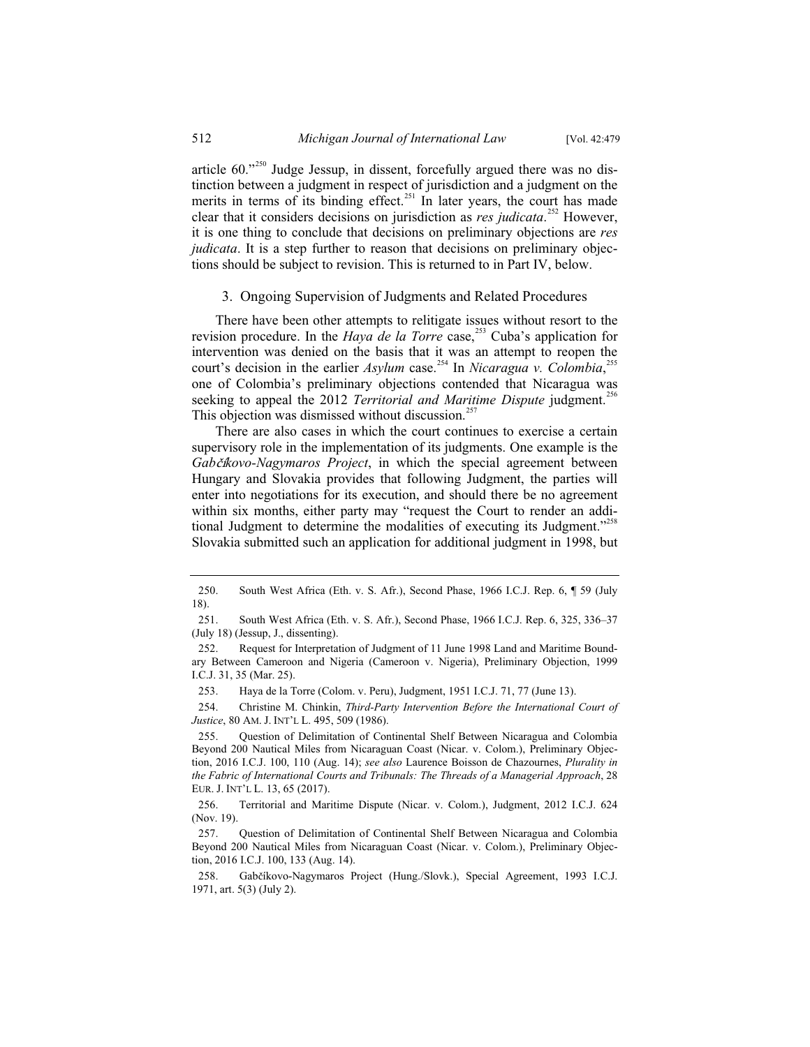article 60."[250] Judge Jessup, in dissent, forcefully argued there was no distinction between a judgment in respect of jurisdiction and a judgment on the merits in terms of its binding effect.[251] In later years, the court has made clear that it considers decisions on jurisdiction as *res judicata*.[252] However, it is one thing to conclude that decisions on preliminary objections are *res judicata*. It is a step further to reason that decisions on preliminary objections should be subject to revision. This is returned to in Part IV, below.

### 3. Ongoing Supervision of Judgments and Related Procedures

There have been other attempts to relitigate issues without resort to the revision procedure. In the *Haya de la Torre* case,[253] Cuba's application for intervention was denied on the basis that it was an attempt to reopen the court's decision in the earlier *Asylum* case.[254] In *Nicaragua v. Colombia*,[255] one of Colombia's preliminary objections contended that Nicaragua was seeking to appeal the 2012 *Territorial and Maritime Dispute* judgment.[256] This objection was dismissed without discussion.[257]

There are also cases in which the court continues to exercise a certain supervisory role in the implementation of its judgments. One example is the *Gabčíkovo-Nagymaros Project*, in which the special agreement between Hungary and Slovakia provides that following Judgment, the parties will enter into negotiations for its execution, and should there be no agreement within six months, either party may "request the Court to render an additional Judgment to determine the modalities of executing its Judgment."[258] Slovakia submitted such an application for additional judgment in 1998, but

---

250. South West Africa (Eth. v. S. Afr.), Second Phase, 1966 I.C.J. Rep. 6, ¶ 59 (July 18).

251. South West Africa (Eth. v. S. Afr.), Second Phase, 1966 I.C.J. Rep. 6, 325, 336–37 (July 18) (Jessup, J., dissenting).

252. Request for Interpretation of Judgment of 11 June 1998 Land and Maritime Boundary Between Cameroon and Nigeria (Cameroon v. Nigeria), Preliminary Objection, 1999 I.C.J. 31, 35 (Mar. 25).

253. Haya de la Torre (Colom. v. Peru), Judgment, 1951 I.C.J. 71, 77 (June 13).

254. Christine M. Chinkin, *Third-Party Intervention Before the International Court of Justice*, 80 AM. J. INT'L L. 495, 509 (1986).

255. Question of Delimitation of Continental Shelf Between Nicaragua and Colombia Beyond 200 Nautical Miles from Nicaraguan Coast (Nicar. v. Colom.), Preliminary Objection, 2016 I.C.J. 100, 110 (Aug. 14); *see also* Laurence Boisson de Chazournes, *Plurality in the Fabric of International Courts and Tribunals: The Threads of a Managerial Approach*, 28 EUR. J. INT'L L. 13, 65 (2017).

256. Territorial and Maritime Dispute (Nicar. v. Colom.), Judgment, 2012 I.C.J. 624 (Nov. 19).

257. Question of Delimitation of Continental Shelf Between Nicaragua and Colombia Beyond 200 Nautical Miles from Nicaraguan Coast (Nicar. v. Colom.), Preliminary Objection, 2016 I.C.J. 100, 133 (Aug. 14).

258. Gabčíkovo-Nagymaros Project (Hung./Slovk.), Special Agreement, 1993 I.C.J. 1971, art. 5(3) (July 2).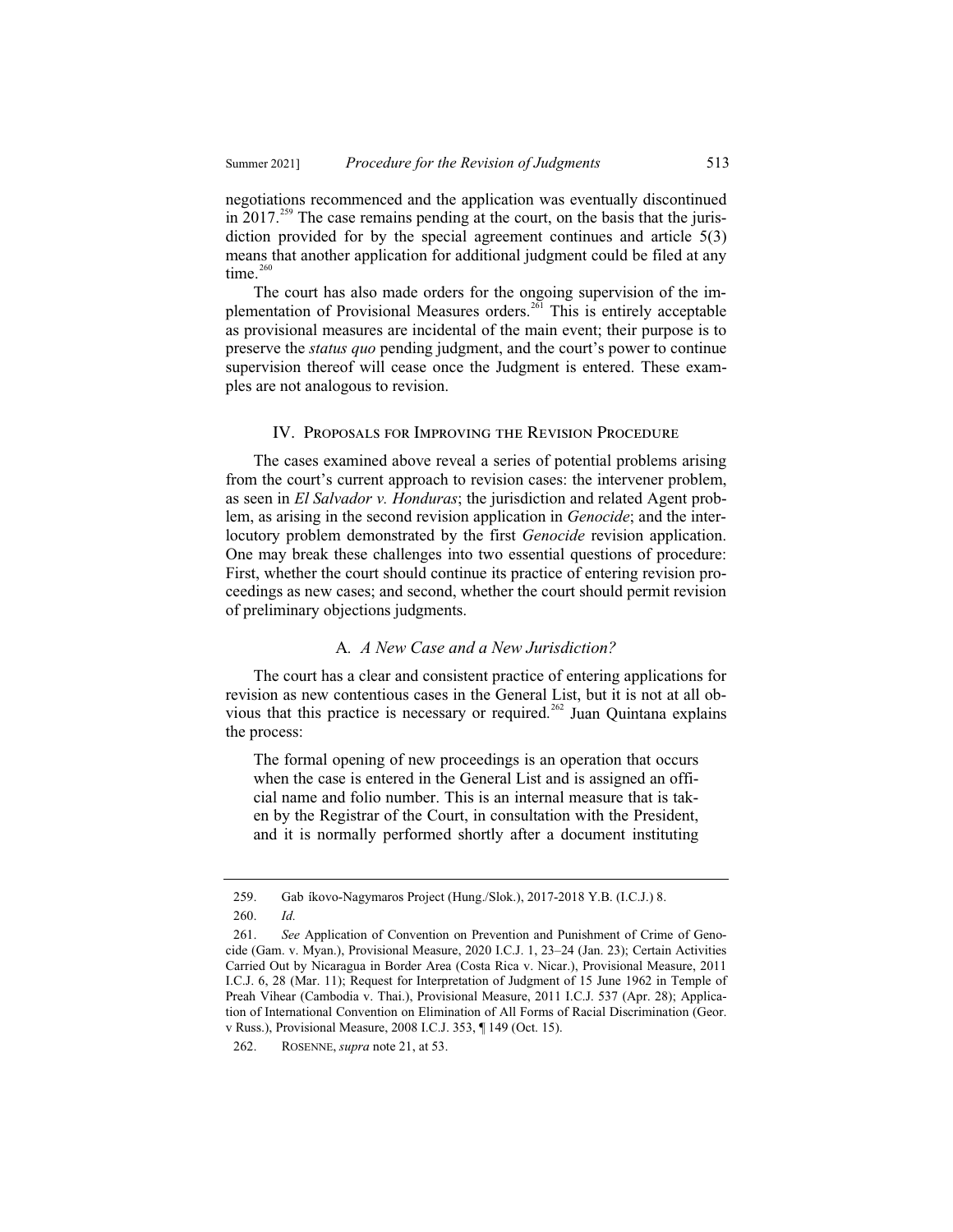negotiations recommenced and the application was eventually discontinued in 2017.[259] The case remains pending at the court, on the basis that the jurisdiction provided for by the special agreement continues and article 5(3) means that another application for additional judgment could be filed at any time.[260]

The court has also made orders for the ongoing supervision of the implementation of Provisional Measures orders.[261] This is entirely acceptable as provisional measures are incidental of the main event; their purpose is to preserve the *status quo* pending judgment, and the court's power to continue supervision thereof will cease once the Judgment is entered. These examples are not analogous to revision.

## IV. Proposals for Improving the Revision Procedure

The cases examined above reveal a series of potential problems arising from the court's current approach to revision cases: the intervener problem, as seen in *El Salvador v. Honduras*; the jurisdiction and related Agent problem, as arising in the second revision application in *Genocide*; and the interlocutory problem demonstrated by the first *Genocide* revision application. One may break these challenges into two essential questions of procedure: First, whether the court should continue its practice of entering revision proceedings as new cases; and second, whether the court should permit revision of preliminary objections judgments.

### A. *A New Case and a New Jurisdiction?*

The court has a clear and consistent practice of entering applications for revision as new contentious cases in the General List, but it is not at all obvious that this practice is necessary or required.[262] Juan Quintana explains the process:

> The formal opening of new proceedings is an operation that occurs when the case is entered in the General List and is assigned an official name and folio number. This is an internal measure that is taken by the Registrar of the Court, in consultation with the President, and it is normally performed shortly after a document instituting

---

259. Gab íkovo-Nagymaros Project (Hung./Slok.), 2017-2018 Y.B. (I.C.J.) 8.

260. *Id.*

261. *See* Application of Convention on Prevention and Punishment of Crime of Genocide (Gam. v. Myan.), Provisional Measure, 2020 I.C.J. 1, 23–24 (Jan. 23); Certain Activities Carried Out by Nicaragua in Border Area (Costa Rica v. Nicar.), Provisional Measure, 2011 I.C.J. 6, 28 (Mar. 11); Request for Interpretation of Judgment of 15 June 1962 in Temple of Preah Vihear (Cambodia v. Thai.), Provisional Measure, 2011 I.C.J. 537 (Apr. 28); Application of International Convention on Elimination of All Forms of Racial Discrimination (Geor. v Russ.), Provisional Measure, 2008 I.C.J. 353, ¶ 149 (Oct. 15).

262. ROSENNE, *supra* note 21, at 53.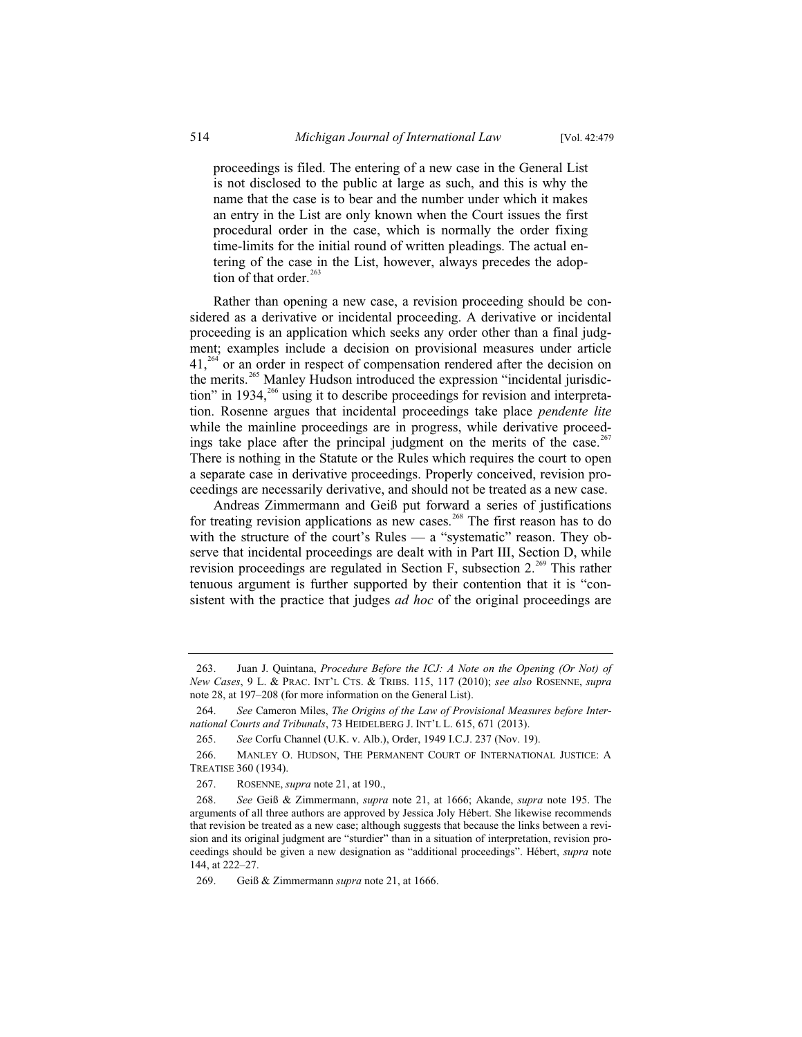proceedings is filed. The entering of a new case in the General List is not disclosed to the public at large as such, and this is why the name that the case is to bear and the number under which it makes an entry in the List are only known when the Court issues the first procedural order in the case, which is normally the order fixing time-limits for the initial round of written pleadings. The actual entering of the case in the List, however, always precedes the adoption of that order.[263]

Rather than opening a new case, a revision proceeding should be considered as a derivative or incidental proceeding. A derivative or incidental proceeding is an application which seeks any order other than a final judgment; examples include a decision on provisional measures under article 41,[264] or an order in respect of compensation rendered after the decision on the merits.[265] Manley Hudson introduced the expression "incidental jurisdiction" in 1934,[266] using it to describe proceedings for revision and interpretation. Rosenne argues that incidental proceedings take place *pendente lite* while the mainline proceedings are in progress, while derivative proceedings take place after the principal judgment on the merits of the case.[267] There is nothing in the Statute or the Rules which requires the court to open a separate case in derivative proceedings. Properly conceived, revision proceedings are necessarily derivative, and should not be treated as a new case.

Andreas Zimmermann and Geiß put forward a series of justifications for treating revision applications as new cases.[268] The first reason has to do with the structure of the court's Rules — a "systematic" reason. They observe that incidental proceedings are dealt with in Part III, Section D, while revision proceedings are regulated in Section F, subsection 2.[269] This rather tenuous argument is further supported by their contention that it is "consistent with the practice that judges *ad hoc* of the original proceedings are

---

263. Juan J. Quintana, *Procedure Before the ICJ: A Note on the Opening (Or Not) of New Cases*, 9 L. & PRAC. INT'L CTS. & TRIBS. 115, 117 (2010); *see also* ROSENNE, *supra* note 28, at 197–208 (for more information on the General List).

264. *See* Cameron Miles, *The Origins of the Law of Provisional Measures before International Courts and Tribunals*, 73 HEIDELBERG J. INT'L L. 615, 671 (2013).

265. *See* Corfu Channel (U.K. v. Alb.), Order, 1949 I.C.J. 237 (Nov. 19).

266. MANLEY O. HUDSON, THE PERMANENT COURT OF INTERNATIONAL JUSTICE: A TREATISE 360 (1934).

267. ROSENNE, *supra* note 21, at 190.,

268. *See* Geiß & Zimmermann, *supra* note 21, at 1666; Akande, *supra* note 195. The arguments of all three authors are approved by Jessica Joly Hébert. She likewise recommends that revision be treated as a new case; although suggests that because the links between a revision and its original judgment are "sturdier" than in a situation of interpretation, revision proceedings should be given a new designation as "additional proceedings". Hébert, *supra* note 144, at 222–27.

269. Geiß & Zimmermann *supra* note 21, at 1666.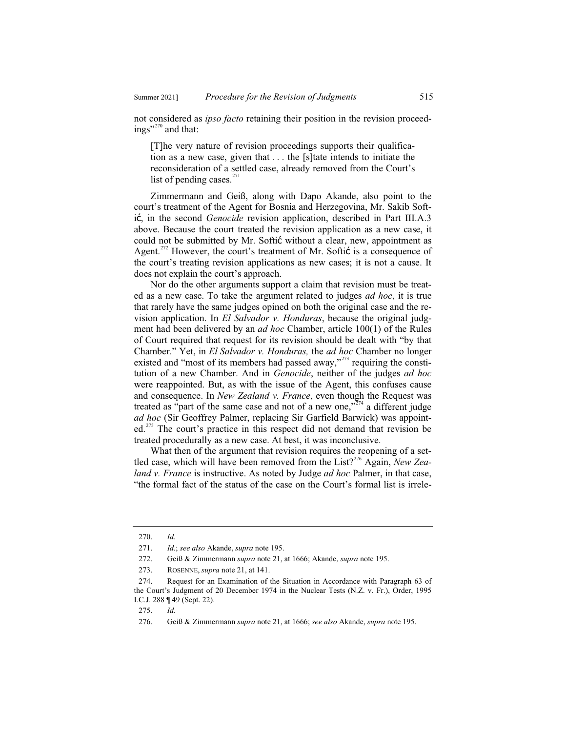not considered as *ipso facto* retaining their position in the revision proceedings"[270] and that:

> [T]he very nature of revision proceedings supports their qualification as a new case, given that . . . the [s]tate intends to initiate the reconsideration of a settled case, already removed from the Court's list of pending cases.[271]

Zimmermann and Geiß, along with Dapo Akande, also point to the court's treatment of the Agent for Bosnia and Herzegovina, Mr. Sakib Softić, in the second *Genocide* revision application, described in Part III.A.3 above. Because the court treated the revision application as a new case, it could not be submitted by Mr. Softić without a clear, new, appointment as Agent.[272] However, the court's treatment of Mr. Softić is a consequence of the court's treating revision applications as new cases; it is not a cause. It does not explain the court's approach.

Nor do the other arguments support a claim that revision must be treated as a new case. To take the argument related to judges *ad hoc*, it is true that rarely have the same judges opined on both the original case and the revision application. In *El Salvador v. Honduras*, because the original judgment had been delivered by an *ad hoc* Chamber, article 100(1) of the Rules of Court required that request for its revision should be dealt with "by that Chamber." Yet, in *El Salvador v. Honduras,* the *ad hoc* Chamber no longer existed and "most of its members had passed away,"[273] requiring the constitution of a new Chamber. And in *Genocide*, neither of the judges *ad hoc* were reappointed. But, as with the issue of the Agent, this confuses cause and consequence. In *New Zealand v. France*, even though the Request was treated as "part of the same case and not of a new one,"[274] a different judge *ad hoc* (Sir Geoffrey Palmer, replacing Sir Garfield Barwick) was appointed.[275] The court's practice in this respect did not demand that revision be treated procedurally as a new case. At best, it was inconclusive.

What then of the argument that revision requires the reopening of a settled case, which will have been removed from the List?[276] Again, *New Zealand v. France* is instructive. As noted by Judge *ad hoc* Palmer, in that case, "the formal fact of the status of the case on the Court's formal list is irrele-

---

270. *Id.*

271. *Id.*; *see also* Akande, *supra* note 195.

272. Geiß & Zimmermann *supra* note 21, at 1666; Akande, *supra* note 195.

273. ROSENNE, *supra* note 21, at 141.

274. Request for an Examination of the Situation in Accordance with Paragraph 63 of the Court's Judgment of 20 December 1974 in the Nuclear Tests (N.Z. v. Fr.), Order, 1995 I.C.J. 288 ¶ 49 (Sept. 22).

275. *Id.*

276. Geiß & Zimmermann *supra* note 21, at 1666; *see also* Akande, *supra* note 195.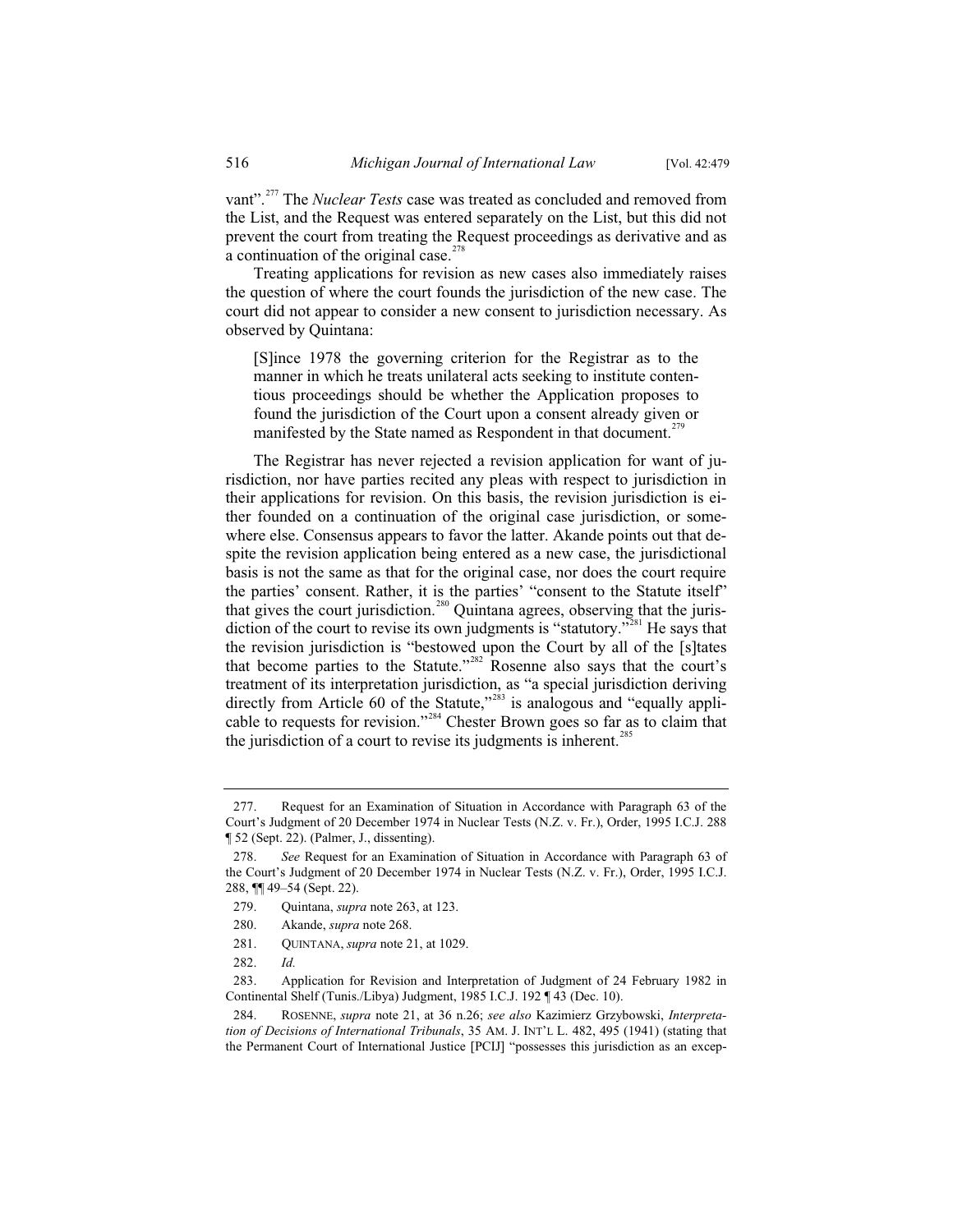vant".[277] The *Nuclear Tests* case was treated as concluded and removed from the List, and the Request was entered separately on the List, but this did not prevent the court from treating the Request proceedings as derivative and as a continuation of the original case.[278]

Treating applications for revision as new cases also immediately raises the question of where the court founds the jurisdiction of the new case. The court did not appear to consider a new consent to jurisdiction necessary. As observed by Quintana:

> [S]ince 1978 the governing criterion for the Registrar as to the manner in which he treats unilateral acts seeking to institute contentious proceedings should be whether the Application proposes to found the jurisdiction of the Court upon a consent already given or manifested by the State named as Respondent in that document.[279]

The Registrar has never rejected a revision application for want of jurisdiction, nor have parties recited any pleas with respect to jurisdiction in their applications for revision. On this basis, the revision jurisdiction is either founded on a continuation of the original case jurisdiction, or somewhere else. Consensus appears to favor the latter. Akande points out that despite the revision application being entered as a new case, the jurisdictional basis is not the same as that for the original case, nor does the court require the parties' consent. Rather, it is the parties' "consent to the Statute itself" that gives the court jurisdiction.[280] Quintana agrees, observing that the jurisdiction of the court to revise its own judgments is "statutory."[281] He says that the revision jurisdiction is "bestowed upon the Court by all of the [s]tates that become parties to the Statute."[282] Rosenne also says that the court's treatment of its interpretation jurisdiction, as "a special jurisdiction deriving directly from Article 60 of the Statute,"[283] is analogous and "equally applicable to requests for revision."[284] Chester Brown goes so far as to claim that the jurisdiction of a court to revise its judgments is inherent.[285]

---

277. Request for an Examination of Situation in Accordance with Paragraph 63 of the Court's Judgment of 20 December 1974 in Nuclear Tests (N.Z. v. Fr.), Order, 1995 I.C.J. 288 ¶ 52 (Sept. 22). (Palmer, J., dissenting).

278. *See* Request for an Examination of Situation in Accordance with Paragraph 63 of the Court's Judgment of 20 December 1974 in Nuclear Tests (N.Z. v. Fr.), Order, 1995 I.C.J. 288, ¶¶ 49–54 (Sept. 22).

279. Quintana, *supra* note 263, at 123.

280. Akande, *supra* note 268.

281. QUINTANA, *supra* note 21, at 1029.

282. *Id.*

283. Application for Revision and Interpretation of Judgment of 24 February 1982 in Continental Shelf (Tunis./Libya) Judgment, 1985 I.C.J. 192 ¶ 43 (Dec. 10).

284. ROSENNE, *supra* note 21, at 36 n.26; *see also* Kazimierz Grzybowski, *Interpretation of Decisions of International Tribunals*, 35 AM. J. INT'L L. 482, 495 (1941) (stating that the Permanent Court of International Justice [PCIJ] "possesses this jurisdiction as an excep-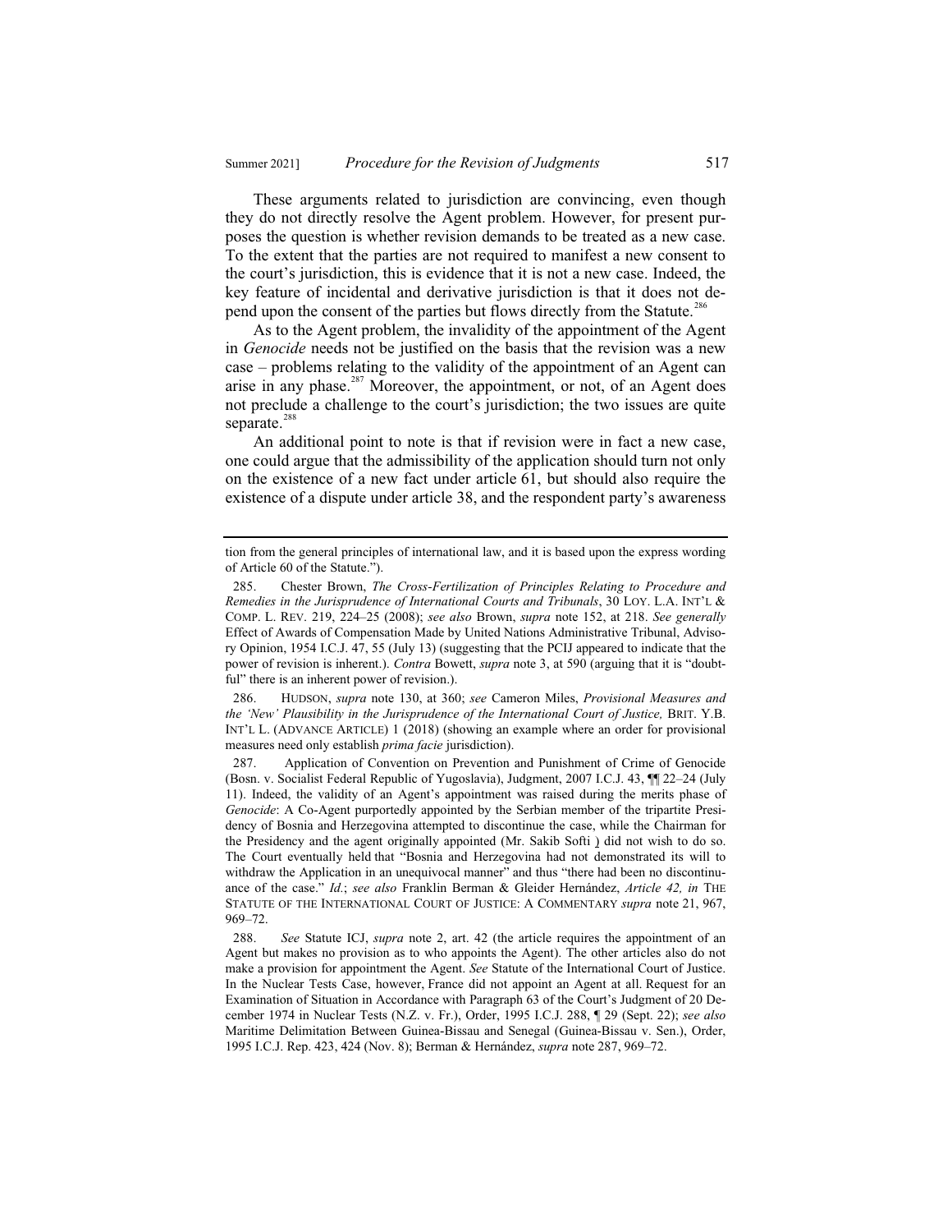These arguments related to jurisdiction are convincing, even though they do not directly resolve the Agent problem. However, for present purposes the question is whether revision demands to be treated as a new case. To the extent that the parties are not required to manifest a new consent to the court's jurisdiction, this is evidence that it is not a new case. Indeed, the key feature of incidental and derivative jurisdiction is that it does not depend upon the consent of the parties but flows directly from the Statute.[286]

As to the Agent problem, the invalidity of the appointment of the Agent in *Genocide* needs not be justified on the basis that the revision was a new case – problems relating to the validity of the appointment of an Agent can arise in any phase.[287] Moreover, the appointment, or not, of an Agent does not preclude a challenge to the court's jurisdiction; the two issues are quite separate.[288]

An additional point to note is that if revision were in fact a new case, one could argue that the admissibility of the application should turn not only on the existence of a new fact under article 61, but should also require the existence of a dispute under article 38, and the respondent party's awareness

---

tion from the general principles of international law, and it is based upon the express wording of Article 60 of the Statute.").

285. Chester Brown, *The Cross-Fertilization of Principles Relating to Procedure and Remedies in the Jurisprudence of International Courts and Tribunals*, 30 LOY. L.A. INT'L & COMP. L. REV. 219, 224–25 (2008); *see also* Brown, *supra* note 152, at 218. *See generally* Effect of Awards of Compensation Made by United Nations Administrative Tribunal, Advisory Opinion, 1954 I.C.J. 47, 55 (July 13) (suggesting that the PCIJ appeared to indicate that the power of revision is inherent.). *Contra* Bowett, *supra* note 3, at 590 (arguing that it is "doubtful" there is an inherent power of revision.).

286. HUDSON, *supra* note 130, at 360; *see* Cameron Miles, *Provisional Measures and the 'New' Plausibility in the Jurisprudence of the International Court of Justice,* BRIT. Y.B. INT'L L. (ADVANCE ARTICLE) 1 (2018) (showing an example where an order for provisional measures need only establish *prima facie* jurisdiction).

287. Application of Convention on Prevention and Punishment of Crime of Genocide (Bosn. v. Socialist Federal Republic of Yugoslavia), Judgment, 2007 I.C.J. 43, ¶¶ 22–24 (July 11). Indeed, the validity of an Agent's appointment was raised during the merits phase of *Genocide*: A Co-Agent purportedly appointed by the Serbian member of the tripartite Presidency of Bosnia and Herzegovina attempted to discontinue the case, while the Chairman for the Presidency and the agent originally appointed (Mr. Sakib Softi ) did not wish to do so. The Court eventually held that "Bosnia and Herzegovina had not demonstrated its will to withdraw the Application in an unequivocal manner" and thus "there had been no discontinuance of the case." *Id.*; *see also* Franklin Berman & Gleider Hernández, *Article 42, in* THE STATUTE OF THE INTERNATIONAL COURT OF JUSTICE: A COMMENTARY *supra* note 21, 967, 969–72.

288. *See* Statute ICJ, *supra* note 2, art. 42 (the article requires the appointment of an Agent but makes no provision as to who appoints the Agent). The other articles also do not make a provision for appointment the Agent. *See* Statute of the International Court of Justice. In the Nuclear Tests Case, however, France did not appoint an Agent at all. Request for an Examination of Situation in Accordance with Paragraph 63 of the Court's Judgment of 20 December 1974 in Nuclear Tests (N.Z. v. Fr.), Order, 1995 I.C.J. 288, ¶ 29 (Sept. 22); *see also* Maritime Delimitation Between Guinea-Bissau and Senegal (Guinea-Bissau v. Sen.), Order, 1995 I.C.J. Rep. 423, 424 (Nov. 8); Berman & Hernández, *supra* note 287, 969–72.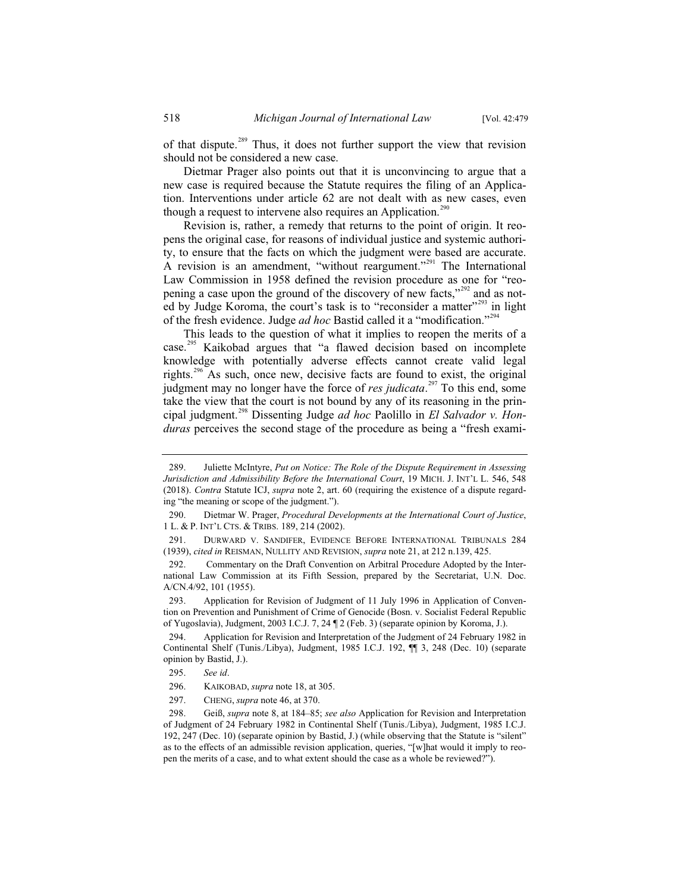of that dispute.[289] Thus, it does not further support the view that revision should not be considered a new case.

Dietmar Prager also points out that it is unconvincing to argue that a new case is required because the Statute requires the filing of an Application. Interventions under article 62 are not dealt with as new cases, even though a request to intervene also requires an Application.[290]

Revision is, rather, a remedy that returns to the point of origin. It reopens the original case, for reasons of individual justice and systemic authority, to ensure that the facts on which the judgment were based are accurate. A revision is an amendment, "without reargument."[291] The International Law Commission in 1958 defined the revision procedure as one for "reopening a case upon the ground of the discovery of new facts,"[292] and as noted by Judge Koroma, the court's task is to "reconsider a matter"[293] in light of the fresh evidence. Judge *ad hoc* Bastid called it a "modification."[294]

This leads to the question of what it implies to reopen the merits of a case.[295] Kaikobad argues that "a flawed decision based on incomplete knowledge with potentially adverse effects cannot create valid legal rights.[296] As such, once new, decisive facts are found to exist, the original judgment may no longer have the force of *res judicata*.[297] To this end, some take the view that the court is not bound by any of its reasoning in the principal judgment.[298] Dissenting Judge *ad hoc* Paolillo in *El Salvador v. Honduras* perceives the second stage of the procedure as being a "fresh exami-

---

289. Juliette McIntyre, *Put on Notice: The Role of the Dispute Requirement in Assessing Jurisdiction and Admissibility Before the International Court*, 19 MICH. J. INT'L L. 546, 548 (2018). *Contra* Statute ICJ, *supra* note 2, art. 60 (requiring the existence of a dispute regarding "the meaning or scope of the judgment.").

290. Dietmar W. Prager, *Procedural Developments at the International Court of Justice*, 1 L. & P. INT'L CTS. & TRIBS. 189, 214 (2002).

291. DURWARD V. SANDIFER, EVIDENCE BEFORE INTERNATIONAL TRIBUNALS 284 (1939), *cited in* REISMAN, NULLITY AND REVISION, *supra* note 21, at 212 n.139, 425.

292. Commentary on the Draft Convention on Arbitral Procedure Adopted by the International Law Commission at its Fifth Session, prepared by the Secretariat, U.N. Doc. A/CN.4/92, 101 (1955).

293. Application for Revision of Judgment of 11 July 1996 in Application of Convention on Prevention and Punishment of Crime of Genocide (Bosn. v. Socialist Federal Republic of Yugoslavia), Judgment, 2003 I.C.J. 7, 24 ¶ 2 (Feb. 3) (separate opinion by Koroma, J.).

294. Application for Revision and Interpretation of the Judgment of 24 February 1982 in Continental Shelf (Tunis./Libya), Judgment, 1985 I.C.J. 192, ¶¶ 3, 248 (Dec. 10) (separate opinion by Bastid, J.).

295. *See id*.

296. KAIKOBAD, *supra* note 18, at 305.

297. CHENG, *supra* note 46, at 370.

298. Geiß, *supra* note 8, at 184–85; *see also* Application for Revision and Interpretation of Judgment of 24 February 1982 in Continental Shelf (Tunis./Libya), Judgment, 1985 I.C.J. 192, 247 (Dec. 10) (separate opinion by Bastid, J.) (while observing that the Statute is "silent" as to the effects of an admissible revision application, queries, "[w]hat would it imply to reopen the merits of a case, and to what extent should the case as a whole be reviewed?").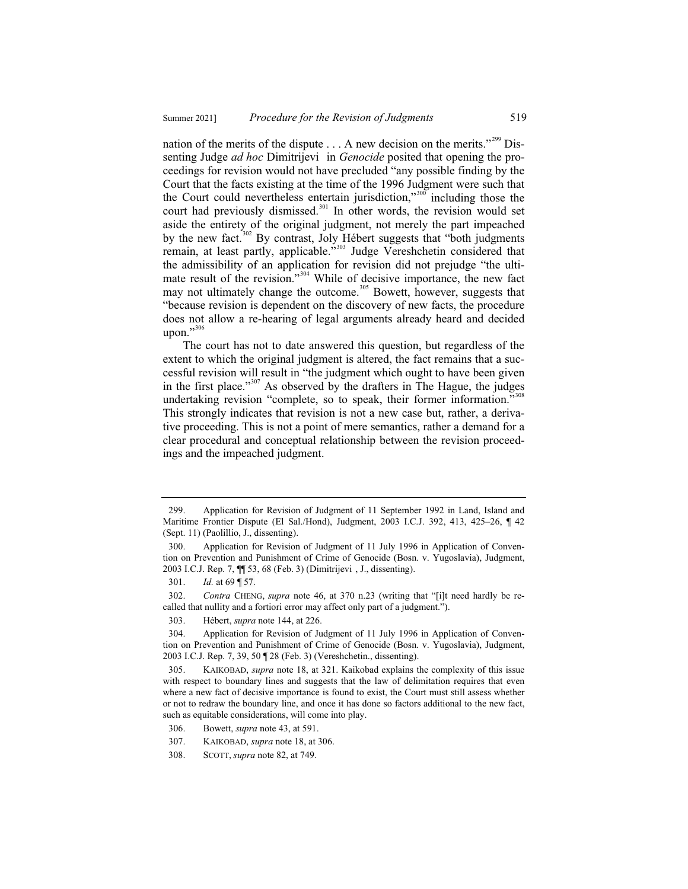nation of the merits of the dispute . . . A new decision on the merits."[299] Dissenting Judge *ad hoc* Dimitrijevi in *Genocide* posited that opening the proceedings for revision would not have precluded "any possible finding by the Court that the facts existing at the time of the 1996 Judgment were such that the Court could nevertheless entertain jurisdiction,"[300] including those the court had previously dismissed.[301] In other words, the revision would set aside the entirety of the original judgment, not merely the part impeached by the new fact.[302] By contrast, Joly Hébert suggests that "both judgments remain, at least partly, applicable."[303] Judge Vereshchetin considered that the admissibility of an application for revision did not prejudge "the ultimate result of the revision."[304] While of decisive importance, the new fact may not ultimately change the outcome.[305] Bowett, however, suggests that "because revision is dependent on the discovery of new facts, the procedure does not allow a re-hearing of legal arguments already heard and decided upon."[306]

The court has not to date answered this question, but regardless of the extent to which the original judgment is altered, the fact remains that a successful revision will result in "the judgment which ought to have been given in the first place."[307] As observed by the drafters in The Hague, the judges undertaking revision "complete, so to speak, their former information."[308] This strongly indicates that revision is not a new case but, rather, a derivative proceeding. This is not a point of mere semantics, rather a demand for a clear procedural and conceptual relationship between the revision proceedings and the impeached judgment.

---

299. Application for Revision of Judgment of 11 September 1992 in Land, Island and Maritime Frontier Dispute (El Sal./Hond), Judgment, 2003 I.C.J. 392, 413, 425–26, ¶ 42 (Sept. 11) (Paolillio, J., dissenting).

300. Application for Revision of Judgment of 11 July 1996 in Application of Convention on Prevention and Punishment of Crime of Genocide (Bosn. v. Yugoslavia), Judgment, 2003 I.C.J. Rep. 7, ¶¶ 53, 68 (Feb. 3) (Dimitrijevi , J., dissenting).

301. *Id.* at 69 ¶ 57.

302. *Contra* CHENG, *supra* note 46, at 370 n.23 (writing that "[i]t need hardly be recalled that nullity and a fortiori error may affect only part of a judgment.").

303. Hébert, *supra* note 144, at 226.

304. Application for Revision of Judgment of 11 July 1996 in Application of Convention on Prevention and Punishment of Crime of Genocide (Bosn. v. Yugoslavia), Judgment, 2003 I.C.J. Rep. 7, 39, 50 ¶ 28 (Feb. 3) (Vereshchetin., dissenting).

305. KAIKOBAD, *supra* note 18, at 321. Kaikobad explains the complexity of this issue with respect to boundary lines and suggests that the law of delimitation requires that even where a new fact of decisive importance is found to exist, the Court must still assess whether or not to redraw the boundary line, and once it has done so factors additional to the new fact, such as equitable considerations, will come into play.

306. Bowett, *supra* note 43, at 591.

307. KAIKOBAD, *supra* note 18, at 306.

308. SCOTT, *supra* note 82, at 749.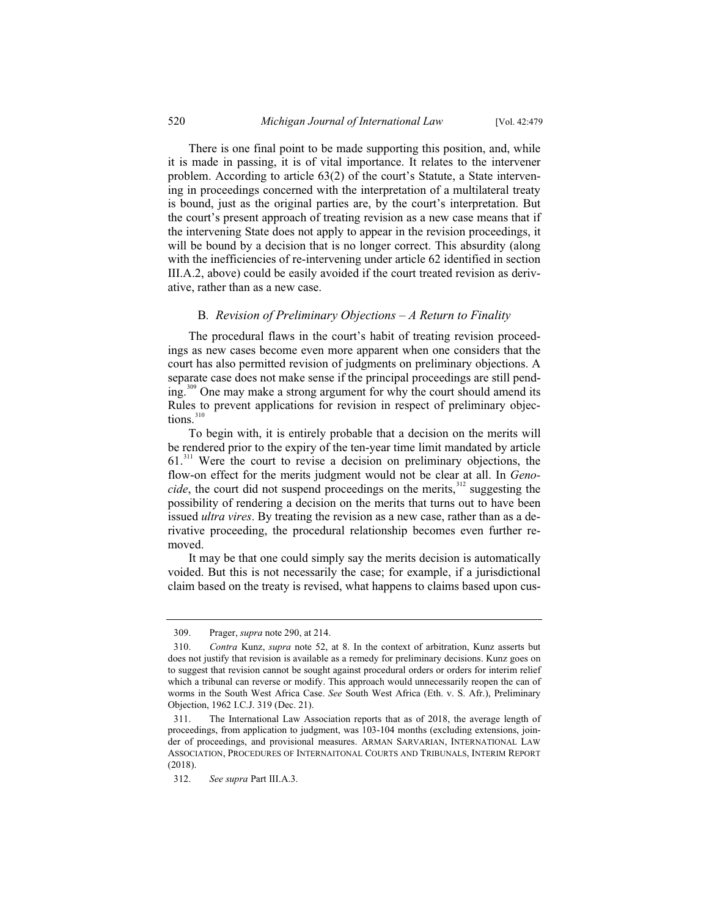There is one final point to be made supporting this position, and, while it is made in passing, it is of vital importance. It relates to the intervener problem. According to article 63(2) of the court's Statute, a State intervening in proceedings concerned with the interpretation of a multilateral treaty is bound, just as the original parties are, by the court's interpretation. But the court's present approach of treating revision as a new case means that if the intervening State does not apply to appear in the revision proceedings, it will be bound by a decision that is no longer correct. This absurdity (along with the inefficiencies of re-intervening under article 62 identified in section III.A.2, above) could be easily avoided if the court treated revision as derivative, rather than as a new case.

### B. *Revision of Preliminary Objections – A Return to Finality*

The procedural flaws in the court's habit of treating revision proceedings as new cases become even more apparent when one considers that the court has also permitted revision of judgments on preliminary objections. A separate case does not make sense if the principal proceedings are still pending.[309] One may make a strong argument for why the court should amend its Rules to prevent applications for revision in respect of preliminary objections.[310]

To begin with, it is entirely probable that a decision on the merits will be rendered prior to the expiry of the ten-year time limit mandated by article 61.[311] Were the court to revise a decision on preliminary objections, the flow-on effect for the merits judgment would not be clear at all. In *Genocide*, the court did not suspend proceedings on the merits,[312] suggesting the possibility of rendering a decision on the merits that turns out to have been issued *ultra vires*. By treating the revision as a new case, rather than as a derivative proceeding, the procedural relationship becomes even further removed.

It may be that one could simply say the merits decision is automatically voided. But this is not necessarily the case; for example, if a jurisdictional claim based on the treaty is revised, what happens to claims based upon cus-

---

309. Prager, *supra* note 290, at 214.

310. *Contra* Kunz, *supra* note 52, at 8. In the context of arbitration, Kunz asserts but does not justify that revision is available as a remedy for preliminary decisions. Kunz goes on to suggest that revision cannot be sought against procedural orders or orders for interim relief which a tribunal can reverse or modify. This approach would unnecessarily reopen the can of worms in the South West Africa Case. *See* South West Africa (Eth. v. S. Afr.), Preliminary Objection, 1962 I.C.J. 319 (Dec. 21).

311. The International Law Association reports that as of 2018, the average length of proceedings, from application to judgment, was 103-104 months (excluding extensions, joinder of proceedings, and provisional measures. ARMAN SARVARIAN, INTERNATIONAL LAW ASSOCIATION, PROCEDURES OF INTERNAITONAL COURTS AND TRIBUNALS, INTERIM REPORT (2018).

312. *See supra* Part III.A.3.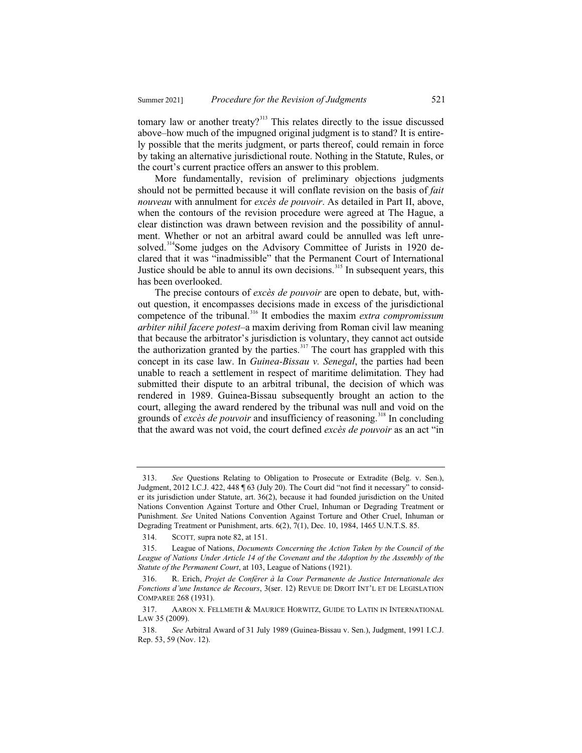tomary law or another treaty?[313] This relates directly to the issue discussed above–how much of the impugned original judgment is to stand? It is entirely possible that the merits judgment, or parts thereof, could remain in force by taking an alternative jurisdictional route. Nothing in the Statute, Rules, or the court's current practice offers an answer to this problem.

More fundamentally, revision of preliminary objections judgments should not be permitted because it will conflate revision on the basis of *fait nouveau* with annulment for *excès de pouvoir*. As detailed in Part II, above, when the contours of the revision procedure were agreed at The Hague, a clear distinction was drawn between revision and the possibility of annulment. Whether or not an arbitral award could be annulled was left unresolved.[314] Some judges on the Advisory Committee of Jurists in 1920 declared that it was "inadmissible" that the Permanent Court of International Justice should be able to annul its own decisions.[315] In subsequent years, this has been overlooked.

The precise contours of *excès de pouvoir* are open to debate, but, without question, it encompasses decisions made in excess of the jurisdictional competence of the tribunal.[316] It embodies the maxim *extra compromissum arbiter nihil facere potest*–a maxim deriving from Roman civil law meaning that because the arbitrator's jurisdiction is voluntary, they cannot act outside the authorization granted by the parties.[317] The court has grappled with this concept in its case law. In *Guinea-Bissau v. Senegal*, the parties had been unable to reach a settlement in respect of maritime delimitation. They had submitted their dispute to an arbitral tribunal, the decision of which was rendered in 1989. Guinea-Bissau subsequently brought an action to the court, alleging the award rendered by the tribunal was null and void on the grounds of *excès de pouvoir* and insufficiency of reasoning.[318] In concluding that the award was not void, the court defined *excès de pouvoir* as an act "in

---

313. *See* Questions Relating to Obligation to Prosecute or Extradite (Belg. v. Sen.), Judgment, 2012 I.C.J. 422, 448 ¶ 63 (July 20). The Court did "not find it necessary" to consider its jurisdiction under Statute, art. 36(2), because it had founded jurisdiction on the United Nations Convention Against Torture and Other Cruel, Inhuman or Degrading Treatment or Punishment. *See* United Nations Convention Against Torture and Other Cruel, Inhuman or Degrading Treatment or Punishment, arts. 6(2), 7(1), Dec. 10, 1984, 1465 U.N.T.S. 85.

314. SCOTT*,* supra note 82, at 151.

315. League of Nations, *Documents Concerning the Action Taken by the Council of the League of Nations Under Article 14 of the Covenant and the Adoption by the Assembly of the Statute of the Permanent Court*, at 103, League of Nations (1921).

316. R. Erich, *Projet de Conférer à la Cour Permanente de Justice Internationale des Fonctions d'une Instance de Recours*, 3(ser. 12) REVUE DE DROIT INT'L ET DE LEGISLATION COMPAREE 268 (1931).

317. AARON X. FELLMETH & MAURICE HORWITZ, GUIDE TO LATIN IN INTERNATIONAL LAW 35 (2009).

318. *See* Arbitral Award of 31 July 1989 (Guinea-Bissau v. Sen.), Judgment, 1991 I.C.J. Rep. 53, 59 (Nov. 12).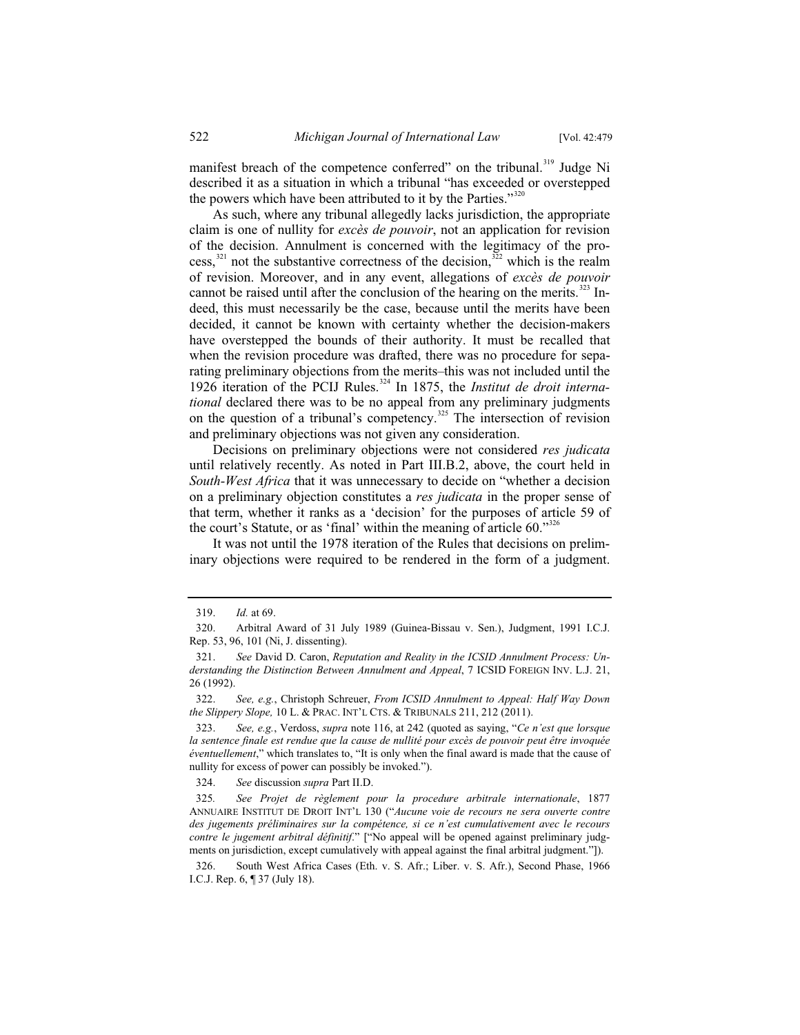manifest breach of the competence conferred" on the tribunal.[319] Judge Ni described it as a situation in which a tribunal "has exceeded or overstepped the powers which have been attributed to it by the Parties."[320]

As such, where any tribunal allegedly lacks jurisdiction, the appropriate claim is one of nullity for *excès de pouvoir*, not an application for revision of the decision. Annulment is concerned with the legitimacy of the process,[321] not the substantive correctness of the decision,[322] which is the realm of revision. Moreover, and in any event, allegations of *excès de pouvoir* cannot be raised until after the conclusion of the hearing on the merits.[323] Indeed, this must necessarily be the case, because until the merits have been decided, it cannot be known with certainty whether the decision-makers have overstepped the bounds of their authority. It must be recalled that when the revision procedure was drafted, there was no procedure for separating preliminary objections from the merits–this was not included until the 1926 iteration of the PCIJ Rules.[324] In 1875, the *Institut de droit international* declared there was to be no appeal from any preliminary judgments on the question of a tribunal's competency.[325] The intersection of revision and preliminary objections was not given any consideration.

Decisions on preliminary objections were not considered *res judicata* until relatively recently. As noted in Part III.B.2, above, the court held in *South-West Africa* that it was unnecessary to decide on "whether a decision on a preliminary objection constitutes a *res judicata* in the proper sense of that term, whether it ranks as a 'decision' for the purposes of article 59 of the court's Statute, or as 'final' within the meaning of article 60."[326]

It was not until the 1978 iteration of the Rules that decisions on preliminary objections were required to be rendered in the form of a judgment.

---

319. *Id.* at 69.

320. Arbitral Award of 31 July 1989 (Guinea-Bissau v. Sen.), Judgment, 1991 I.C.J. Rep. 53, 96, 101 (Ni, J. dissenting).

321. *See* David D. Caron, *Reputation and Reality in the ICSID Annulment Process: Understanding the Distinction Between Annulment and Appeal*, 7 ICSID FOREIGN INV. L.J. 21, 26 (1992).

322. *See, e.g.*, Christoph Schreuer, *From ICSID Annulment to Appeal: Half Way Down the Slippery Slope,* 10 L. & PRAC. INT'L CTS. & TRIBUNALS 211, 212 (2011).

323. *See, e.g.*, Verdoss, *supra* note 116, at 242 (quoted as saying, "*Ce n'est que lorsque la sentence finale est rendue que la cause de nullité pour excès de pouvoir peut être invoquée éventuellement*," which translates to, "It is only when the final award is made that the cause of nullity for excess of power can possibly be invoked.").

324. *See* discussion *supra* Part II.D.

325. *See Projet de règlement pour la procedure arbitrale internationale*, 1877 ANNUAIRE INSTITUT DE DROIT INT'L 130 ("*Aucune voie de recours ne sera ouverte contre des jugements préliminaires sur la compétence, si ce n'est cumulativement avec le recours contre le jugement arbitral définitif*." ["No appeal will be opened against preliminary judgments on jurisdiction, except cumulatively with appeal against the final arbitral judgment."]).

326. South West Africa Cases (Eth. v. S. Afr.; Liber. v. S. Afr.), Second Phase, 1966 I.C.J. Rep. 6, ¶ 37 (July 18).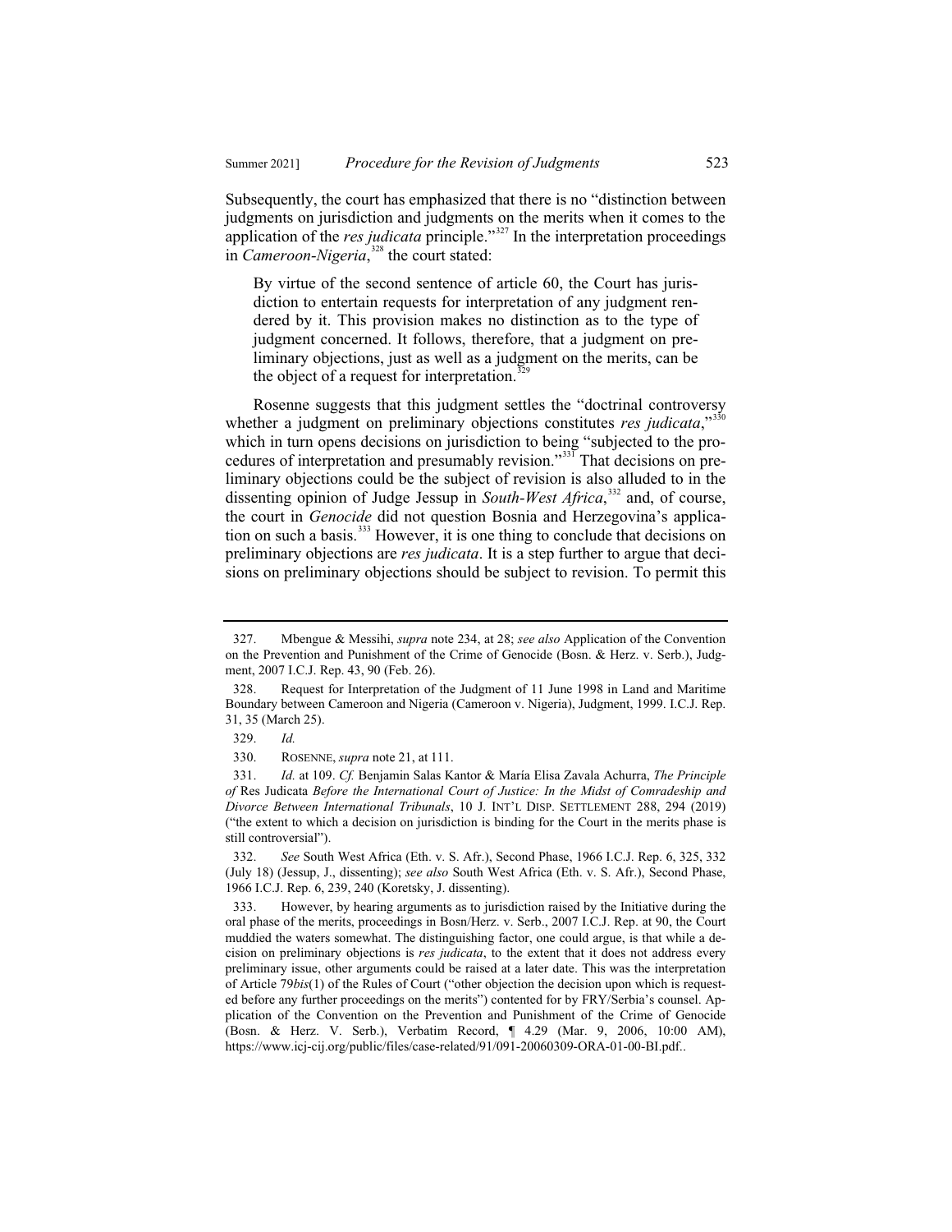Subsequently, the court has emphasized that there is no "distinction between judgments on jurisdiction and judgments on the merits when it comes to the application of the *res judicata* principle."[327] In the interpretation proceedings in *Cameroon-Nigeria*,[328] the court stated:

> By virtue of the second sentence of article 60, the Court has jurisdiction to entertain requests for interpretation of any judgment rendered by it. This provision makes no distinction as to the type of judgment concerned. It follows, therefore, that a judgment on preliminary objections, just as well as a judgment on the merits, can be the object of a request for interpretation.[329]

Rosenne suggests that this judgment settles the "doctrinal controversy whether a judgment on preliminary objections constitutes *res judicata*,"[330] which in turn opens decisions on jurisdiction to being "subjected to the procedures of interpretation and presumably revision."[331] That decisions on preliminary objections could be the subject of revision is also alluded to in the dissenting opinion of Judge Jessup in *South-West Africa*,[332] and, of course, the court in *Genocide* did not question Bosnia and Herzegovina's application on such a basis.[333] However, it is one thing to conclude that decisions on preliminary objections are *res judicata*. It is a step further to argue that decisions on preliminary objections should be subject to revision. To permit this

---

327. Mbengue & Messihi, *supra* note 234, at 28; *see also* Application of the Convention on the Prevention and Punishment of the Crime of Genocide (Bosn. & Herz. v. Serb.), Judgment, 2007 I.C.J. Rep. 43, 90 (Feb. 26).

328. Request for Interpretation of the Judgment of 11 June 1998 in Land and Maritime Boundary between Cameroon and Nigeria (Cameroon v. Nigeria), Judgment, 1999. I.C.J. Rep. 31, 35 (March 25).

329. *Id.*

330. ROSENNE, *supra* note 21, at 111.

331. *Id.* at 109. *Cf.* Benjamin Salas Kantor & María Elisa Zavala Achurra, *The Principle of* Res Judicata *Before the International Court of Justice: In the Midst of Comradeship and Divorce Between International Tribunals*, 10 J. INT'L DISP. SETTLEMENT 288, 294 (2019) ("the extent to which a decision on jurisdiction is binding for the Court in the merits phase is still controversial").

332. *See* South West Africa (Eth. v. S. Afr.), Second Phase, 1966 I.C.J. Rep. 6, 325, 332 (July 18) (Jessup, J., dissenting); *see also* South West Africa (Eth. v. S. Afr.), Second Phase, 1966 I.C.J. Rep. 6, 239, 240 (Koretsky, J. dissenting).

333. However, by hearing arguments as to jurisdiction raised by the Initiative during the oral phase of the merits, proceedings in Bosn/Herz. v. Serb., 2007 I.C.J. Rep. at 90, the Court muddied the waters somewhat. The distinguishing factor, one could argue, is that while a decision on preliminary objections is *res judicata*, to the extent that it does not address every preliminary issue, other arguments could be raised at a later date. This was the interpretation of Article 79*bis*(1) of the Rules of Court ("other objection the decision upon which is requested before any further proceedings on the merits") contented for by FRY/Serbia's counsel. Application of the Convention on the Prevention and Punishment of the Crime of Genocide (Bosn. & Herz. V. Serb.), Verbatim Record, ¶ 4.29 (Mar. 9, 2006, 10:00 AM), https://www.icj-cij.org/public/files/case-related/91/091-20060309-ORA-01-00-BI.pdf..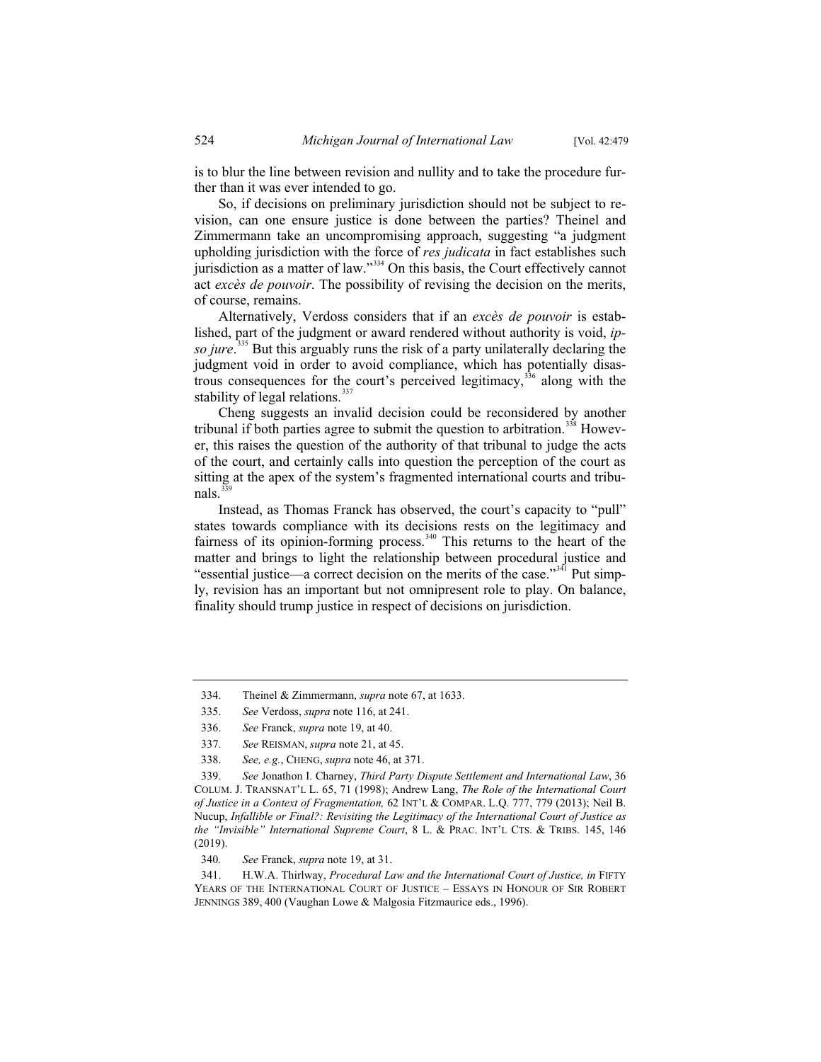is to blur the line between revision and nullity and to take the procedure further than it was ever intended to go.

So, if decisions on preliminary jurisdiction should not be subject to revision, can one ensure justice is done between the parties? Theinel and Zimmermann take an uncompromising approach, suggesting "a judgment upholding jurisdiction with the force of *res judicata* in fact establishes such jurisdiction as a matter of law."[334] On this basis, the Court effectively cannot act *excès de pouvoir*. The possibility of revising the decision on the merits, of course, remains.

Alternatively, Verdoss considers that if an *excès de pouvoir* is established, part of the judgment or award rendered without authority is void, *ipso jure*.[335] But this arguably runs the risk of a party unilaterally declaring the judgment void in order to avoid compliance, which has potentially disastrous consequences for the court's perceived legitimacy,[336] along with the stability of legal relations.[337]

Cheng suggests an invalid decision could be reconsidered by another tribunal if both parties agree to submit the question to arbitration.[338] However, this raises the question of the authority of that tribunal to judge the acts of the court, and certainly calls into question the perception of the court as sitting at the apex of the system's fragmented international courts and tribunals.[339]

Instead, as Thomas Franck has observed, the court's capacity to "pull" states towards compliance with its decisions rests on the legitimacy and fairness of its opinion-forming process.[340] This returns to the heart of the matter and brings to light the relationship between procedural justice and "essential justice—a correct decision on the merits of the case."[341] Put simply, revision has an important but not omnipresent role to play. On balance, finality should trump justice in respect of decisions on jurisdiction.

---

334. Theinel & Zimmermann, *supra* note 67, at 1633.

335. *See* Verdoss, *supra* note 116, at 241.

336. *See* Franck, *supra* note 19, at 40.

337. *See* REISMAN, *supra* note 21, at 45.

338. *See, e.g.*, CHENG, *supra* note 46, at 371.

339. *See* Jonathon I. Charney, *Third Party Dispute Settlement and International Law*, 36 COLUM. J. TRANSNAT'L L. 65, 71 (1998); Andrew Lang, *The Role of the International Court of Justice in a Context of Fragmentation,* 62 INT'L & COMPAR. L.Q. 777, 779 (2013); Neil B. Nucup, *Infallible or Final?: Revisiting the Legitimacy of the International Court of Justice as the "Invisible" International Supreme Court*, 8 L. & PRAC. INT'L CTS. & TRIBS. 145, 146 (2019).

340. *See* Franck, *supra* note 19, at 31.

341. H.W.A. Thirlway, *Procedural Law and the International Court of Justice, in* FIFTY YEARS OF THE INTERNATIONAL COURT OF JUSTICE – ESSAYS IN HONOUR OF SIR ROBERT JENNINGS 389, 400 (Vaughan Lowe & Malgosia Fitzmaurice eds., 1996).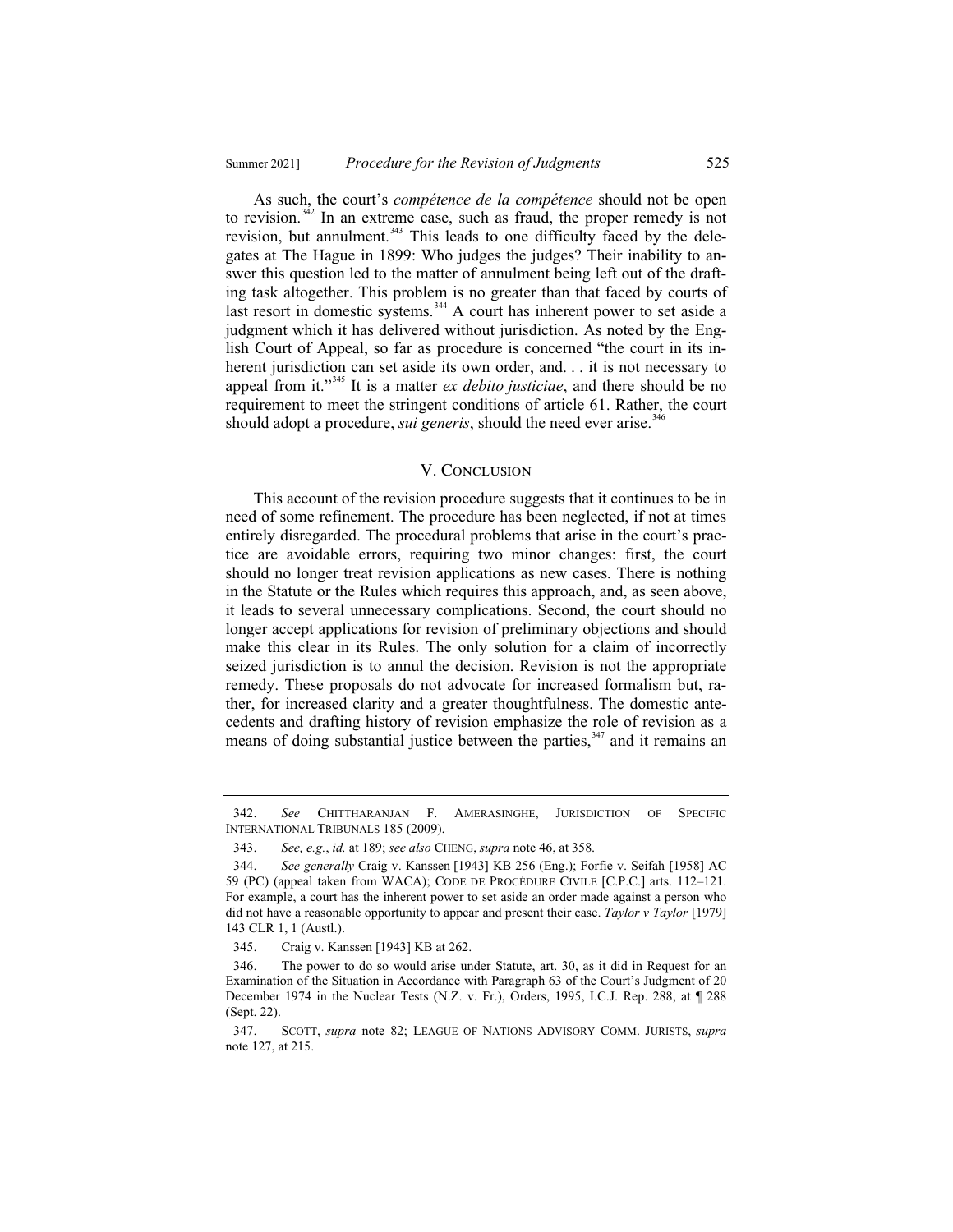As such, the court's *compétence de la compétence* should not be open to revision.[342] In an extreme case, such as fraud, the proper remedy is not revision, but annulment.[343] This leads to one difficulty faced by the delegates at The Hague in 1899: Who judges the judges? Their inability to answer this question led to the matter of annulment being left out of the drafting task altogether. This problem is no greater than that faced by courts of last resort in domestic systems.[344] A court has inherent power to set aside a judgment which it has delivered without jurisdiction. As noted by the English Court of Appeal, so far as procedure is concerned "the court in its inherent jurisdiction can set aside its own order, and. . . it is not necessary to appeal from it."[345] It is a matter *ex debito justiciae*, and there should be no requirement to meet the stringent conditions of article 61. Rather, the court should adopt a procedure, *sui generis*, should the need ever arise.[346]

## V. Conclusion

This account of the revision procedure suggests that it continues to be in need of some refinement. The procedure has been neglected, if not at times entirely disregarded. The procedural problems that arise in the court's practice are avoidable errors, requiring two minor changes: first, the court should no longer treat revision applications as new cases. There is nothing in the Statute or the Rules which requires this approach, and, as seen above, it leads to several unnecessary complications. Second, the court should no longer accept applications for revision of preliminary objections and should make this clear in its Rules. The only solution for a claim of incorrectly seized jurisdiction is to annul the decision. Revision is not the appropriate remedy. These proposals do not advocate for increased formalism but, rather, for increased clarity and a greater thoughtfulness. The domestic antecedents and drafting history of revision emphasize the role of revision as a means of doing substantial justice between the parties,[347] and it remains an

---

342. *See* Chittharanjan F. Amerasinghe, Jurisdiction of Specific International Tribunals 185 (2009).

343. *See, e.g.*, *id.* at 189; *see also* Cheng, *supra* note 46, at 358.

344. *See generally* Craig v. Kanssen [1943] KB 256 (Eng.); Forfie v. Seifah [1958] AC 59 (PC) (appeal taken from WACA); Code de Procédure Civile [C.P.C.] arts. 112–121. For example, a court has the inherent power to set aside an order made against a person who did not have a reasonable opportunity to appear and present their case. *Taylor v Taylor* [1979] 143 CLR 1, 1 (Austl.).

345. Craig v. Kanssen [1943] KB at 262.

346. The power to do so would arise under Statute, art. 30, as it did in Request for an Examination of the Situation in Accordance with Paragraph 63 of the Court's Judgment of 20 December 1974 in the Nuclear Tests (N.Z. v. Fr.), Orders, 1995, I.C.J. Rep. 288, at ¶ 288 (Sept. 22).

347. Scott, *supra* note 82; League of Nations Advisory Comm. Jurists, *supra* note 127, at 215.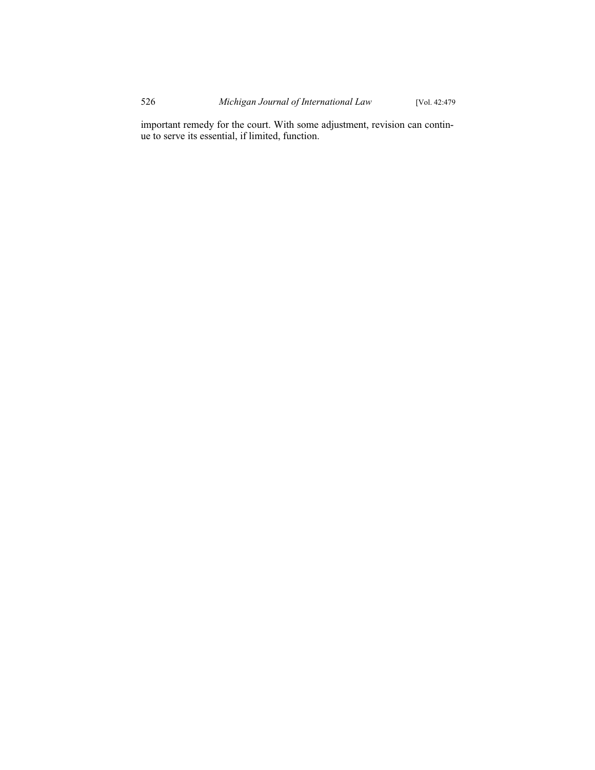important remedy for the court. With some adjustment, revision can continue to serve its essential, if limited, function.